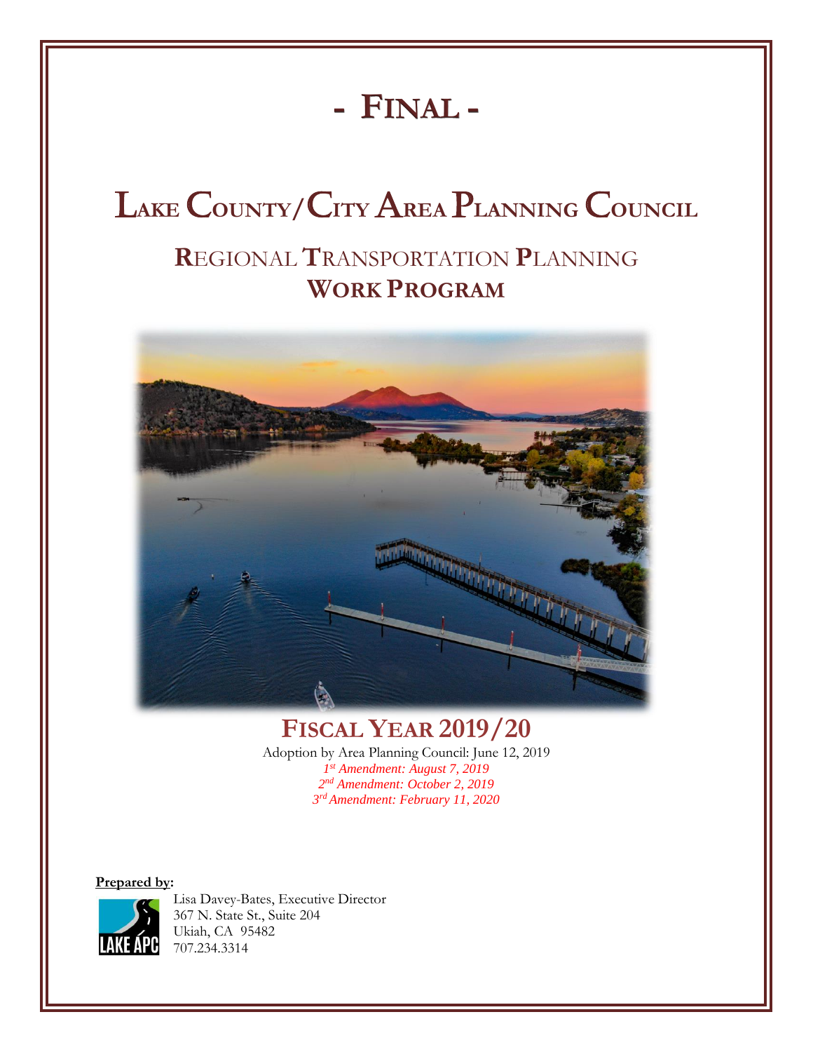# - FINAL -

# LAKE COUNTY/CITY AREA PLANNING COUNCIL

## REGIONAL TRANSPORTATION PLANNING WORK PROGRAM

## FISCAL YEAR 2019/20

Adoption by Area Planning Council: June 12, 2019

*1st Amendment: August 7, 2019*

*2nd Amendment: October 2, 2019*

*3rd Amendment: February 11, 2020*

**Prepared by:**

Lisa Davey-Bates, Executive Director
367 N. State St., Suite 204
Ukiah, CA 95482
707.234.3314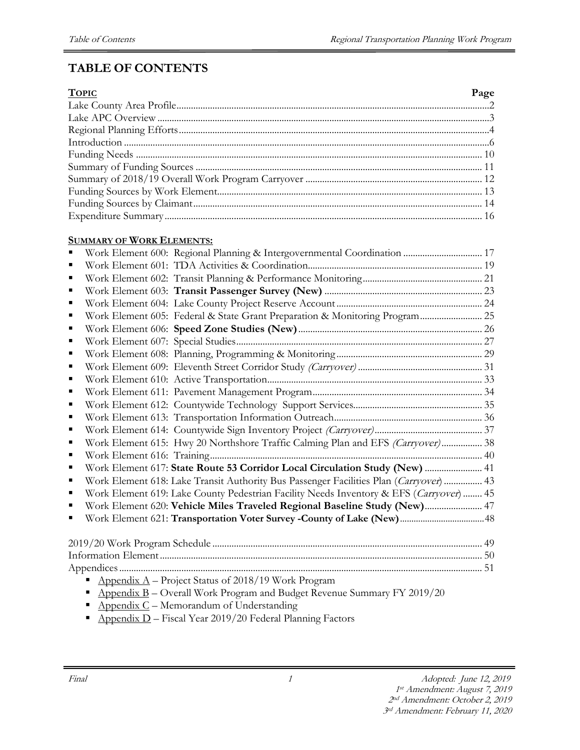# TABLE OF CONTENTS

| Topic | Page |
|---|---|
| Lake County Area Profile | 2 |
| Lake APC Overview | 3 |
| Regional Planning Efforts | 4 |
| Introduction | 6 |
| Funding Needs | 10 |
| Summary of Funding Sources | 11 |
| Summary of 2018/19 Overall Work Program Carryover | 12 |
| Funding Sources by Work Element | 13 |
| Funding Sources by Claimant | 14 |
| Expenditure Summary | 16 |

**Summary of Work Elements:**

- Work Element 600: Regional Planning & Intergovernmental Coordination ..... 17
- Work Element 601: TDA Activities & Coordination ..... 19
- Work Element 602: Transit Planning & Performance Monitoring ..... 21
- Work Element 603: **Transit Passenger Survey (New)** ..... 23
- Work Element 604: Lake County Project Reserve Account ..... 24
- Work Element 605: Federal & State Grant Preparation & Monitoring Program ..... 25
- Work Element 606: **Speed Zone Studies (New)** ..... 26
- Work Element 607: Special Studies ..... 27
- Work Element 608: Planning, Programming & Monitoring ..... 29
- Work Element 609: Eleventh Street Corridor Study *(Carryover)* ..... 31
- Work Element 610: Active Transportation ..... 33
- Work Element 611: Pavement Management Program ..... 34
- Work Element 612: Countywide Technology Support Services ..... 35
- Work Element 613: Transportation Information Outreach ..... 36
- Work Element 614: Countywide Sign Inventory Project *(Carryover)* ..... 37
- Work Element 615: Hwy 20 Northshore Traffic Calming Plan and EFS *(Carryover)* ..... 38
- Work Element 616: Training ..... 40
- Work Element 617: **State Route 53 Corridor Local Circulation Study (New)** ..... 41
- Work Element 618: Lake Transit Authority Bus Passenger Facilities Plan (*Carryover*) ..... 43
- Work Element 619: Lake County Pedestrian Facility Needs Inventory & EFS (*Carryover*) ..... 45
- Work Element 620: **Vehicle Miles Traveled Regional Baseline Study (New)** ..... 47
- Work Element 621: **Transportation Voter Survey -County of Lake (New)** ..... 48

| | |
|---|---|
| 2019/20 Work Program Schedule | 49 |
| Information Element | 50 |
| Appendices | 51 |

- Appendix A – Project Status of 2018/19 Work Program
- Appendix B – Overall Work Program and Budget Revenue Summary FY 2019/20
- Appendix C – Memorandum of Understanding
- Appendix D – Fiscal Year 2019/20 Federal Planning Factors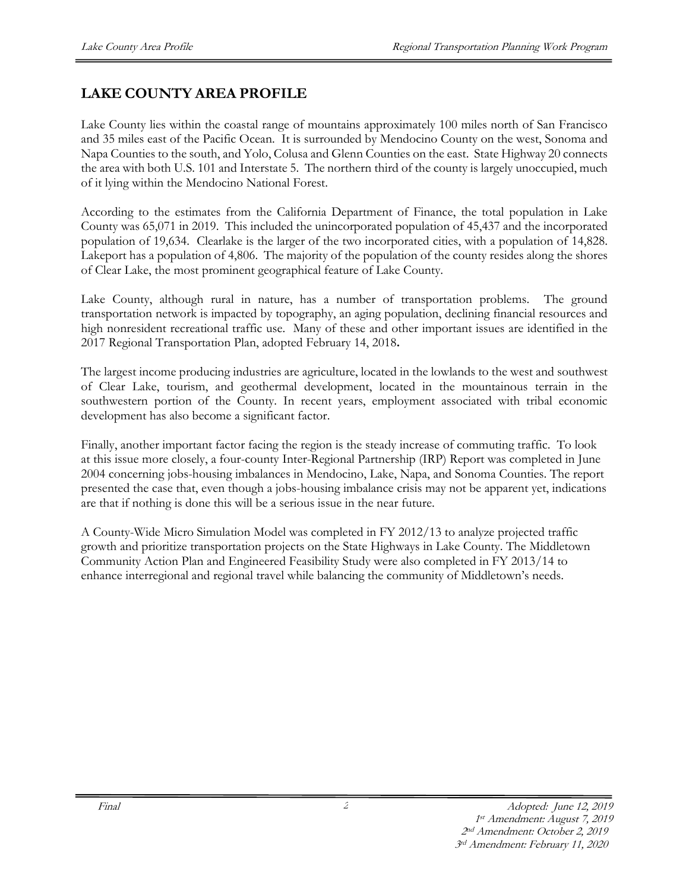# LAKE COUNTY AREA PROFILE

Lake County lies within the coastal range of mountains approximately 100 miles north of San Francisco and 35 miles east of the Pacific Ocean. It is surrounded by Mendocino County on the west, Sonoma and Napa Counties to the south, and Yolo, Colusa and Glenn Counties on the east. State Highway 20 connects the area with both U.S. 101 and Interstate 5. The northern third of the county is largely unoccupied, much of it lying within the Mendocino National Forest.

According to the estimates from the California Department of Finance, the total population in Lake County was 65,071 in 2019. This included the unincorporated population of 45,437 and the incorporated population of 19,634. Clearlake is the larger of the two incorporated cities, with a population of 14,828. Lakeport has a population of 4,806. The majority of the population of the county resides along the shores of Clear Lake, the most prominent geographical feature of Lake County.

Lake County, although rural in nature, has a number of transportation problems. The ground transportation network is impacted by topography, an aging population, declining financial resources and high nonresident recreational traffic use. Many of these and other important issues are identified in the 2017 Regional Transportation Plan, adopted February 14, 2018**.**

The largest income producing industries are agriculture, located in the lowlands to the west and southwest of Clear Lake, tourism, and geothermal development, located in the mountainous terrain in the southwestern portion of the County. In recent years, employment associated with tribal economic development has also become a significant factor.

Finally, another important factor facing the region is the steady increase of commuting traffic. To look at this issue more closely, a four-county Inter-Regional Partnership (IRP) Report was completed in June 2004 concerning jobs-housing imbalances in Mendocino, Lake, Napa, and Sonoma Counties. The report presented the case that, even though a jobs-housing imbalance crisis may not be apparent yet, indications are that if nothing is done this will be a serious issue in the near future.

A County-Wide Micro Simulation Model was completed in FY 2012/13 to analyze projected traffic growth and prioritize transportation projects on the State Highways in Lake County. The Middletown Community Action Plan and Engineered Feasibility Study were also completed in FY 2013/14 to enhance interregional and regional travel while balancing the community of Middletown's needs.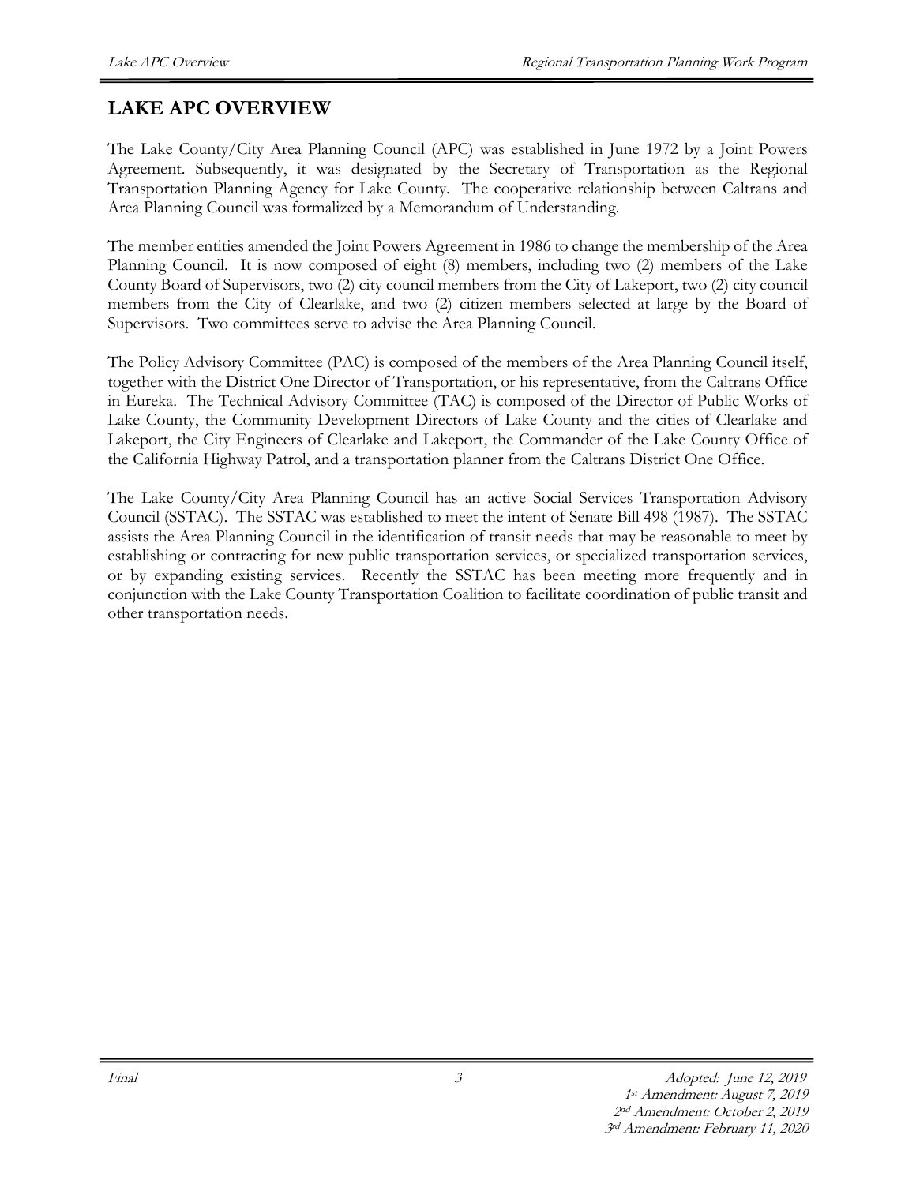# LAKE APC OVERVIEW

The Lake County/City Area Planning Council (APC) was established in June 1972 by a Joint Powers Agreement. Subsequently, it was designated by the Secretary of Transportation as the Regional Transportation Planning Agency for Lake County. The cooperative relationship between Caltrans and Area Planning Council was formalized by a Memorandum of Understanding.

The member entities amended the Joint Powers Agreement in 1986 to change the membership of the Area Planning Council. It is now composed of eight (8) members, including two (2) members of the Lake County Board of Supervisors, two (2) city council members from the City of Lakeport, two (2) city council members from the City of Clearlake, and two (2) citizen members selected at large by the Board of Supervisors. Two committees serve to advise the Area Planning Council.

The Policy Advisory Committee (PAC) is composed of the members of the Area Planning Council itself, together with the District One Director of Transportation, or his representative, from the Caltrans Office in Eureka. The Technical Advisory Committee (TAC) is composed of the Director of Public Works of Lake County, the Community Development Directors of Lake County and the cities of Clearlake and Lakeport, the City Engineers of Clearlake and Lakeport, the Commander of the Lake County Office of the California Highway Patrol, and a transportation planner from the Caltrans District One Office.

The Lake County/City Area Planning Council has an active Social Services Transportation Advisory Council (SSTAC). The SSTAC was established to meet the intent of Senate Bill 498 (1987). The SSTAC assists the Area Planning Council in the identification of transit needs that may be reasonable to meet by establishing or contracting for new public transportation services, or specialized transportation services, or by expanding existing services. Recently the SSTAC has been meeting more frequently and in conjunction with the Lake County Transportation Coalition to facilitate coordination of public transit and other transportation needs.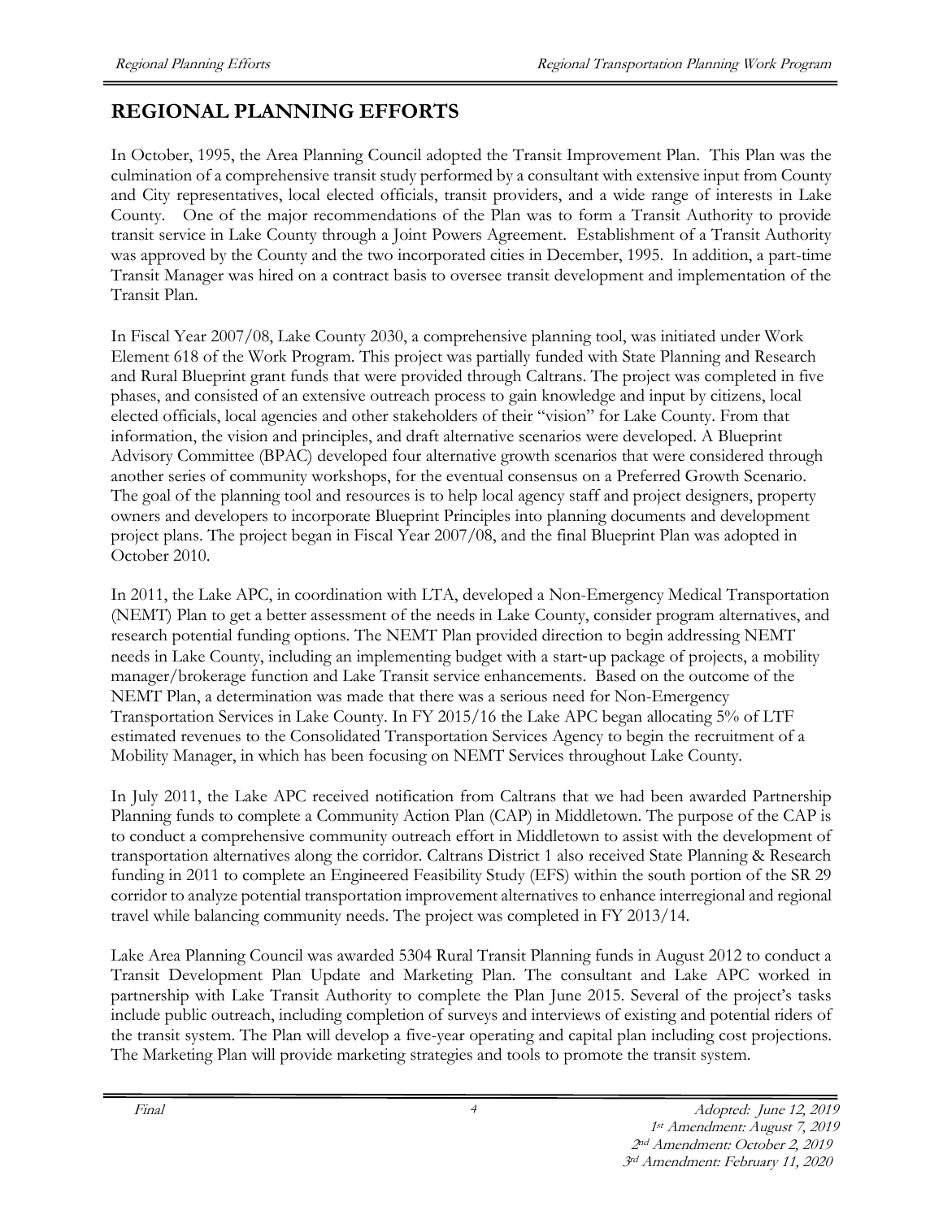# REGIONAL PLANNING EFFORTS

In October, 1995, the Area Planning Council adopted the Transit Improvement Plan. This Plan was the culmination of a comprehensive transit study performed by a consultant with extensive input from County and City representatives, local elected officials, transit providers, and a wide range of interests in Lake County. One of the major recommendations of the Plan was to form a Transit Authority to provide transit service in Lake County through a Joint Powers Agreement. Establishment of a Transit Authority was approved by the County and the two incorporated cities in December, 1995. In addition, a part-time Transit Manager was hired on a contract basis to oversee transit development and implementation of the Transit Plan.

In Fiscal Year 2007/08, Lake County 2030, a comprehensive planning tool, was initiated under Work Element 618 of the Work Program. This project was partially funded with State Planning and Research and Rural Blueprint grant funds that were provided through Caltrans. The project was completed in five phases, and consisted of an extensive outreach process to gain knowledge and input by citizens, local elected officials, local agencies and other stakeholders of their "vision" for Lake County. From that information, the vision and principles, and draft alternative scenarios were developed. A Blueprint Advisory Committee (BPAC) developed four alternative growth scenarios that were considered through another series of community workshops, for the eventual consensus on a Preferred Growth Scenario. The goal of the planning tool and resources is to help local agency staff and project designers, property owners and developers to incorporate Blueprint Principles into planning documents and development project plans. The project began in Fiscal Year 2007/08, and the final Blueprint Plan was adopted in October 2010.

In 2011, the Lake APC, in coordination with LTA, developed a Non-Emergency Medical Transportation (NEMT) Plan to get a better assessment of the needs in Lake County, consider program alternatives, and research potential funding options. The NEMT Plan provided direction to begin addressing NEMT needs in Lake County, including an implementing budget with a start-up package of projects, a mobility manager/brokerage function and Lake Transit service enhancements. Based on the outcome of the NEMT Plan, a determination was made that there was a serious need for Non-Emergency Transportation Services in Lake County. In FY 2015/16 the Lake APC began allocating 5% of LTF estimated revenues to the Consolidated Transportation Services Agency to begin the recruitment of a Mobility Manager, in which has been focusing on NEMT Services throughout Lake County.

In July 2011, the Lake APC received notification from Caltrans that we had been awarded Partnership Planning funds to complete a Community Action Plan (CAP) in Middletown. The purpose of the CAP is to conduct a comprehensive community outreach effort in Middletown to assist with the development of transportation alternatives along the corridor. Caltrans District 1 also received State Planning & Research funding in 2011 to complete an Engineered Feasibility Study (EFS) within the south portion of the SR 29 corridor to analyze potential transportation improvement alternatives to enhance interregional and regional travel while balancing community needs. The project was completed in FY 2013/14.

Lake Area Planning Council was awarded 5304 Rural Transit Planning funds in August 2012 to conduct a Transit Development Plan Update and Marketing Plan. The consultant and Lake APC worked in partnership with Lake Transit Authority to complete the Plan June 2015. Several of the project's tasks include public outreach, including completion of surveys and interviews of existing and potential riders of the transit system. The Plan will develop a five-year operating and capital plan including cost projections. The Marketing Plan will provide marketing strategies and tools to promote the transit system.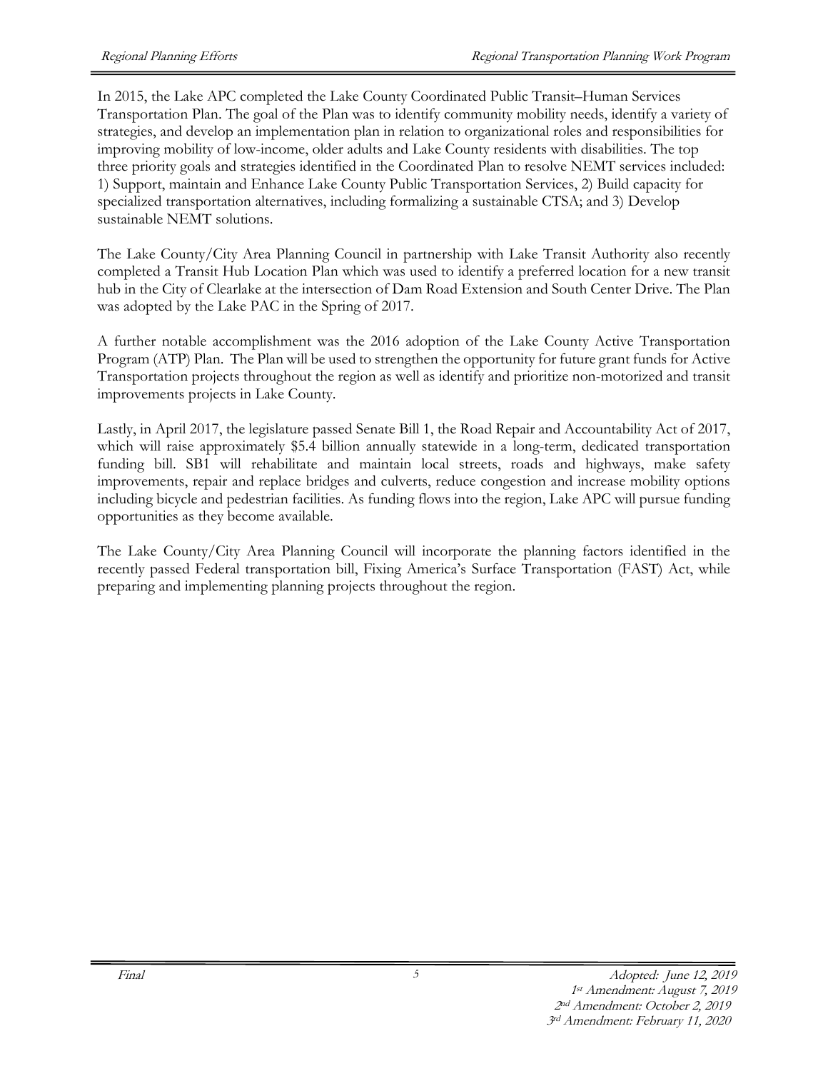In 2015, the Lake APC completed the Lake County Coordinated Public Transit–Human Services Transportation Plan. The goal of the Plan was to identify community mobility needs, identify a variety of strategies, and develop an implementation plan in relation to organizational roles and responsibilities for improving mobility of low-income, older adults and Lake County residents with disabilities. The top three priority goals and strategies identified in the Coordinated Plan to resolve NEMT services included: 1) Support, maintain and Enhance Lake County Public Transportation Services, 2) Build capacity for specialized transportation alternatives, including formalizing a sustainable CTSA; and 3) Develop sustainable NEMT solutions.

The Lake County/City Area Planning Council in partnership with Lake Transit Authority also recently completed a Transit Hub Location Plan which was used to identify a preferred location for a new transit hub in the City of Clearlake at the intersection of Dam Road Extension and South Center Drive. The Plan was adopted by the Lake PAC in the Spring of 2017.

A further notable accomplishment was the 2016 adoption of the Lake County Active Transportation Program (ATP) Plan. The Plan will be used to strengthen the opportunity for future grant funds for Active Transportation projects throughout the region as well as identify and prioritize non-motorized and transit improvements projects in Lake County.

Lastly, in April 2017, the legislature passed Senate Bill 1, the Road Repair and Accountability Act of 2017, which will raise approximately $5.4 billion annually statewide in a long-term, dedicated transportation funding bill. SB1 will rehabilitate and maintain local streets, roads and highways, make safety improvements, repair and replace bridges and culverts, reduce congestion and increase mobility options including bicycle and pedestrian facilities. As funding flows into the region, Lake APC will pursue funding opportunities as they become available.

The Lake County/City Area Planning Council will incorporate the planning factors identified in the recently passed Federal transportation bill, Fixing America's Surface Transportation (FAST) Act, while preparing and implementing planning projects throughout the region.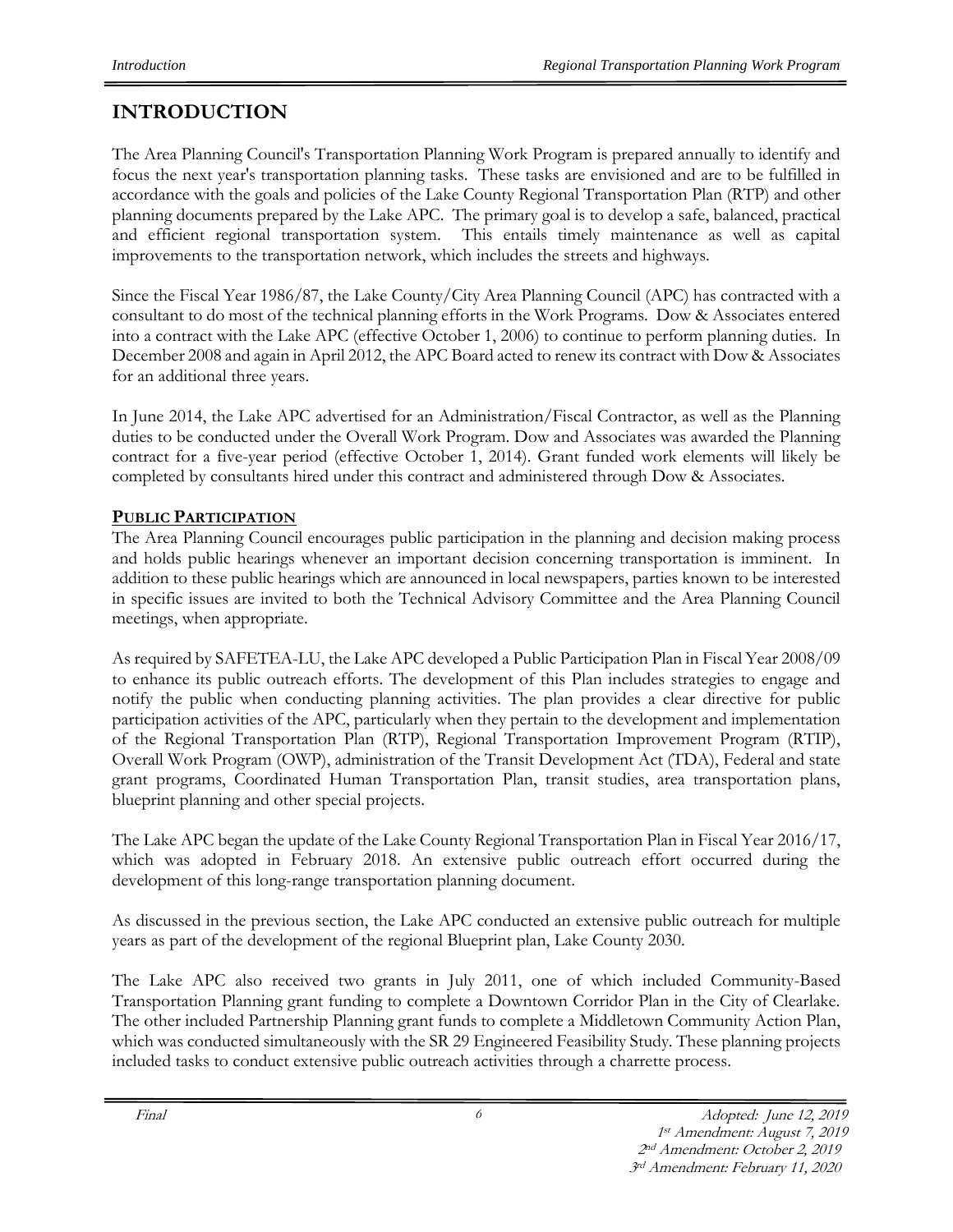# INTRODUCTION

The Area Planning Council's Transportation Planning Work Program is prepared annually to identify and focus the next year's transportation planning tasks. These tasks are envisioned and are to be fulfilled in accordance with the goals and policies of the Lake County Regional Transportation Plan (RTP) and other planning documents prepared by the Lake APC. The primary goal is to develop a safe, balanced, practical and efficient regional transportation system. This entails timely maintenance as well as capital improvements to the transportation network, which includes the streets and highways.

Since the Fiscal Year 1986/87, the Lake County/City Area Planning Council (APC) has contracted with a consultant to do most of the technical planning efforts in the Work Programs. Dow & Associates entered into a contract with the Lake APC (effective October 1, 2006) to continue to perform planning duties. In December 2008 and again in April 2012, the APC Board acted to renew its contract with Dow & Associates for an additional three years.

In June 2014, the Lake APC advertised for an Administration/Fiscal Contractor, as well as the Planning duties to be conducted under the Overall Work Program. Dow and Associates was awarded the Planning contract for a five-year period (effective October 1, 2014). Grant funded work elements will likely be completed by consultants hired under this contract and administered through Dow & Associates.

## PUBLIC PARTICIPATION

The Area Planning Council encourages public participation in the planning and decision making process and holds public hearings whenever an important decision concerning transportation is imminent. In addition to these public hearings which are announced in local newspapers, parties known to be interested in specific issues are invited to both the Technical Advisory Committee and the Area Planning Council meetings, when appropriate.

As required by SAFETEA-LU, the Lake APC developed a Public Participation Plan in Fiscal Year 2008/09 to enhance its public outreach efforts. The development of this Plan includes strategies to engage and notify the public when conducting planning activities. The plan provides a clear directive for public participation activities of the APC, particularly when they pertain to the development and implementation of the Regional Transportation Plan (RTP), Regional Transportation Improvement Program (RTIP), Overall Work Program (OWP), administration of the Transit Development Act (TDA), Federal and state grant programs, Coordinated Human Transportation Plan, transit studies, area transportation plans, blueprint planning and other special projects.

The Lake APC began the update of the Lake County Regional Transportation Plan in Fiscal Year 2016/17, which was adopted in February 2018. An extensive public outreach effort occurred during the development of this long-range transportation planning document.

As discussed in the previous section, the Lake APC conducted an extensive public outreach for multiple years as part of the development of the regional Blueprint plan, Lake County 2030.

The Lake APC also received two grants in July 2011, one of which included Community-Based Transportation Planning grant funding to complete a Downtown Corridor Plan in the City of Clearlake. The other included Partnership Planning grant funds to complete a Middletown Community Action Plan, which was conducted simultaneously with the SR 29 Engineered Feasibility Study. These planning projects included tasks to conduct extensive public outreach activities through a charrette process.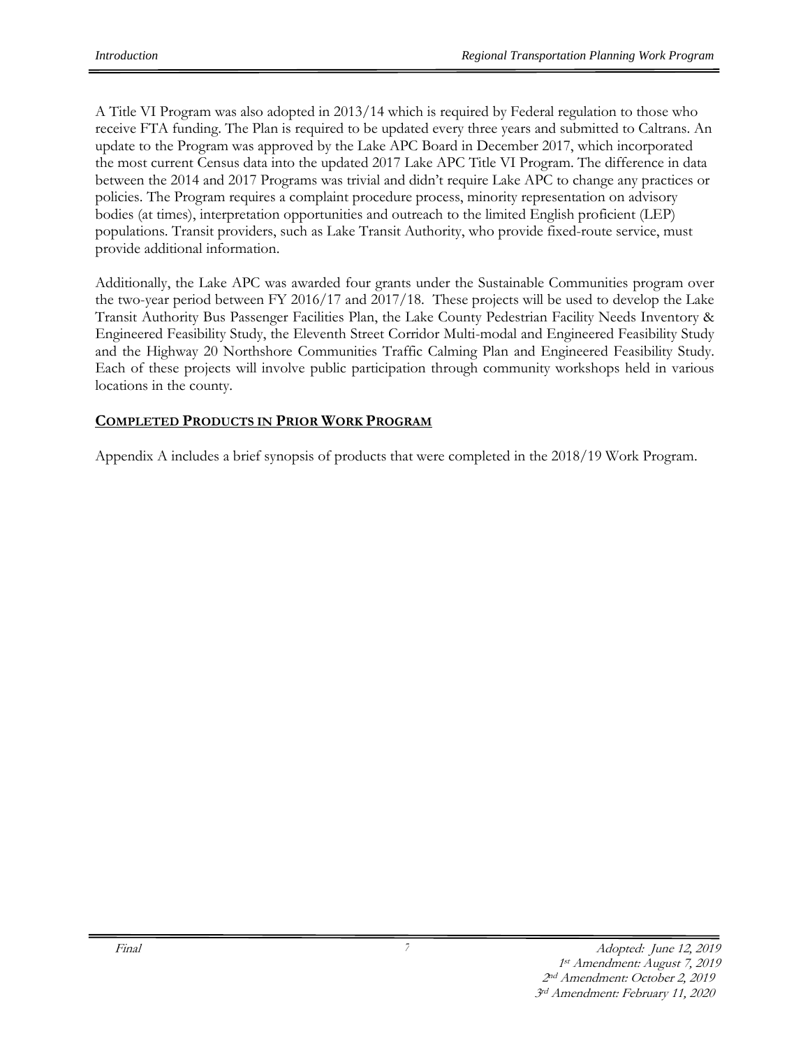A Title VI Program was also adopted in 2013/14 which is required by Federal regulation to those who receive FTA funding. The Plan is required to be updated every three years and submitted to Caltrans. An update to the Program was approved by the Lake APC Board in December 2017, which incorporated the most current Census data into the updated 2017 Lake APC Title VI Program. The difference in data between the 2014 and 2017 Programs was trivial and didn't require Lake APC to change any practices or policies. The Program requires a complaint procedure process, minority representation on advisory bodies (at times), interpretation opportunities and outreach to the limited English proficient (LEP) populations. Transit providers, such as Lake Transit Authority, who provide fixed-route service, must provide additional information.

Additionally, the Lake APC was awarded four grants under the Sustainable Communities program over the two-year period between FY 2016/17 and 2017/18. These projects will be used to develop the Lake Transit Authority Bus Passenger Facilities Plan, the Lake County Pedestrian Facility Needs Inventory & Engineered Feasibility Study, the Eleventh Street Corridor Multi-modal and Engineered Feasibility Study and the Highway 20 Northshore Communities Traffic Calming Plan and Engineered Feasibility Study. Each of these projects will involve public participation through community workshops held in various locations in the county.

## COMPLETED PRODUCTS IN PRIOR WORK PROGRAM

Appendix A includes a brief synopsis of products that were completed in the 2018/19 Work Program.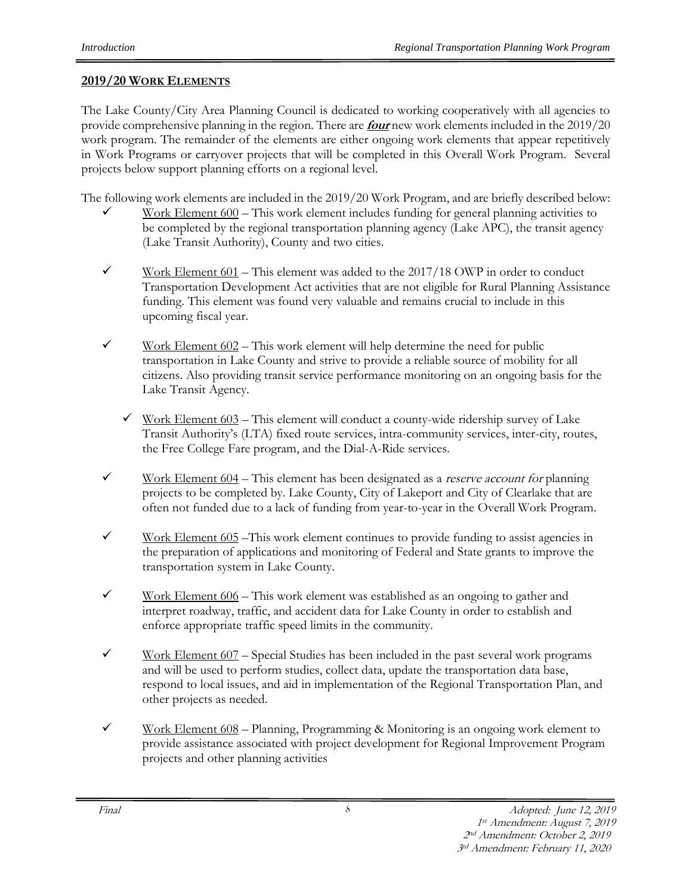## 2019/20 WORK ELEMENTS

The Lake County/City Area Planning Council is dedicated to working cooperatively with all agencies to provide comprehensive planning in the region. There are ***four*** new work elements included in the 2019/20 work program. The remainder of the elements are either ongoing work elements that appear repetitively in Work Programs or carryover projects that will be completed in this Overall Work Program. Several projects below support planning efforts on a regional level.

The following work elements are included in the 2019/20 Work Program, and are briefly described below:

- ✓ Work Element 600 – This work element includes funding for general planning activities to be completed by the regional transportation planning agency (Lake APC), the transit agency (Lake Transit Authority), County and two cities.
- ✓ Work Element 601 – This element was added to the 2017/18 OWP in order to conduct Transportation Development Act activities that are not eligible for Rural Planning Assistance funding. This element was found very valuable and remains crucial to include in this upcoming fiscal year.
- ✓ Work Element 602 – This work element will help determine the need for public transportation in Lake County and strive to provide a reliable source of mobility for all citizens. Also providing transit service performance monitoring on an ongoing basis for the Lake Transit Agency.
- ✓ Work Element 603 – This element will conduct a county-wide ridership survey of Lake Transit Authority's (LTA) fixed route services, intra-community services, inter-city, routes, the Free College Fare program, and the Dial-A-Ride services.
- ✓ Work Element 604 – This element has been designated as a *reserve account for* planning projects to be completed by. Lake County, City of Lakeport and City of Clearlake that are often not funded due to a lack of funding from year-to-year in the Overall Work Program.
- ✓ Work Element 605 –This work element continues to provide funding to assist agencies in the preparation of applications and monitoring of Federal and State grants to improve the transportation system in Lake County.
- ✓ Work Element 606 – This work element was established as an ongoing to gather and interpret roadway, traffic, and accident data for Lake County in order to establish and enforce appropriate traffic speed limits in the community.
- ✓ Work Element 607 – Special Studies has been included in the past several work programs and will be used to perform studies, collect data, update the transportation data base, respond to local issues, and aid in implementation of the Regional Transportation Plan, and other projects as needed.
- ✓ Work Element 608 – Planning, Programming & Monitoring is an ongoing work element to provide assistance associated with project development for Regional Improvement Program projects and other planning activities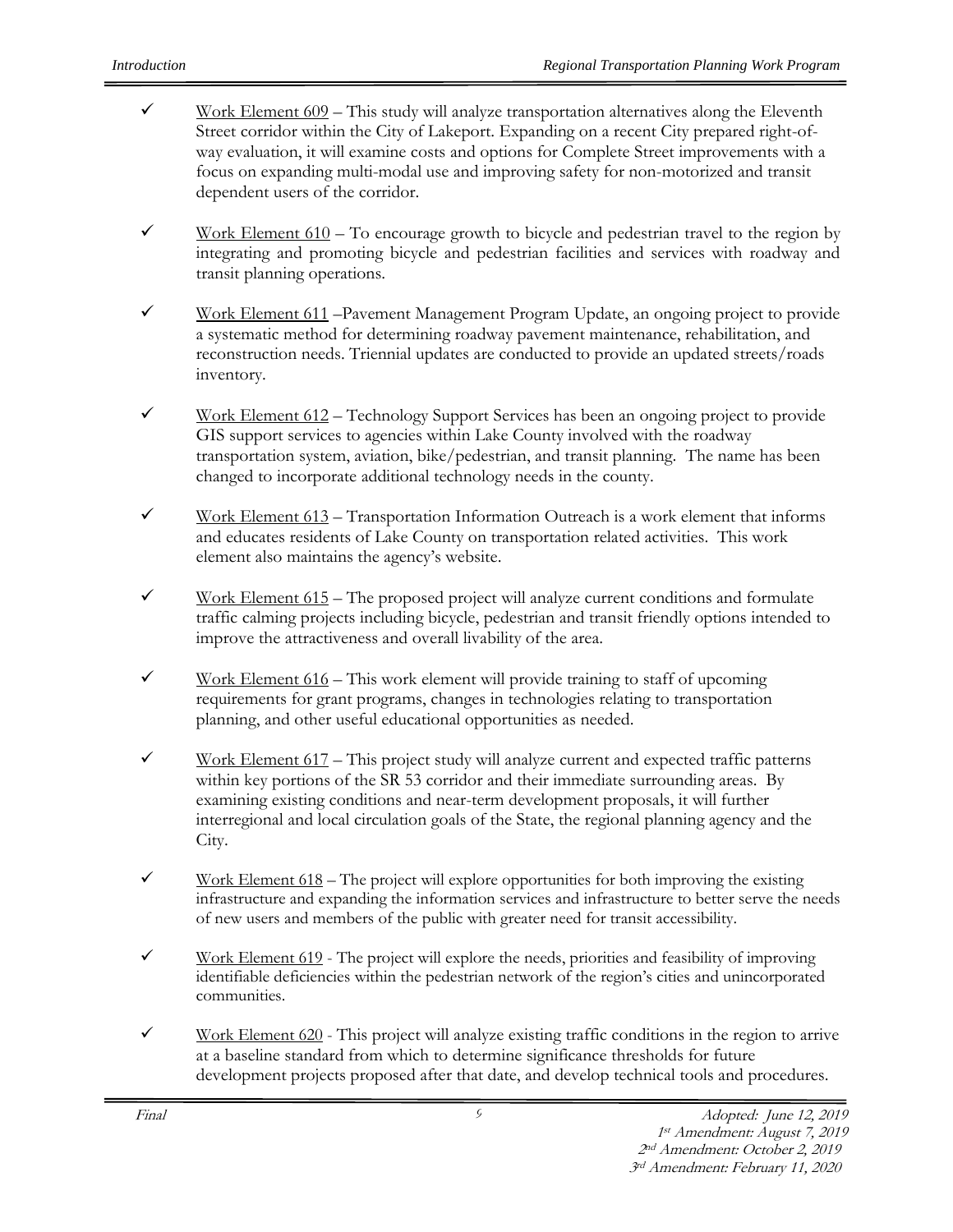- ✓ Work Element 609 – This study will analyze transportation alternatives along the Eleventh Street corridor within the City of Lakeport. Expanding on a recent City prepared right-of-way evaluation, it will examine costs and options for Complete Street improvements with a focus on expanding multi-modal use and improving safety for non-motorized and transit dependent users of the corridor.

- ✓ Work Element 610 – To encourage growth to bicycle and pedestrian travel to the region by integrating and promoting bicycle and pedestrian facilities and services with roadway and transit planning operations.

- ✓ Work Element 611 –Pavement Management Program Update, an ongoing project to provide a systematic method for determining roadway pavement maintenance, rehabilitation, and reconstruction needs. Triennial updates are conducted to provide an updated streets/roads inventory.

- ✓ Work Element 612 – Technology Support Services has been an ongoing project to provide GIS support services to agencies within Lake County involved with the roadway transportation system, aviation, bike/pedestrian, and transit planning. The name has been changed to incorporate additional technology needs in the county.

- ✓ Work Element 613 – Transportation Information Outreach is a work element that informs and educates residents of Lake County on transportation related activities. This work element also maintains the agency's website.

- ✓ Work Element 615 – The proposed project will analyze current conditions and formulate traffic calming projects including bicycle, pedestrian and transit friendly options intended to improve the attractiveness and overall livability of the area.

- ✓ Work Element 616 – This work element will provide training to staff of upcoming requirements for grant programs, changes in technologies relating to transportation planning, and other useful educational opportunities as needed.

- ✓ Work Element 617 – This project study will analyze current and expected traffic patterns within key portions of the SR 53 corridor and their immediate surrounding areas. By examining existing conditions and near-term development proposals, it will further interregional and local circulation goals of the State, the regional planning agency and the City.

- ✓ Work Element 618 – The project will explore opportunities for both improving the existing infrastructure and expanding the information services and infrastructure to better serve the needs of new users and members of the public with greater need for transit accessibility.

- ✓ Work Element 619 - The project will explore the needs, priorities and feasibility of improving identifiable deficiencies within the pedestrian network of the region's cities and unincorporated communities.

- ✓ Work Element 620 - This project will analyze existing traffic conditions in the region to arrive at a baseline standard from which to determine significance thresholds for future development projects proposed after that date, and develop technical tools and procedures.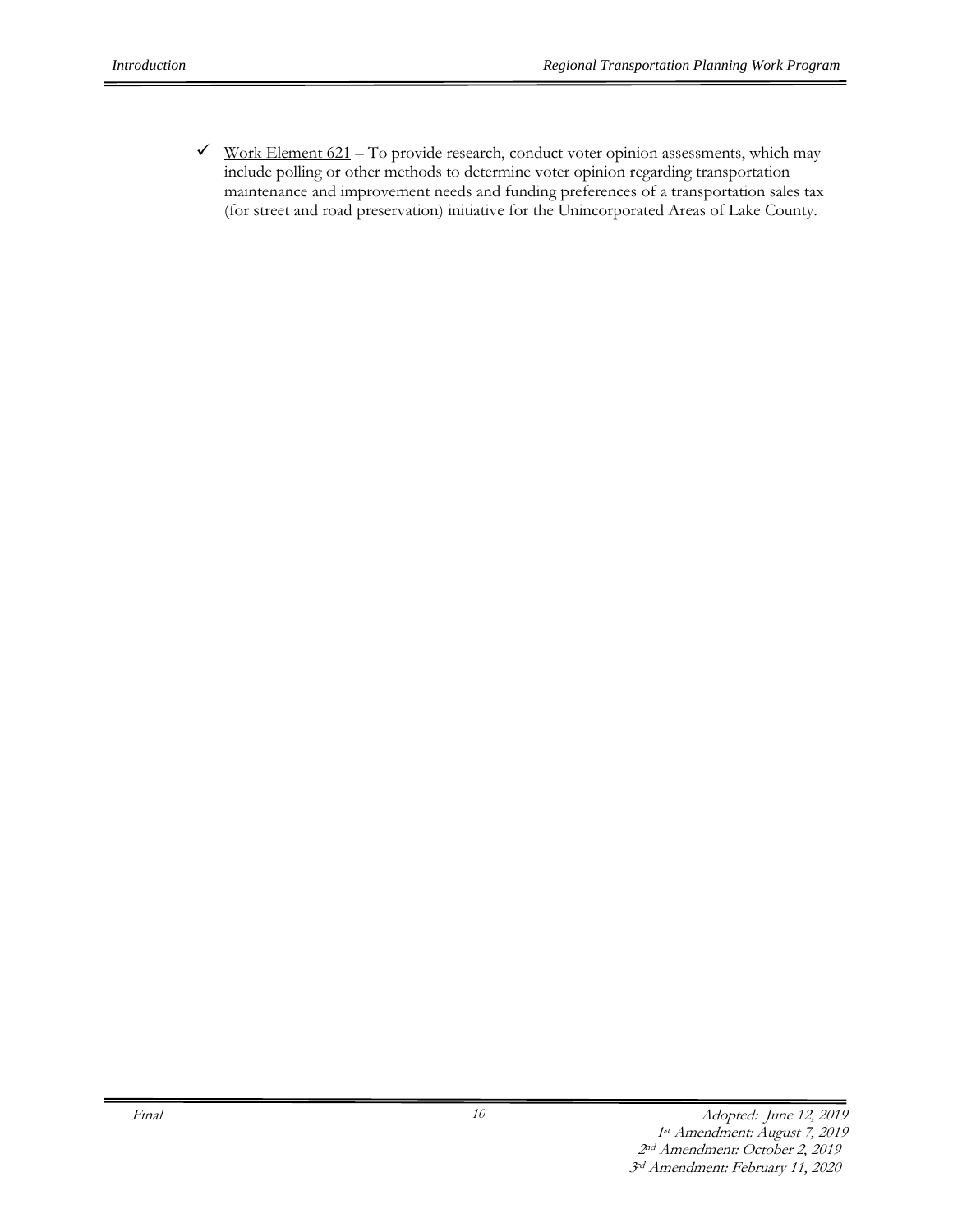✓ <u>Work Element 621</u> – To provide research, conduct voter opinion assessments, which may include polling or other methods to determine voter opinion regarding transportation maintenance and improvement needs and funding preferences of a transportation sales tax (for street and road preservation) initiative for the Unincorporated Areas of Lake County.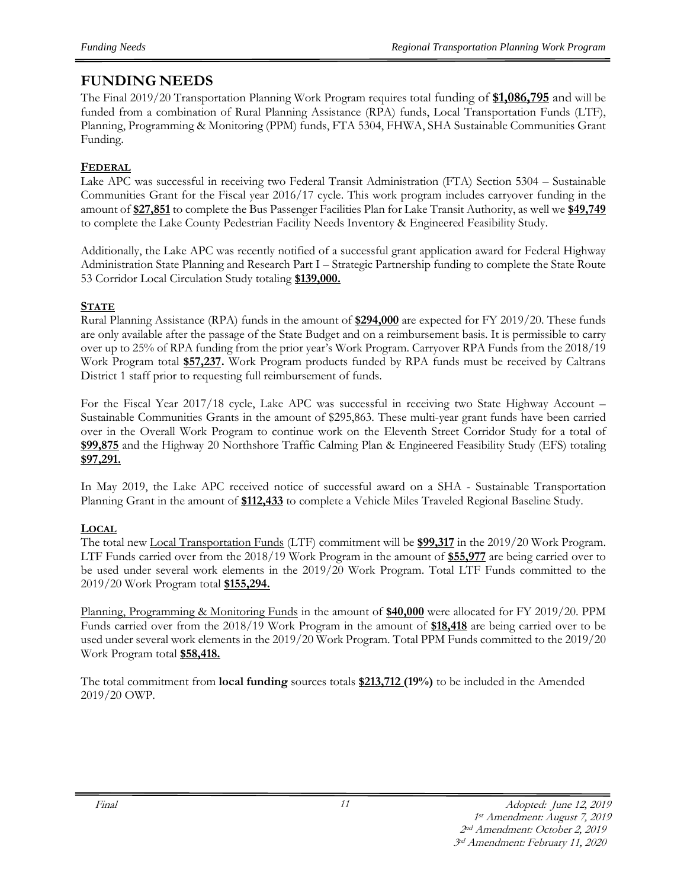# FUNDING NEEDS

The Final 2019/20 Transportation Planning Work Program requires total funding of **$1,086,795** and will be funded from a combination of Rural Planning Assistance (RPA) funds, Local Transportation Funds (LTF), Planning, Programming & Monitoring (PPM) funds, FTA 5304, FHWA, SHA Sustainable Communities Grant Funding.

## FEDERAL

Lake APC was successful in receiving two Federal Transit Administration (FTA) Section 5304 – Sustainable Communities Grant for the Fiscal year 2016/17 cycle. This work program includes carryover funding in the amount of **$27,851** to complete the Bus Passenger Facilities Plan for Lake Transit Authority, as well we **$49,749** to complete the Lake County Pedestrian Facility Needs Inventory & Engineered Feasibility Study.

Additionally, the Lake APC was recently notified of a successful grant application award for Federal Highway Administration State Planning and Research Part I – Strategic Partnership funding to complete the State Route 53 Corridor Local Circulation Study totaling **$139,000.**

## STATE

Rural Planning Assistance (RPA) funds in the amount of **$294,000** are expected for FY 2019/20. These funds are only available after the passage of the State Budget and on a reimbursement basis. It is permissible to carry over up to 25% of RPA funding from the prior year's Work Program. Carryover RPA Funds from the 2018/19 Work Program total **$57,237.** Work Program products funded by RPA funds must be received by Caltrans District 1 staff prior to requesting full reimbursement of funds.

For the Fiscal Year 2017/18 cycle, Lake APC was successful in receiving two State Highway Account – Sustainable Communities Grants in the amount of $295,863. These multi-year grant funds have been carried over in the Overall Work Program to continue work on the Eleventh Street Corridor Study for a total of **$99,875** and the Highway 20 Northshore Traffic Calming Plan & Engineered Feasibility Study (EFS) totaling **$97,291.**

In May 2019, the Lake APC received notice of successful award on a SHA - Sustainable Transportation Planning Grant in the amount of **$112,433** to complete a Vehicle Miles Traveled Regional Baseline Study.

## LOCAL

The total new Local Transportation Funds (LTF) commitment will be **$99,317** in the 2019/20 Work Program. LTF Funds carried over from the 2018/19 Work Program in the amount of **$55,977** are being carried over to be used under several work elements in the 2019/20 Work Program. Total LTF Funds committed to the 2019/20 Work Program total **$155,294.**

Planning, Programming & Monitoring Funds in the amount of **$40,000** were allocated for FY 2019/20. PPM Funds carried over from the 2018/19 Work Program in the amount of **$18,418** are being carried over to be used under several work elements in the 2019/20 Work Program. Total PPM Funds committed to the 2019/20 Work Program total **$58,418.**

The total commitment from **local funding** sources totals **$213,712 (19%)** to be included in the Amended 2019/20 OWP.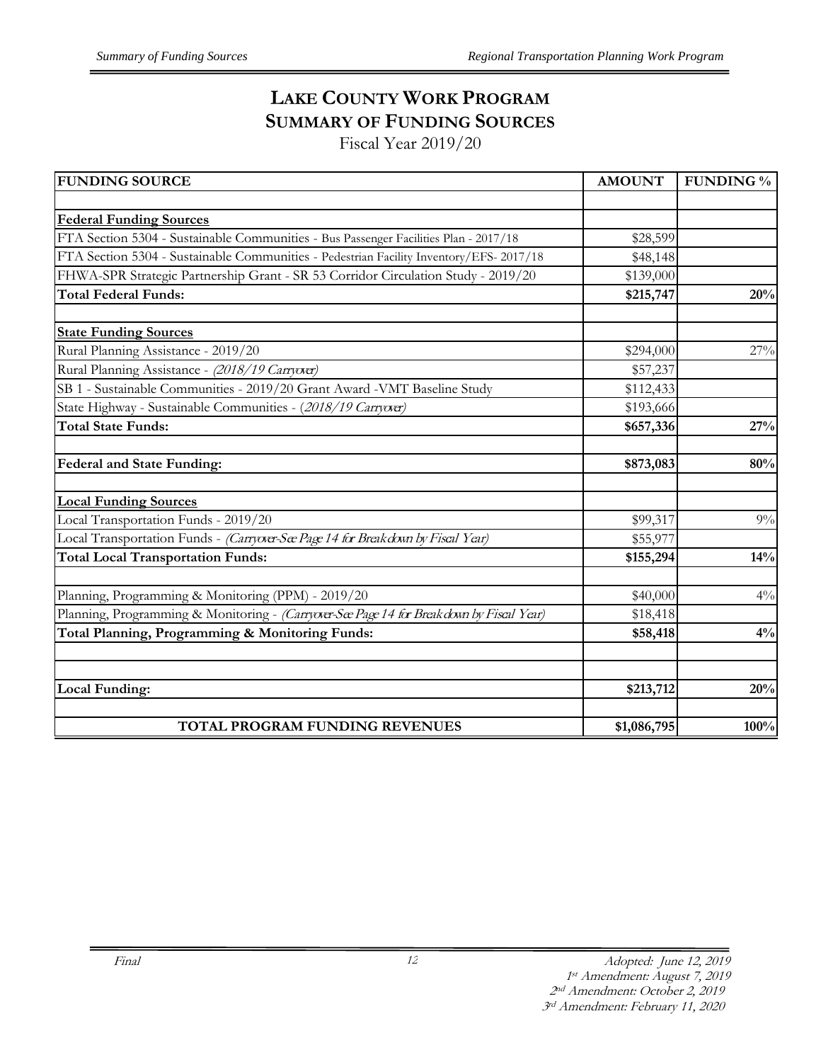# LAKE COUNTY WORK PROGRAM
## SUMMARY OF FUNDING SOURCES
Fiscal Year 2019/20

| FUNDING SOURCE | AMOUNT | FUNDING % |
|---|---|---|
| | | |
| **Federal Funding Sources** | | |
| FTA Section 5304 - Sustainable Communities - Bus Passenger Facilities Plan - 2017/18 | \$28,599 | |
| FTA Section 5304 - Sustainable Communities - Pedestrian Facility Inventory/EFS- 2017/18 | \$48,148 | |
| FHWA-SPR Strategic Partnership Grant - SR 53 Corridor Circulation Study - 2019/20 | \$139,000 | |
| **Total Federal Funds:** | **\$215,747** | **20%** |
| | | |
| **State Funding Sources** | | |
| Rural Planning Assistance - 2019/20 | \$294,000 | 27% |
| Rural Planning Assistance - *(2018/19 Carryover)* | \$57,237 | |
| SB 1 - Sustainable Communities - 2019/20 Grant Award -VMT Baseline Study | \$112,433 | |
| State Highway - Sustainable Communities - (*2018/19 Carryover)* | \$193,666 | |
| **Total State Funds:** | **\$657,336** | **27%** |
| | | |
| **Federal and State Funding:** | **\$873,083** | **80%** |
| | | |
| **Local Funding Sources** | | |
| Local Transportation Funds - 2019/20 | \$99,317 | 9% |
| Local Transportation Funds - *(Carryover-See Page 14 for Breakdown by Fiscal Year)* | \$55,977 | |
| **Total Local Transportation Funds:** | **\$155,294** | **14%** |
| | | |
| Planning, Programming & Monitoring (PPM) - 2019/20 | \$40,000 | 4% |
| Planning, Programming & Monitoring - *(Carryover-See Page 14 for Breakdown by Fiscal Year)* | \$18,418 | |
| **Total Planning, Programming & Monitoring Funds:** | **\$58,418** | **4%** |
| | | |
| | | |
| **Local Funding:** | **\$213,712** | **20%** |
| | | |
| **TOTAL PROGRAM FUNDING REVENUES** | **\$1,086,795** | **100%** |

*Final*

*Adopted: June 12, 2019*
*1st Amendment: August 7, 2019*
*2nd Amendment: October 2, 2019*
*3rd Amendment: February 11, 2020*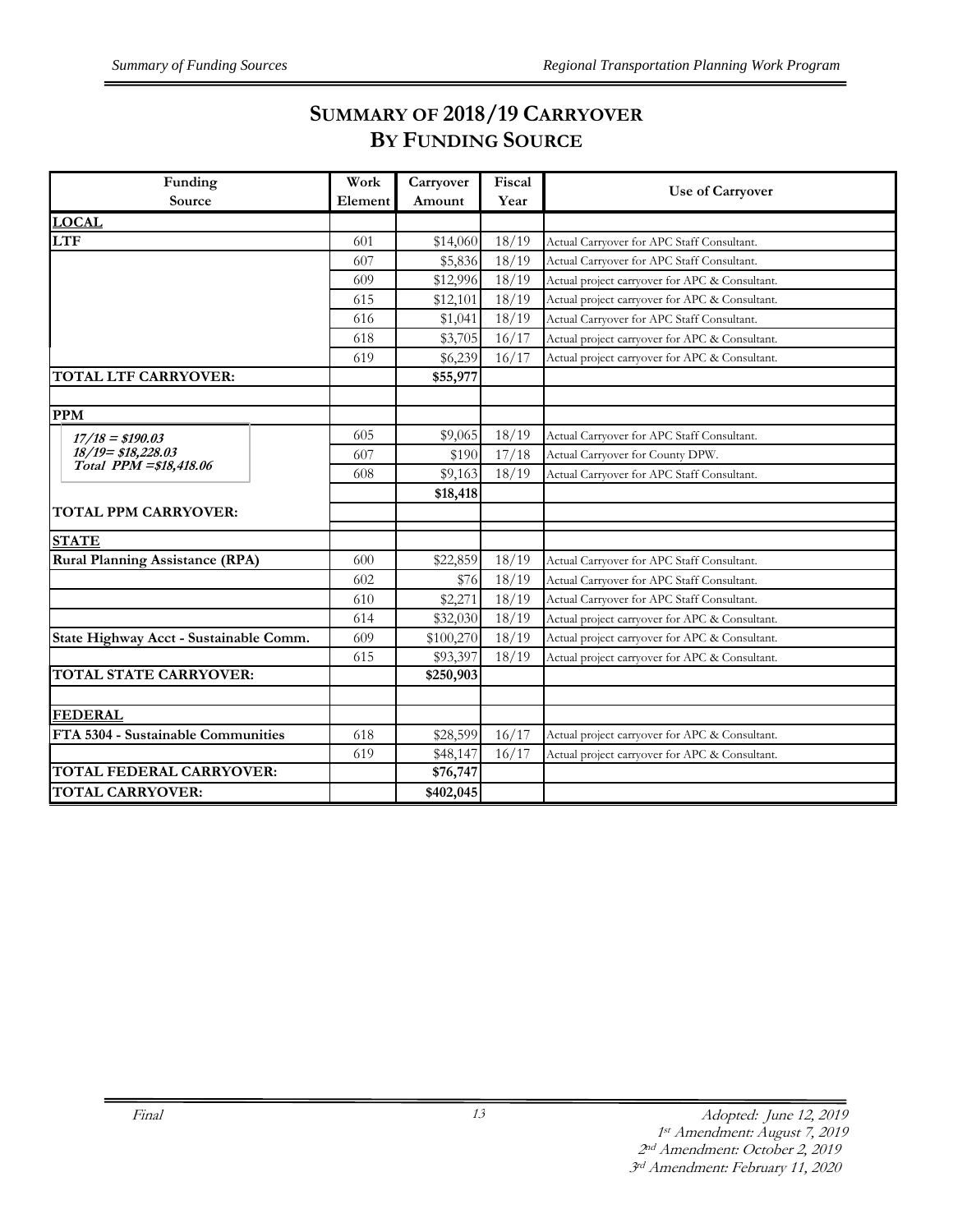# SUMMARY OF 2018/19 CARRYOVER BY FUNDING SOURCE

| Funding Source | Work Element | Carryover Amount | Fiscal Year | Use of Carryover |
|---|---|---|---|---|
| **LOCAL** | | | | |
| **LTF** | 601 | $14,060 | 18/19 | Actual Carryover for APC Staff Consultant. |
| | 607 | $5,836 | 18/19 | Actual Carryover for APC Staff Consultant. |
| | 609 | $12,996 | 18/19 | Actual project carryover for APC & Consultant. |
| | 615 | $12,101 | 18/19 | Actual project carryover for APC & Consultant. |
| | 616 | $1,041 | 18/19 | Actual Carryover for APC Staff Consultant. |
| | 618 | $3,705 | 16/17 | Actual project carryover for APC & Consultant. |
| | 619 | $6,239 | 16/17 | Actual project carryover for APC & Consultant. |
| **TOTAL LTF CARRYOVER:** | | **$55,977** | | |
| | | | | |
| **PPM** | | | | |
| *17/18 = $190.03* | 605 | $9,065 | 18/19 | Actual Carryover for APC Staff Consultant. |
| *18/19= $18,228.03* | 607 | $190 | 17/18 | Actual Carryover for County DPW. |
| *Total PPM =$18,418.06* | 608 | $9,163 | 18/19 | Actual Carryover for APC Staff Consultant. |
| **TOTAL PPM CARRYOVER:** | | **$18,418** | | |
| | | | | |
| **STATE** | | | | |
| **Rural Planning Assistance (RPA)** | 600 | $22,859 | 18/19 | Actual Carryover for APC Staff Consultant. |
| | 602 | $76 | 18/19 | Actual Carryover for APC Staff Consultant. |
| | 610 | $2,271 | 18/19 | Actual Carryover for APC Staff Consultant. |
| | 614 | $32,030 | 18/19 | Actual project carryover for APC & Consultant. |
| **State Highway Acct - Sustainable Comm.** | 609 | $100,270 | 18/19 | Actual project carryover for APC & Consultant. |
| | 615 | $93,397 | 18/19 | Actual project carryover for APC & Consultant. |
| **TOTAL STATE CARRYOVER:** | | **$250,903** | | |
| | | | | |
| **FEDERAL** | | | | |
| **FTA 5304 - Sustainable Communities** | 618 | $28,599 | 16/17 | Actual project carryover for APC & Consultant. |
| | 619 | $48,147 | 16/17 | Actual project carryover for APC & Consultant. |
| **TOTAL FEDERAL CARRYOVER:** | | **$76,747** | | |
| **TOTAL CARRYOVER:** | | **$402,045** | | |

*Final*

*Adopted: June 12, 2019*
*1st Amendment: August 7, 2019*
*2nd Amendment: October 2, 2019*
*3rd Amendment: February 11, 2020*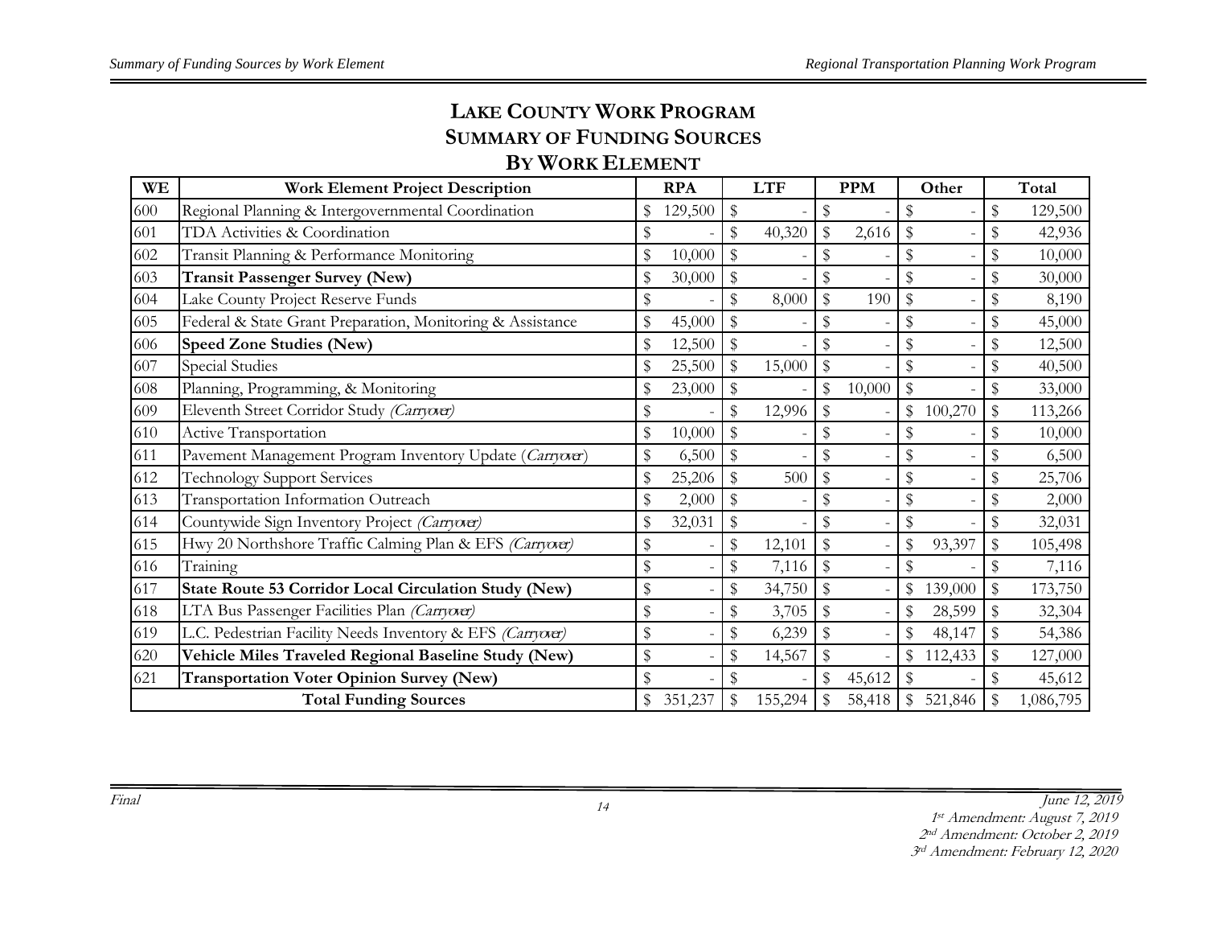# LAKE COUNTY WORK PROGRAM
## SUMMARY OF FUNDING SOURCES
## BY WORK ELEMENT

| WE | Work Element Project Description | RPA | LTF | PPM | Other | Total |
|---|---|---|---|---|---|---|
| 600 | Regional Planning & Intergovernmental Coordination | $ 129,500 | $ - | $ - | $ - | $ 129,500 |
| 601 | TDA Activities & Coordination | $ - | $ 40,320 | $ 2,616 | $ - | $ 42,936 |
| 602 | Transit Planning & Performance Monitoring | $ 10,000 | $ - | $ - | $ - | $ 10,000 |
| 603 | **Transit Passenger Survey (New)** | $ 30,000 | $ - | $ - | $ - | $ 30,000 |
| 604 | Lake County Project Reserve Funds | $ - | $ 8,000 | $ 190 | $ - | $ 8,190 |
| 605 | Federal & State Grant Preparation, Monitoring & Assistance | $ 45,000 | $ - | $ - | $ - | $ 45,000 |
| 606 | **Speed Zone Studies (New)** | $ 12,500 | $ - | $ - | $ - | $ 12,500 |
| 607 | Special Studies | $ 25,500 | $ 15,000 | $ - | $ - | $ 40,500 |
| 608 | Planning, Programming, & Monitoring | $ 23,000 | $ - | $ 10,000 | $ - | $ 33,000 |
| 609 | Eleventh Street Corridor Study *(Carryover)* | $ - | $ 12,996 | $ - | $ 100,270 | $ 113,266 |
| 610 | Active Transportation | $ 10,000 | $ - | $ - | $ - | $ 10,000 |
| 611 | Pavement Management Program Inventory Update (*Carryover*) | $ 6,500 | $ - | $ - | $ - | $ 6,500 |
| 612 | Technology Support Services | $ 25,206 | $ 500 | $ - | $ - | $ 25,706 |
| 613 | Transportation Information Outreach | $ 2,000 | $ - | $ - | $ - | $ 2,000 |
| 614 | Countywide Sign Inventory Project *(Carryover)* | $ 32,031 | $ - | $ - | $ - | $ 32,031 |
| 615 | Hwy 20 Northshore Traffic Calming Plan & EFS *(Carryover)* | $ - | $ 12,101 | $ - | $ 93,397 | $ 105,498 |
| 616 | Training | $ - | $ 7,116 | $ - | $ - | $ 7,116 |
| 617 | **State Route 53 Corridor Local Circulation Study (New)** | $ - | $ 34,750 | $ - | $ 139,000 | $ 173,750 |
| 618 | LTA Bus Passenger Facilities Plan *(Carryover)* | $ - | $ 3,705 | $ - | $ 28,599 | $ 32,304 |
| 619 | L.C. Pedestrian Facility Needs Inventory & EFS *(Carryover)* | $ - | $ 6,239 | $ - | $ 48,147 | $ 54,386 |
| 620 | **Vehicle Miles Traveled Regional Baseline Study (New)** | $ - | $ 14,567 | $ - | $ 112,433 | $ 127,000 |
| 621 | **Transportation Voter Opinion Survey (New)** | $ - | $ - | $ 45,612 | $ - | $ 45,612 |
| | **Total Funding Sources** | $ 351,237 | $ 155,294 | $ 58,418 | $ 521,846 | $ 1,086,795 |

*Final*

*June 12, 2019*
*1st Amendment: August 7, 2019*
*2nd Amendment: October 2, 2019*
*3rd Amendment: February 12, 2020*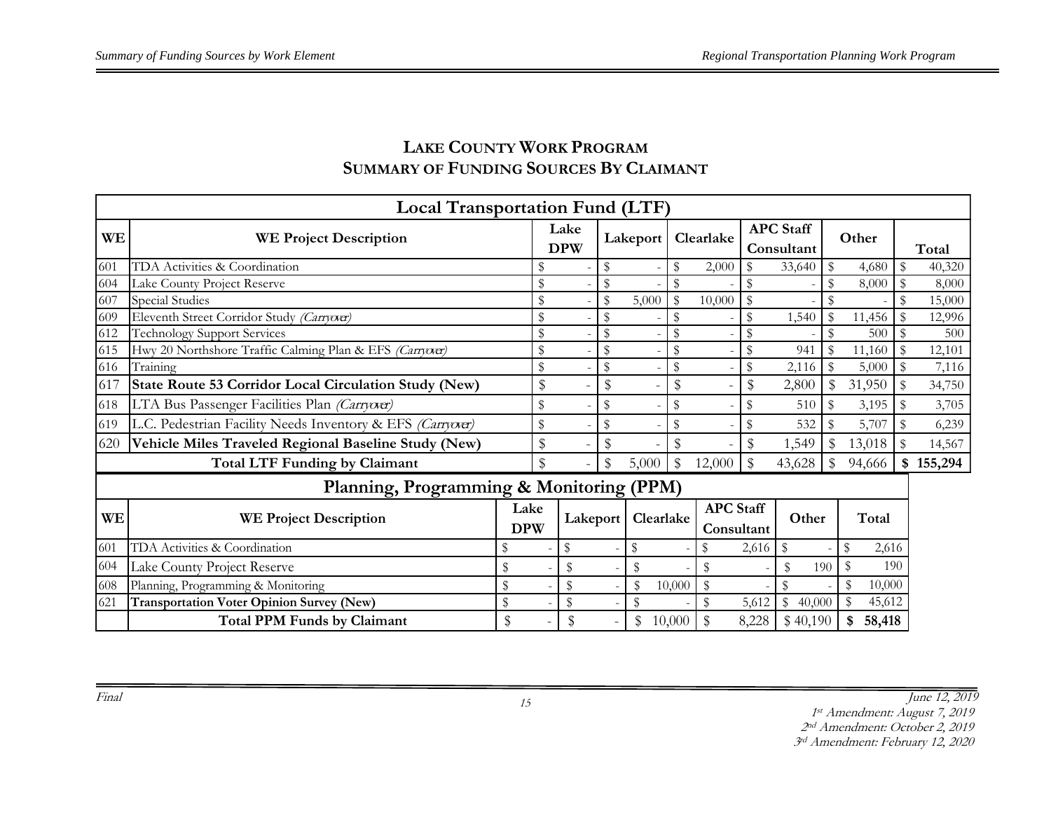## LAKE COUNTY WORK PROGRAM
## SUMMARY OF FUNDING SOURCES BY CLAIMANT

| Local Transportation Fund (LTF) | | | | | | | |
|---|---|---|---|---|---|---|---|
| **WE** | **WE Project Description** | **Lake DPW** | **Lakeport** | **Clearlake** | **APC Staff Consultant** | **Other** | **Total** |
| 601 | TDA Activities & Coordination | $ - | $ - | $ 2,000 | $ 33,640 | $ 4,680 | $ 40,320 |
| 604 | Lake County Project Reserve | $ - | $ - | $ - | $ - | $ 8,000 | $ 8,000 |
| 607 | Special Studies | $ - | $ 5,000 | $ 10,000 | $ - | $ - | $ 15,000 |
| 609 | Eleventh Street Corridor Study *(Carryover)* | $ - | $ - | $ - | $ 1,540 | $ 11,456 | $ 12,996 |
| 612 | Technology Support Services | $ - | $ - | $ - | $ - | $ 500 | $ 500 |
| 615 | Hwy 20 Northshore Traffic Calming Plan & EFS *(Carryover)* | $ - | $ - | $ - | $ 941 | $ 11,160 | $ 12,101 |
| 616 | Training | $ - | $ - | $ - | $ 2,116 | $ 5,000 | $ 7,116 |
| 617 | **State Route 53 Corridor Local Circulation Study (New)** | $ - | $ - | $ - | $ 2,800 | $ 31,950 | $ 34,750 |
| 618 | LTA Bus Passenger Facilities Plan *(Carryover)* | $ - | $ - | $ - | $ 510 | $ 3,195 | $ 3,705 |
| 619 | L.C. Pedestrian Facility Needs Inventory & EFS *(Carryover)* | $ - | $ - | $ - | $ 532 | $ 5,707 | $ 6,239 |
| 620 | **Vehicle Miles Traveled Regional Baseline Study (New)** | $ - | $ - | $ - | $ 1,549 | $ 13,018 | $ 14,567 |
| | **Total LTF Funding by Claimant** | $ - | $ 5,000 | $ 12,000 | $ 43,628 | $ 94,666 | **$ 155,294** |

| Planning, Programming & Monitoring (PPM) | | | | | | | |
|---|---|---|---|---|---|---|---|
| **WE** | **WE Project Description** | **Lake DPW** | **Lakeport** | **Clearlake** | **APC Staff Consultant** | **Other** | **Total** |
| 601 | TDA Activities & Coordination | $ - | $ - | $ - | $ 2,616 | $ - | $ 2,616 |
| 604 | Lake County Project Reserve | $ - | $ - | $ - | $ - | $ 190 | $ 190 |
| 608 | Planning, Programming & Monitoring | $ - | $ - | $ 10,000 | $ - | $ - | $ 10,000 |
| 621 | **Transportation Voter Opinion Survey (New)** | $ - | $ - | $ - | $ 5,612 | $ 40,000 | $ 45,612 |
| | **Total PPM Funds by Claimant** | $ - | $ - | $ 10,000 | $ 8,228 | $ 40,190 | **$ 58,418** |

*Final*

*June 12, 2019*
*1st Amendment: August 7, 2019*
*2nd Amendment: October 2, 2019*
*3rd Amendment: February 12, 2020*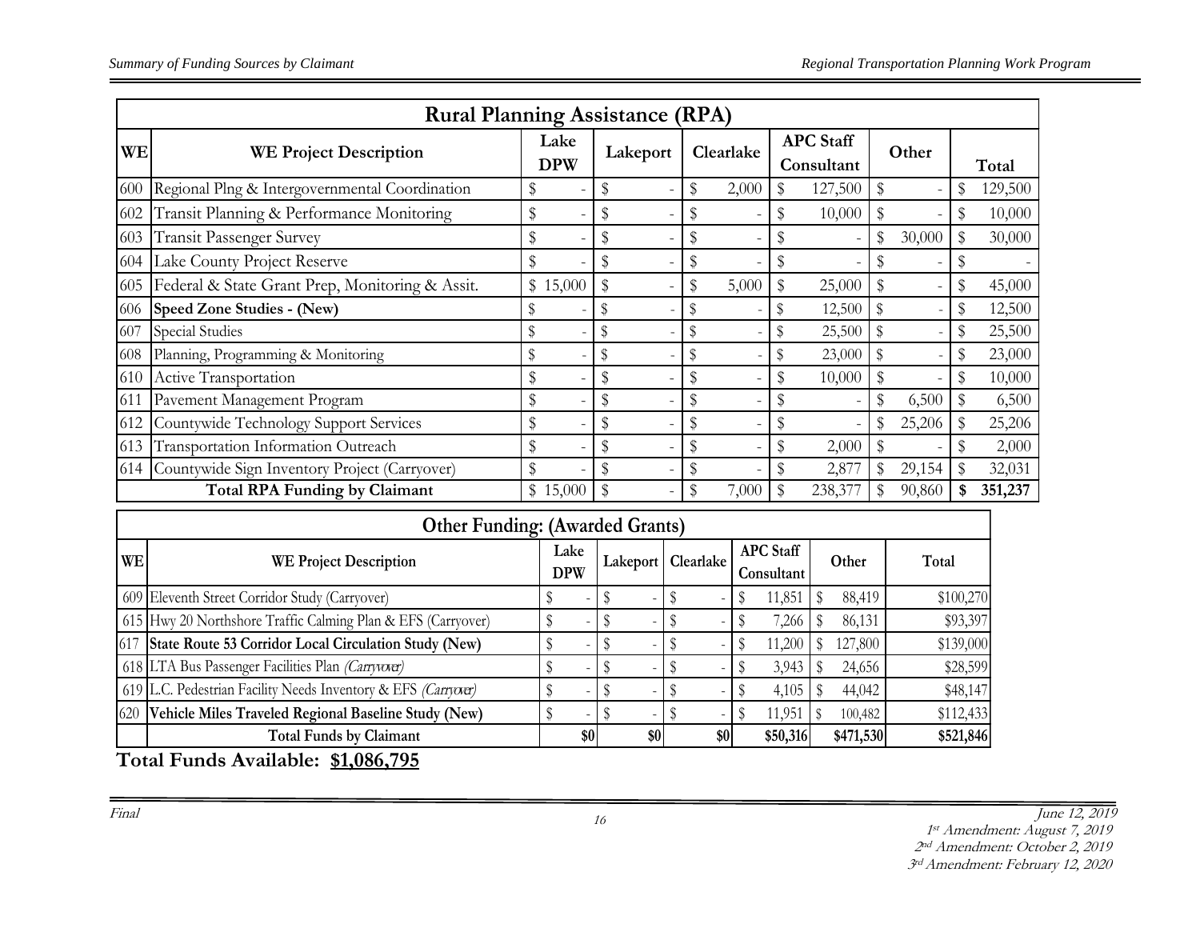## Rural Planning Assistance (RPA)

| WE | WE Project Description | Lake DPW | Lakeport | Clearlake | APC Staff Consultant | Other | Total |
|---|---|---|---|---|---|---|---|
| 600 | Regional Plng & Intergovernmental Coordination | $ - | $ - | $ 2,000 | $ 127,500 | $ - | $ 129,500 |
| 602 | Transit Planning & Performance Monitoring | $ - | $ - | $ - | $ 10,000 | $ - | $ 10,000 |
| 603 | Transit Passenger Survey | $ - | $ - | $ - | $ - | $ 30,000 | $ 30,000 |
| 604 | Lake County Project Reserve | $ - | $ - | $ - | $ - | $ - | $ - |
| 605 | Federal & State Grant Prep, Monitoring & Assit. | $ 15,000 | $ - | $ 5,000 | $ 25,000 | $ - | $ 45,000 |
| 606 | **Speed Zone Studies - (New)** | $ - | $ - | $ - | $ 12,500 | $ - | $ 12,500 |
| 607 | Special Studies | $ - | $ - | $ - | $ 25,500 | $ - | $ 25,500 |
| 608 | Planning, Programming & Monitoring | $ - | $ - | $ - | $ 23,000 | $ - | $ 23,000 |
| 610 | Active Transportation | $ - | $ - | $ - | $ 10,000 | $ - | $ 10,000 |
| 611 | Pavement Management Program | $ - | $ - | $ - | $ - | $ 6,500 | $ 6,500 |
| 612 | Countywide Technology Support Services | $ - | $ - | $ - | $ - | $ 25,206 | $ 25,206 |
| 613 | Transportation Information Outreach | $ - | $ - | $ - | $ 2,000 | $ - | $ 2,000 |
| 614 | Countywide Sign Inventory Project (Carryover) | $ - | $ - | $ - | $ 2,877 | $ 29,154 | $ 32,031 |
| | **Total RPA Funding by Claimant** | $ 15,000 | $ - | $ 7,000 | $ 238,377 | $ 90,860 | **$ 351,237** |

## Other Funding: (Awarded Grants)

| WE | WE Project Description | Lake DPW | Lakeport | Clearlake | APC Staff Consultant | Other | Total |
|---|---|---|---|---|---|---|---|
| 609 | Eleventh Street Corridor Study (Carryover) | $ - | $ - | $ - | $ 11,851 | $ 88,419 | $100,270 |
| 615 | Hwy 20 Northshore Traffic Calming Plan & EFS (Carryover) | $ - | $ - | $ - | $ 7,266 | $ 86,131 | $93,397 |
| 617 | **State Route 53 Corridor Local Circulation Study (New)** | $ - | $ - | $ - | $ 11,200 | $ 127,800 | $139,000 |
| 618 | LTA Bus Passenger Facilities Plan *(Carryover)* | $ - | $ - | $ - | $ 3,943 | $ 24,656 | $28,599 |
| 619 | L.C. Pedestrian Facility Needs Inventory & EFS *(Carryover)* | $ - | $ - | $ - | $ 4,105 | $ 44,042 | $48,147 |
| 620 | **Vehicle Miles Traveled Regional Baseline Study (New)** | $ - | $ - | $ - | $ 11,951 | $ 100,482 | $112,433 |
| | **Total Funds by Claimant** | **$0** | **$0** | **$0** | **$50,316** | **$471,530** | **$521,846** |

**Total Funds Available: $1,086,795**

*Final*

*June 12, 2019*
*1st Amendment: August 7, 2019*
*2nd Amendment: October 2, 2019*
*3rd Amendment: February 12, 2020*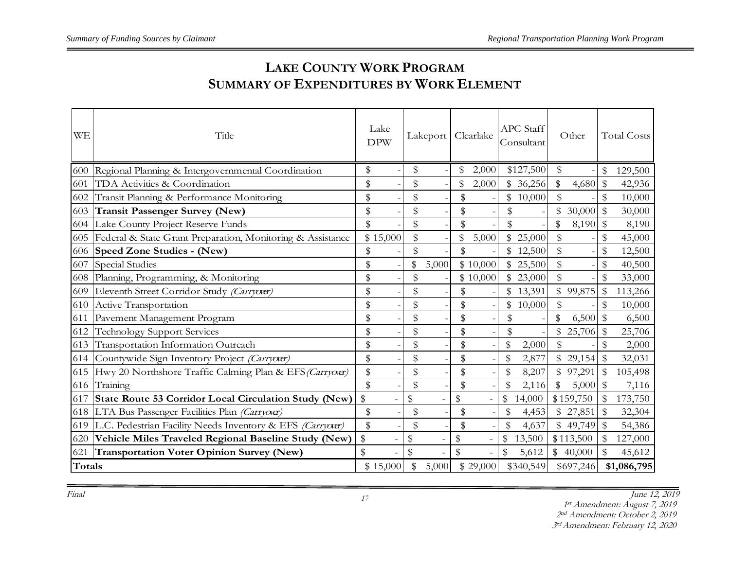# LAKE COUNTY WORK PROGRAM
## SUMMARY OF EXPENDITURES BY WORK ELEMENT

| WE | Title | Lake DPW | Lakeport | Clearlake | APC Staff Consultant | Other | Total Costs |
|---|---|---|---|---|---|---|---|
| 600 | Regional Planning & Intergovernmental Coordination | $ - | $ - | $ 2,000 | $127,500 | $ - | $ 129,500 |
| 601 | TDA Activities & Coordination | $ - | $ - | $ 2,000 | $ 36,256 | $ 4,680 | $ 42,936 |
| 602 | Transit Planning & Performance Monitoring | $ - | $ - | $ - | $ 10,000 | $ - | $ 10,000 |
| 603 | **Transit Passenger Survey (New)** | $ - | $ - | $ - | $ - | $ 30,000 | $ 30,000 |
| 604 | Lake County Project Reserve Funds | $ - | $ - | $ - | $ - | $ 8,190 | $ 8,190 |
| 605 | Federal & State Grant Preparation, Monitoring & Assistance | $ 15,000 | $ - | $ 5,000 | $ 25,000 | $ - | $ 45,000 |
| 606 | **Speed Zone Studies - (New)** | $ - | $ - | $ - | $ 12,500 | $ - | $ 12,500 |
| 607 | Special Studies | $ - | $ 5,000 | $ 10,000 | $ 25,500 | $ - | $ 40,500 |
| 608 | Planning, Programming, & Monitoring | $ - | $ - | $ 10,000 | $ 23,000 | $ - | $ 33,000 |
| 609 | Eleventh Street Corridor Study *(Carryover)* | $ - | $ - | $ - | $ 13,391 | $ 99,875 | $ 113,266 |
| 610 | Active Transportation | $ - | $ - | $ - | $ 10,000 | $ - | $ 10,000 |
| 611 | Pavement Management Program | $ - | $ - | $ - | $ - | $ 6,500 | $ 6,500 |
| 612 | Technology Support Services | $ - | $ - | $ - | $ - | $ 25,706 | $ 25,706 |
| 613 | Transportation Information Outreach | $ - | $ - | $ - | $ 2,000 | $ - | $ 2,000 |
| 614 | Countywide Sign Inventory Project *(Carryover)* | $ - | $ - | $ - | $ 2,877 | $ 29,154 | $ 32,031 |
| 615 | Hwy 20 Northshore Traffic Calming Plan & EFS *(Carryover)* | $ - | $ - | $ - | $ 8,207 | $ 97,291 | $ 105,498 |
| 616 | Training | $ - | $ - | $ - | $ 2,116 | $ 5,000 | $ 7,116 |
| 617 | **State Route 53 Corridor Local Circulation Study (New)** | $ - | $ - | $ - | $ 14,000 | $159,750 | $ 173,750 |
| 618 | LTA Bus Passenger Facilities Plan *(Carryover)* | $ - | $ - | $ - | $ 4,453 | $ 27,851 | $ 32,304 |
| 619 | L.C. Pedestrian Facility Needs Inventory & EFS *(Carryover)* | $ - | $ - | $ - | $ 4,637 | $ 49,749 | $ 54,386 |
| 620 | **Vehicle Miles Traveled Regional Baseline Study (New)** | $ - | $ - | $ - | $ 13,500 | $113,500 | $ 127,000 |
| 621 | **Transportation Voter Opinion Survey (New)** | $ - | $ - | $ - | $ 5,612 | $ 40,000 | $ 45,612 |
| **Totals** | | $ 15,000 | $ 5,000 | $ 29,000 | $340,549 | $697,246 | **$1,086,795** |

*Final*

*June 12, 2019*
*1st Amendment: August 7, 2019*
*2nd Amendment: October 2, 2019*
*3rd Amendment: February 12, 2020*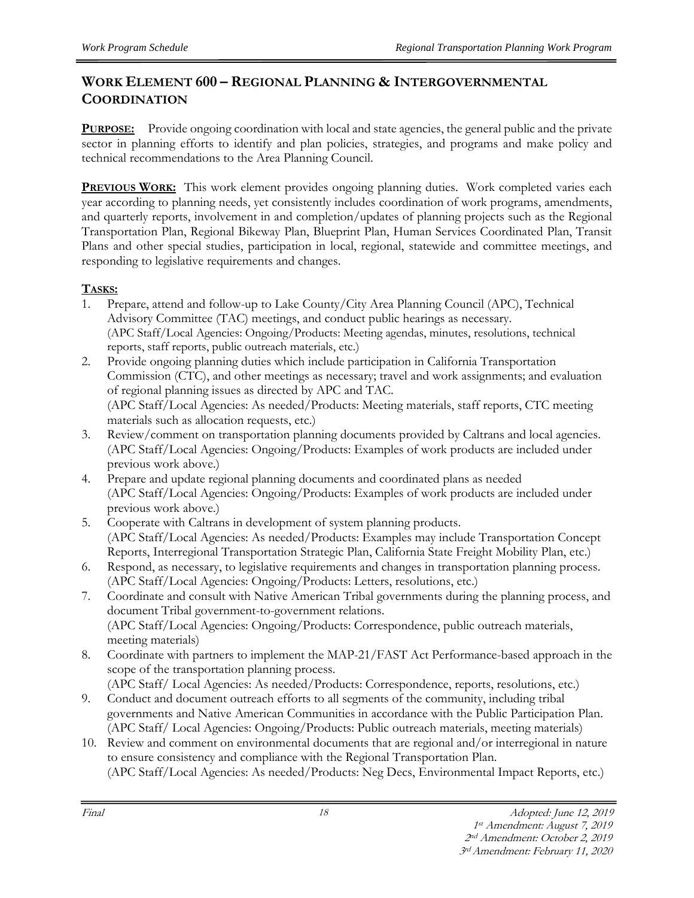## WORK ELEMENT 600 – REGIONAL PLANNING & INTERGOVERNMENTAL COORDINATION

**PURPOSE:** Provide ongoing coordination with local and state agencies, the general public and the private sector in planning efforts to identify and plan policies, strategies, and programs and make policy and technical recommendations to the Area Planning Council.

**PREVIOUS WORK:** This work element provides ongoing planning duties. Work completed varies each year according to planning needs, yet consistently includes coordination of work programs, amendments, and quarterly reports, involvement in and completion/updates of planning projects such as the Regional Transportation Plan, Regional Bikeway Plan, Blueprint Plan, Human Services Coordinated Plan, Transit Plans and other special studies, participation in local, regional, statewide and committee meetings, and responding to legislative requirements and changes.

**TASKS:**

1. Prepare, attend and follow-up to Lake County/City Area Planning Council (APC), Technical Advisory Committee (TAC) meetings, and conduct public hearings as necessary.
   (APC Staff/Local Agencies: Ongoing/Products: Meeting agendas, minutes, resolutions, technical reports, staff reports, public outreach materials, etc.)
2. Provide ongoing planning duties which include participation in California Transportation Commission (CTC), and other meetings as necessary; travel and work assignments; and evaluation of regional planning issues as directed by APC and TAC.
   (APC Staff/Local Agencies: As needed/Products: Meeting materials, staff reports, CTC meeting materials such as allocation requests, etc.)
3. Review/comment on transportation planning documents provided by Caltrans and local agencies.
   (APC Staff/Local Agencies: Ongoing/Products: Examples of work products are included under previous work above.)
4. Prepare and update regional planning documents and coordinated plans as needed
   (APC Staff/Local Agencies: Ongoing/Products: Examples of work products are included under previous work above.)
5. Cooperate with Caltrans in development of system planning products.
   (APC Staff/Local Agencies: As needed/Products: Examples may include Transportation Concept Reports, Interregional Transportation Strategic Plan, California State Freight Mobility Plan, etc.)
6. Respond, as necessary, to legislative requirements and changes in transportation planning process.
   (APC Staff/Local Agencies: Ongoing/Products: Letters, resolutions, etc.)
7. Coordinate and consult with Native American Tribal governments during the planning process, and document Tribal government-to-government relations.
   (APC Staff/Local Agencies: Ongoing/Products: Correspondence, public outreach materials, meeting materials)
8. Coordinate with partners to implement the MAP-21/FAST Act Performance-based approach in the scope of the transportation planning process.
   (APC Staff/ Local Agencies: As needed/Products: Correspondence, reports, resolutions, etc.)
9. Conduct and document outreach efforts to all segments of the community, including tribal governments and Native American Communities in accordance with the Public Participation Plan.
   (APC Staff/ Local Agencies: Ongoing/Products: Public outreach materials, meeting materials)
10. Review and comment on environmental documents that are regional and/or interregional in nature to ensure consistency and compliance with the Regional Transportation Plan.
    (APC Staff/Local Agencies: As needed/Products: Neg Decs, Environmental Impact Reports, etc.)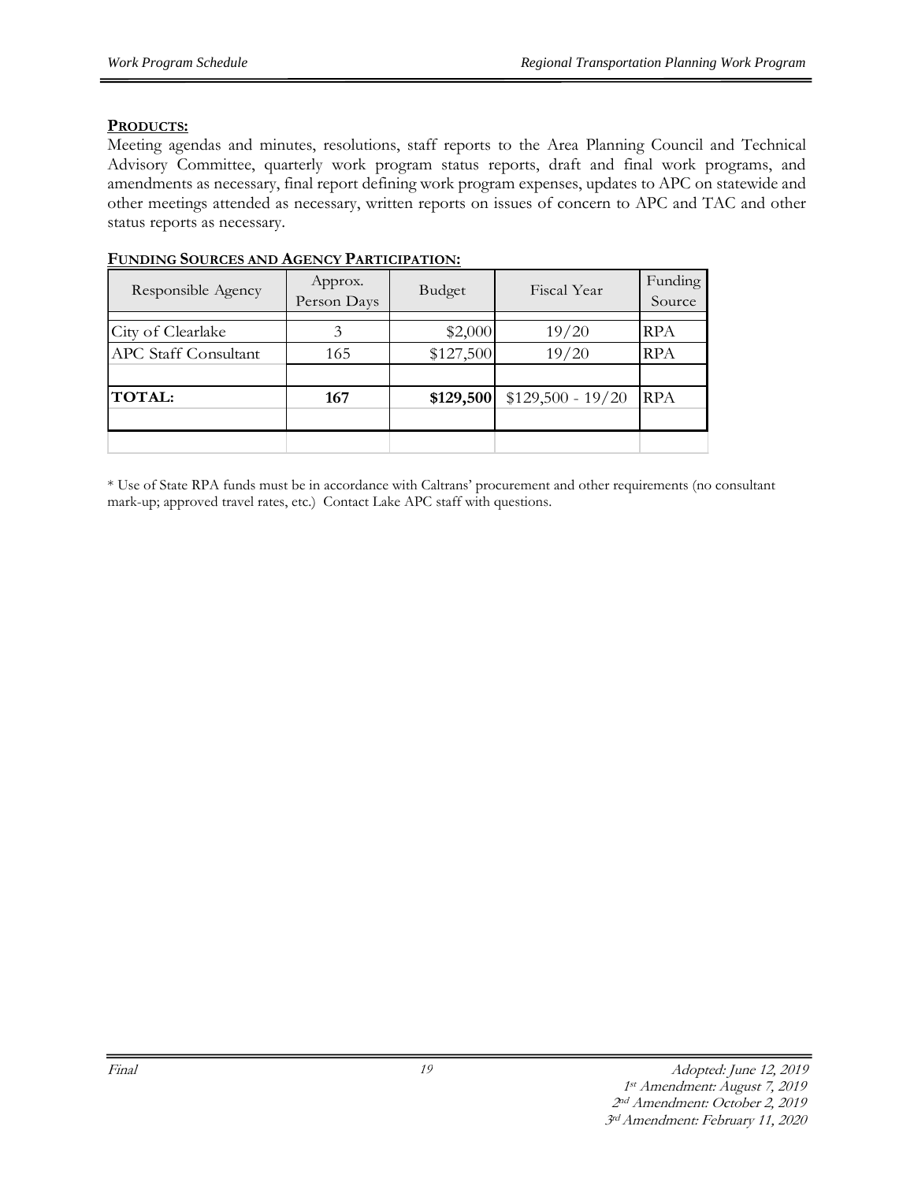**PRODUCTS:**

Meeting agendas and minutes, resolutions, staff reports to the Area Planning Council and Technical Advisory Committee, quarterly work program status reports, draft and final work programs, and amendments as necessary, final report defining work program expenses, updates to APC on statewide and other meetings attended as necessary, written reports on issues of concern to APC and TAC and other status reports as necessary.

**FUNDING SOURCES AND AGENCY PARTICIPATION:**

| Responsible Agency | Approx. Person Days | Budget | Fiscal Year | Funding Source |
|---|---|---|---|---|
| City of Clearlake | 3 | $2,000 | 19/20 | RPA |
| APC Staff Consultant | 165 | $127,500 | 19/20 | RPA |
| | | | | |
| **TOTAL:** | **167** | **$129,500** | $129,500 - 19/20 | RPA |

* Use of State RPA funds must be in accordance with Caltrans' procurement and other requirements (no consultant mark-up; approved travel rates, etc.) Contact Lake APC staff with questions.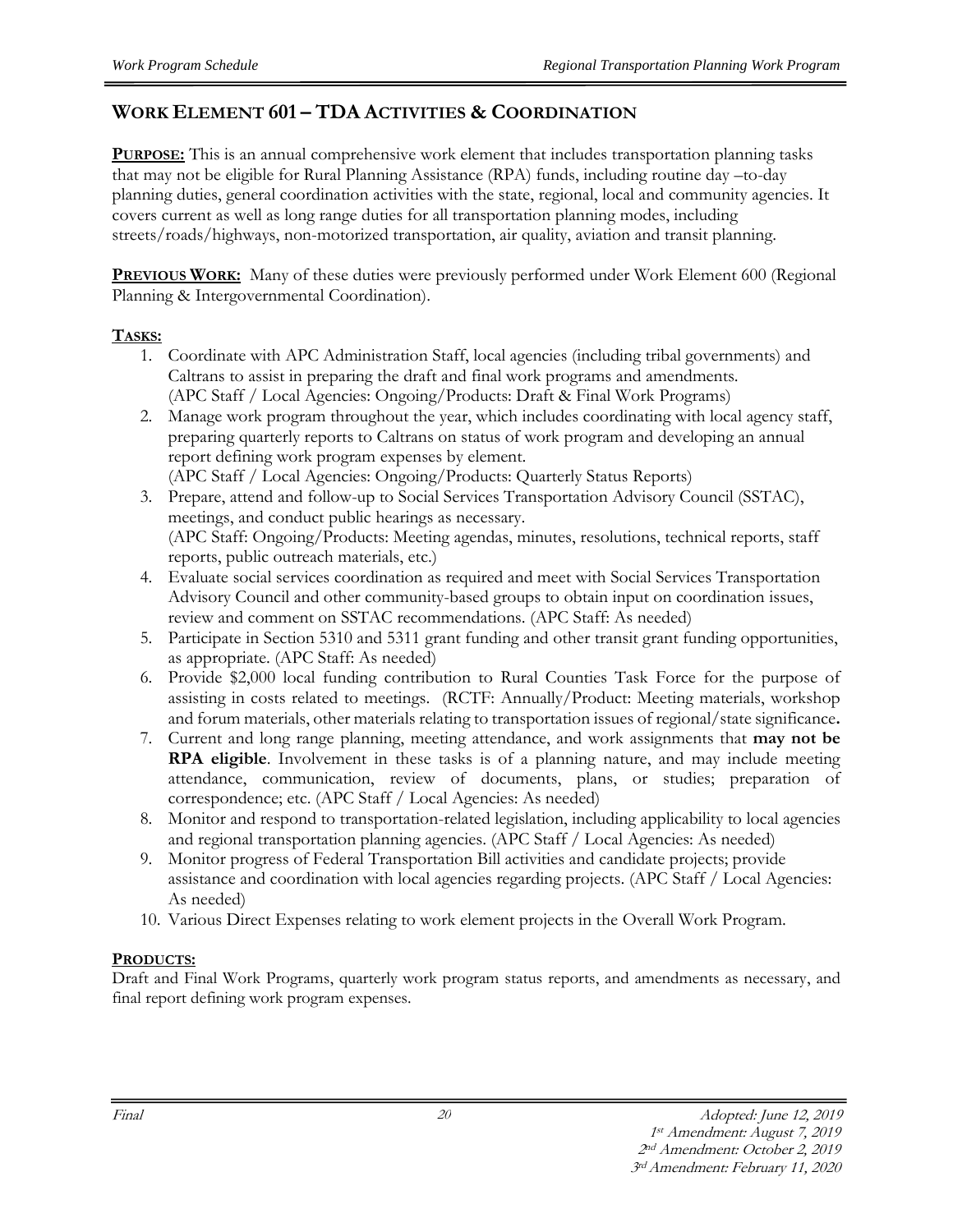## WORK ELEMENT 601 – TDA ACTIVITIES & COORDINATION

**PURPOSE:** This is an annual comprehensive work element that includes transportation planning tasks that may not be eligible for Rural Planning Assistance (RPA) funds, including routine day –to-day planning duties, general coordination activities with the state, regional, local and community agencies. It covers current as well as long range duties for all transportation planning modes, including streets/roads/highways, non-motorized transportation, air quality, aviation and transit planning.

**PREVIOUS WORK:** Many of these duties were previously performed under Work Element 600 (Regional Planning & Intergovernmental Coordination).

**TASKS:**

1. Coordinate with APC Administration Staff, local agencies (including tribal governments) and Caltrans to assist in preparing the draft and final work programs and amendments. (APC Staff / Local Agencies: Ongoing/Products: Draft & Final Work Programs)
2. Manage work program throughout the year, which includes coordinating with local agency staff, preparing quarterly reports to Caltrans on status of work program and developing an annual report defining work program expenses by element. (APC Staff / Local Agencies: Ongoing/Products: Quarterly Status Reports)
3. Prepare, attend and follow-up to Social Services Transportation Advisory Council (SSTAC), meetings, and conduct public hearings as necessary. (APC Staff: Ongoing/Products: Meeting agendas, minutes, resolutions, technical reports, staff reports, public outreach materials, etc.)
4. Evaluate social services coordination as required and meet with Social Services Transportation Advisory Council and other community-based groups to obtain input on coordination issues, review and comment on SSTAC recommendations. (APC Staff: As needed)
5. Participate in Section 5310 and 5311 grant funding and other transit grant funding opportunities, as appropriate. (APC Staff: As needed)
6. Provide $2,000 local funding contribution to Rural Counties Task Force for the purpose of assisting in costs related to meetings. (RCTF: Annually/Product: Meeting materials, workshop and forum materials, other materials relating to transportation issues of regional/state significance**.**
7. Current and long range planning, meeting attendance, and work assignments that **may not be RPA eligible**. Involvement in these tasks is of a planning nature, and may include meeting attendance, communication, review of documents, plans, or studies; preparation of correspondence; etc. (APC Staff / Local Agencies: As needed)
8. Monitor and respond to transportation-related legislation, including applicability to local agencies and regional transportation planning agencies. (APC Staff / Local Agencies: As needed)
9. Monitor progress of Federal Transportation Bill activities and candidate projects; provide assistance and coordination with local agencies regarding projects. (APC Staff / Local Agencies: As needed)
10. Various Direct Expenses relating to work element projects in the Overall Work Program.

**PRODUCTS:**

Draft and Final Work Programs, quarterly work program status reports, and amendments as necessary, and final report defining work program expenses.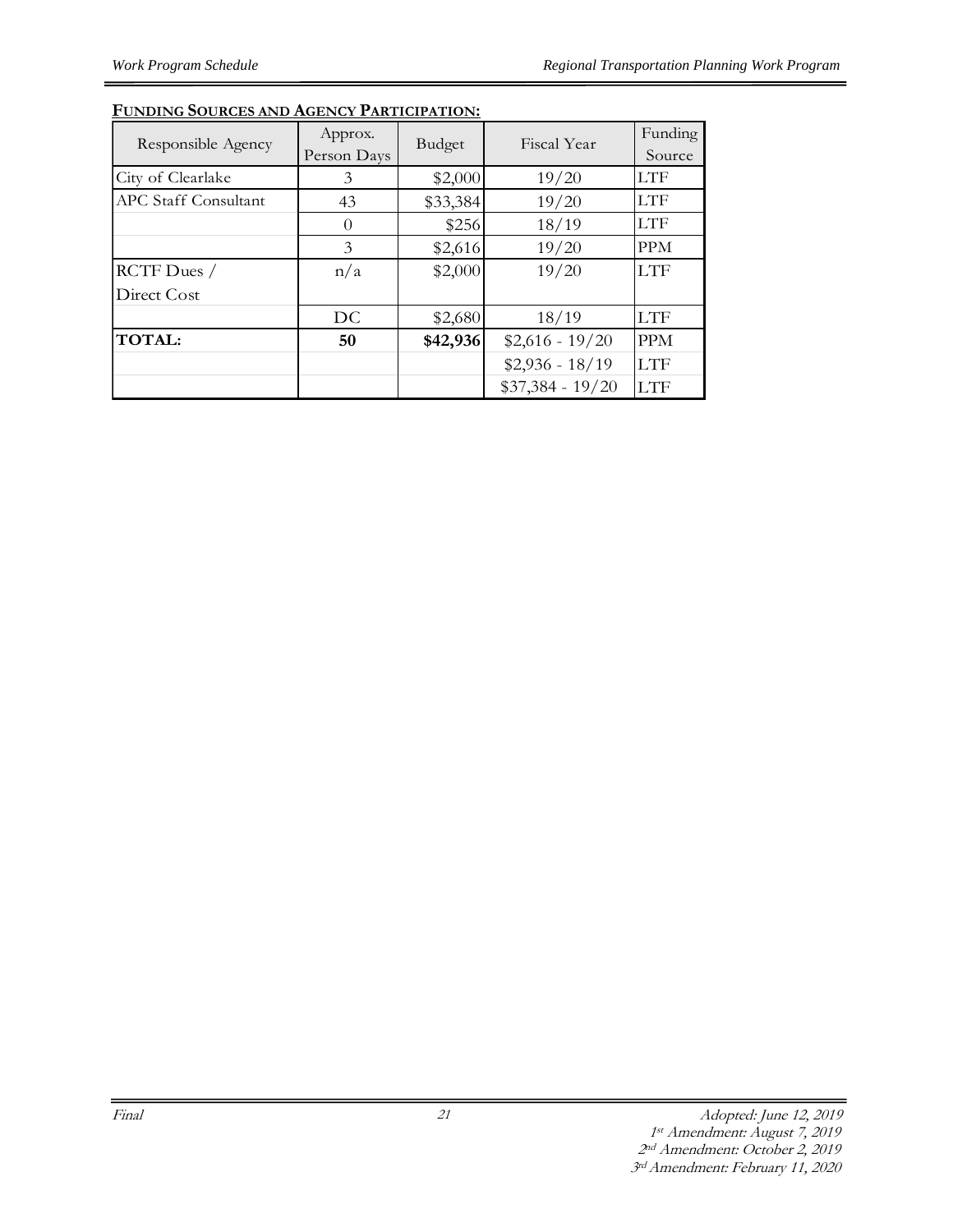**FUNDING SOURCES AND AGENCY PARTICIPATION:**

| Responsible Agency | Approx. Person Days | Budget | Fiscal Year | Funding Source |
|---|---|---|---|---|
| City of Clearlake | 3 | $2,000 | 19/20 | LTF |
| APC Staff Consultant | 43 | $33,384 | 19/20 | LTF |
| | 0 | $256 | 18/19 | LTF |
| | 3 | $2,616 | 19/20 | PPM |
| RCTF Dues / Direct Cost | n/a | $2,000 | 19/20 | LTF |
| | DC | $2,680 | 18/19 | LTF |
| **TOTAL:** | **50** | **$42,936** | $2,616 - 19/20 | PPM |
| | | | $2,936 - 18/19 | LTF |
| | | | $37,384 - 19/20 | LTF |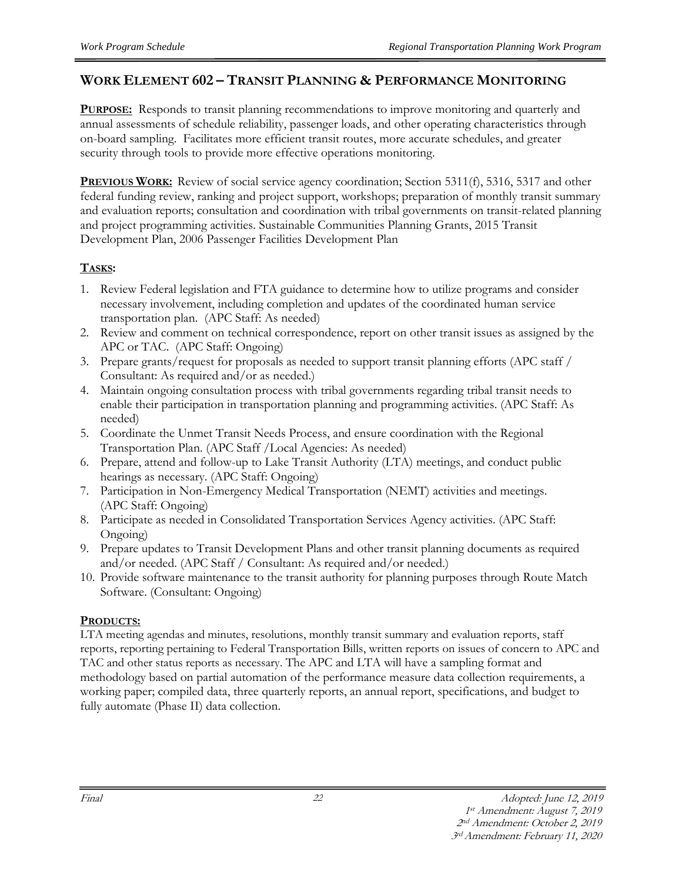## WORK ELEMENT 602 – TRANSIT PLANNING & PERFORMANCE MONITORING

**PURPOSE:** Responds to transit planning recommendations to improve monitoring and quarterly and annual assessments of schedule reliability, passenger loads, and other operating characteristics through on-board sampling. Facilitates more efficient transit routes, more accurate schedules, and greater security through tools to provide more effective operations monitoring.

**PREVIOUS WORK:** Review of social service agency coordination; Section 5311(f), 5316, 5317 and other federal funding review, ranking and project support, workshops; preparation of monthly transit summary and evaluation reports; consultation and coordination with tribal governments on transit-related planning and project programming activities. Sustainable Communities Planning Grants, 2015 Transit Development Plan, 2006 Passenger Facilities Development Plan

**TASKS:**

1. Review Federal legislation and FTA guidance to determine how to utilize programs and consider necessary involvement, including completion and updates of the coordinated human service transportation plan. (APC Staff: As needed)
2. Review and comment on technical correspondence, report on other transit issues as assigned by the APC or TAC. (APC Staff: Ongoing)
3. Prepare grants/request for proposals as needed to support transit planning efforts (APC staff / Consultant: As required and/or as needed.)
4. Maintain ongoing consultation process with tribal governments regarding tribal transit needs to enable their participation in transportation planning and programming activities. (APC Staff: As needed)
5. Coordinate the Unmet Transit Needs Process, and ensure coordination with the Regional Transportation Plan. (APC Staff /Local Agencies: As needed)
6. Prepare, attend and follow-up to Lake Transit Authority (LTA) meetings, and conduct public hearings as necessary. (APC Staff: Ongoing)
7. Participation in Non-Emergency Medical Transportation (NEMT) activities and meetings. (APC Staff: Ongoing)
8. Participate as needed in Consolidated Transportation Services Agency activities. (APC Staff: Ongoing)
9. Prepare updates to Transit Development Plans and other transit planning documents as required and/or needed. (APC Staff / Consultant: As required and/or needed.)
10. Provide software maintenance to the transit authority for planning purposes through Route Match Software. (Consultant: Ongoing)

**PRODUCTS:**

LTA meeting agendas and minutes, resolutions, monthly transit summary and evaluation reports, staff reports, reporting pertaining to Federal Transportation Bills, written reports on issues of concern to APC and TAC and other status reports as necessary. The APC and LTA will have a sampling format and methodology based on partial automation of the performance measure data collection requirements, a working paper; compiled data, three quarterly reports, an annual report, specifications, and budget to fully automate (Phase II) data collection.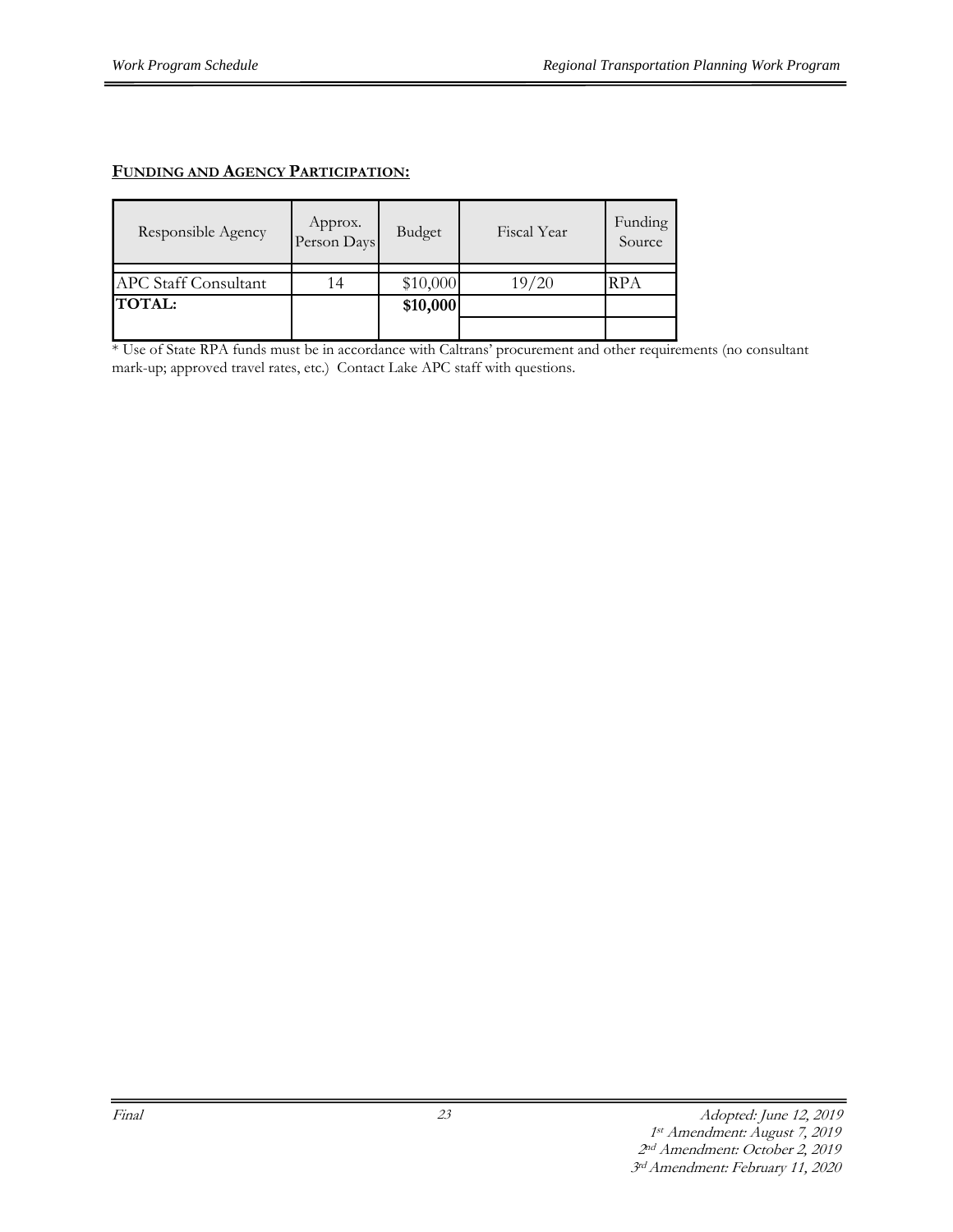**FUNDING AND AGENCY PARTICIPATION:**

| Responsible Agency | Approx. Person Days | Budget | Fiscal Year | Funding Source |
|---|---|---|---|---|
| APC Staff Consultant | 14 | $10,000 | 19/20 | RPA |
| **TOTAL:** | | **$10,000** | | |

* Use of State RPA funds must be in accordance with Caltrans' procurement and other requirements (no consultant mark-up; approved travel rates, etc.) Contact Lake APC staff with questions.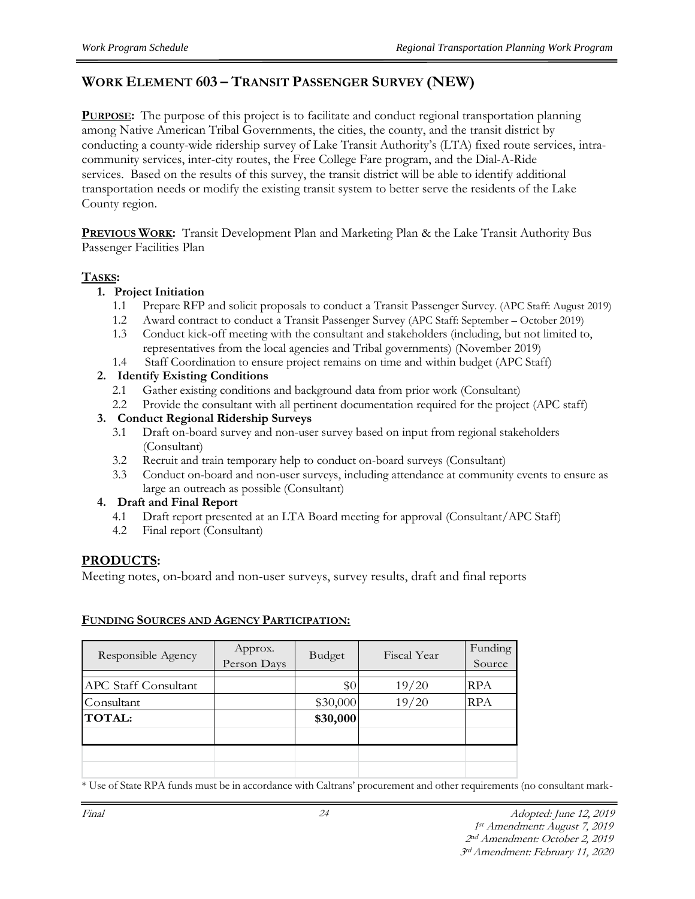## WORK ELEMENT 603 – TRANSIT PASSENGER SURVEY (NEW)

**PURPOSE:** The purpose of this project is to facilitate and conduct regional transportation planning among Native American Tribal Governments, the cities, the county, and the transit district by conducting a county-wide ridership survey of Lake Transit Authority's (LTA) fixed route services, intra-community services, inter-city routes, the Free College Fare program, and the Dial-A-Ride services. Based on the results of this survey, the transit district will be able to identify additional transportation needs or modify the existing transit system to better serve the residents of the Lake County region.

**PREVIOUS WORK:** Transit Development Plan and Marketing Plan & the Lake Transit Authority Bus Passenger Facilities Plan

**TASKS:**

1. **Project Initiation**
   - 1.1 Prepare RFP and solicit proposals to conduct a Transit Passenger Survey. (APC Staff: August 2019)
   - 1.2 Award contract to conduct a Transit Passenger Survey (APC Staff: September – October 2019)
   - 1.3 Conduct kick-off meeting with the consultant and stakeholders (including, but not limited to, representatives from the local agencies and Tribal governments) (November 2019)
   - 1.4 Staff Coordination to ensure project remains on time and within budget (APC Staff)
2. **Identify Existing Conditions**
   - 2.1 Gather existing conditions and background data from prior work (Consultant)
   - 2.2 Provide the consultant with all pertinent documentation required for the project (APC staff)
3. **Conduct Regional Ridership Surveys**
   - 3.1 Draft on-board survey and non-user survey based on input from regional stakeholders (Consultant)
   - 3.2 Recruit and train temporary help to conduct on-board surveys (Consultant)
   - 3.3 Conduct on-board and non-user surveys, including attendance at community events to ensure as large an outreach as possible (Consultant)
4. **Draft and Final Report**
   - 4.1 Draft report presented at an LTA Board meeting for approval (Consultant/APC Staff)
   - 4.2 Final report (Consultant)

## PRODUCTS:

Meeting notes, on-board and non-user surveys, survey results, draft and final reports

**FUNDING SOURCES AND AGENCY PARTICIPATION:**

| Responsible Agency | Approx. Person Days | Budget | Fiscal Year | Funding Source |
|---|---|---|---|---|
| APC Staff Consultant | | $0 | 19/20 | RPA |
| Consultant | | $30,000 | 19/20 | RPA |
| **TOTAL:** | | **$30,000** | | |

* Use of State RPA funds must be in accordance with Caltrans' procurement and other requirements (no consultant mark-

Final

*Adopted: June 12, 2019*
*1st Amendment: August 7, 2019*
*2nd Amendment: October 2, 2019*
*3rd Amendment: February 11, 2020*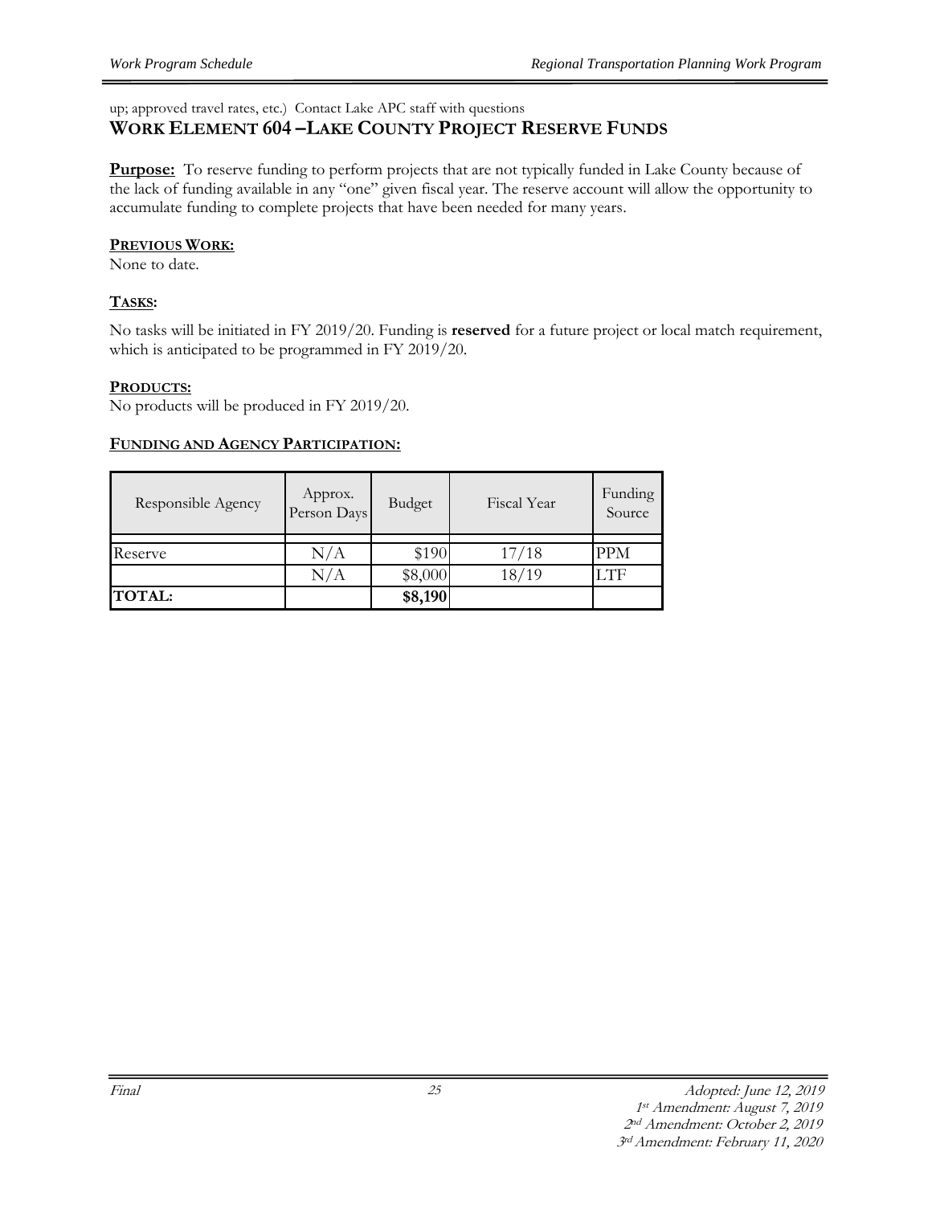up; approved travel rates, etc.) Contact Lake APC staff with questions

## WORK ELEMENT 604 –LAKE COUNTY PROJECT RESERVE FUNDS

**Purpose:** To reserve funding to perform projects that are not typically funded in Lake County because of the lack of funding available in any "one" given fiscal year. The reserve account will allow the opportunity to accumulate funding to complete projects that have been needed for many years.

**PREVIOUS WORK:**

None to date.

**TASKS:**

No tasks will be initiated in FY 2019/20. Funding is **reserved** for a future project or local match requirement, which is anticipated to be programmed in FY 2019/20.

**PRODUCTS:**

No products will be produced in FY 2019/20.

**FUNDING AND AGENCY PARTICIPATION:**

| Responsible Agency | Approx. Person Days | Budget | Fiscal Year | Funding Source |
|---|---|---|---|---|
| Reserve | N/A | $190 | 17/18 | PPM |
| | N/A | $8,000 | 18/19 | LTF |
| **TOTAL:** | | **$8,190** | | |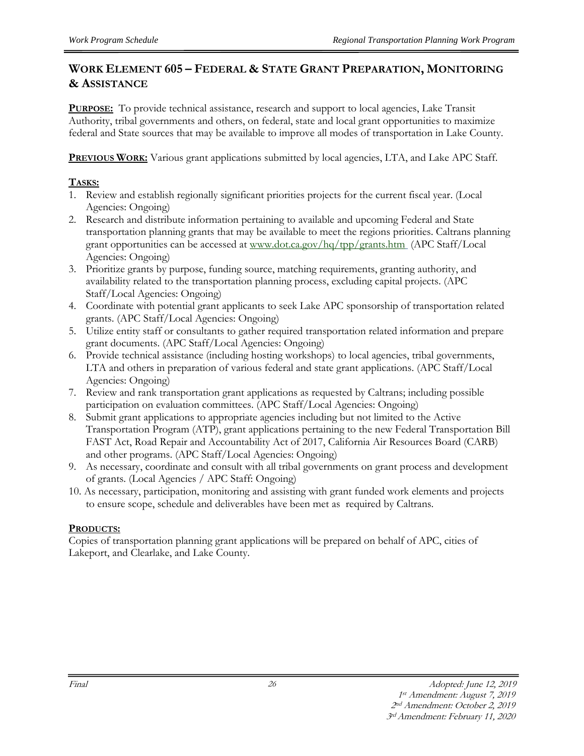## WORK ELEMENT 605 – FEDERAL & STATE GRANT PREPARATION, MONITORING & ASSISTANCE

**PURPOSE:** To provide technical assistance, research and support to local agencies, Lake Transit Authority, tribal governments and others, on federal, state and local grant opportunities to maximize federal and State sources that may be available to improve all modes of transportation in Lake County.

**PREVIOUS WORK:** Various grant applications submitted by local agencies, LTA, and Lake APC Staff.

**TASKS:**

1. Review and establish regionally significant priorities projects for the current fiscal year. (Local Agencies: Ongoing)
2. Research and distribute information pertaining to available and upcoming Federal and State transportation planning grants that may be available to meet the regions priorities. Caltrans planning grant opportunities can be accessed at www.dot.ca.gov/hq/tpp/grants.htm (APC Staff/Local Agencies: Ongoing)
3. Prioritize grants by purpose, funding source, matching requirements, granting authority, and availability related to the transportation planning process, excluding capital projects. (APC Staff/Local Agencies: Ongoing)
4. Coordinate with potential grant applicants to seek Lake APC sponsorship of transportation related grants. (APC Staff/Local Agencies: Ongoing)
5. Utilize entity staff or consultants to gather required transportation related information and prepare grant documents. (APC Staff/Local Agencies: Ongoing)
6. Provide technical assistance (including hosting workshops) to local agencies, tribal governments, LTA and others in preparation of various federal and state grant applications. (APC Staff/Local Agencies: Ongoing)
7. Review and rank transportation grant applications as requested by Caltrans; including possible participation on evaluation committees. (APC Staff/Local Agencies: Ongoing)
8. Submit grant applications to appropriate agencies including but not limited to the Active Transportation Program (ATP), grant applications pertaining to the new Federal Transportation Bill FAST Act, Road Repair and Accountability Act of 2017, California Air Resources Board (CARB) and other programs. (APC Staff/Local Agencies: Ongoing)
9. As necessary, coordinate and consult with all tribal governments on grant process and development of grants. (Local Agencies / APC Staff: Ongoing)
10. As necessary, participation, monitoring and assisting with grant funded work elements and projects to ensure scope, schedule and deliverables have been met as required by Caltrans.

**PRODUCTS:**

Copies of transportation planning grant applications will be prepared on behalf of APC, cities of Lakeport, and Clearlake, and Lake County.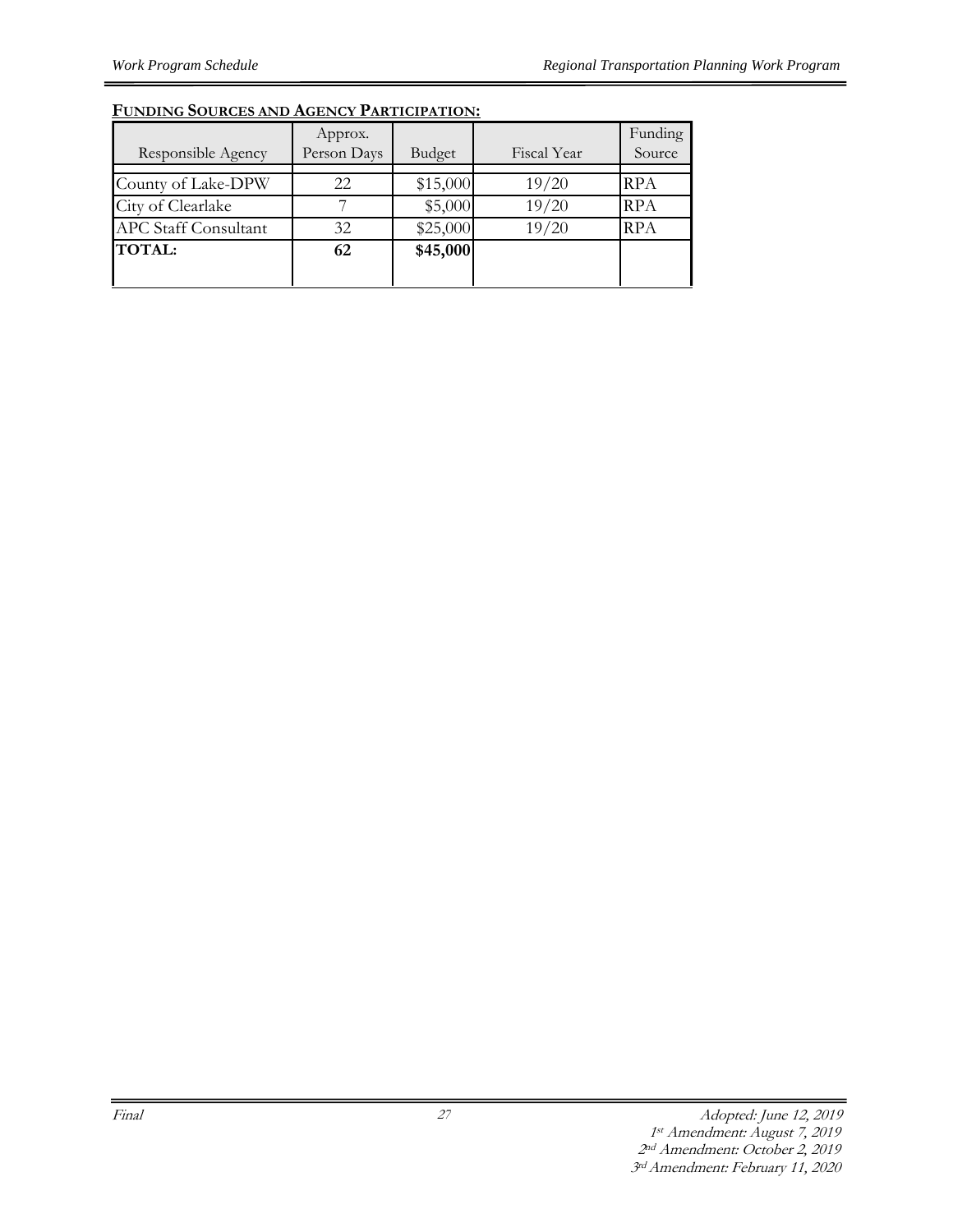**FUNDING SOURCES AND AGENCY PARTICIPATION:**

| Responsible Agency | Approx. Person Days | Budget | Fiscal Year | Funding Source |
|---|---|---|---|---|
| County of Lake-DPW | 22 | $15,000 | 19/20 | RPA |
| City of Clearlake | 7 | $5,000 | 19/20 | RPA |
| APC Staff Consultant | 32 | $25,000 | 19/20 | RPA |
| **TOTAL:** | **62** | **$45,000** | | |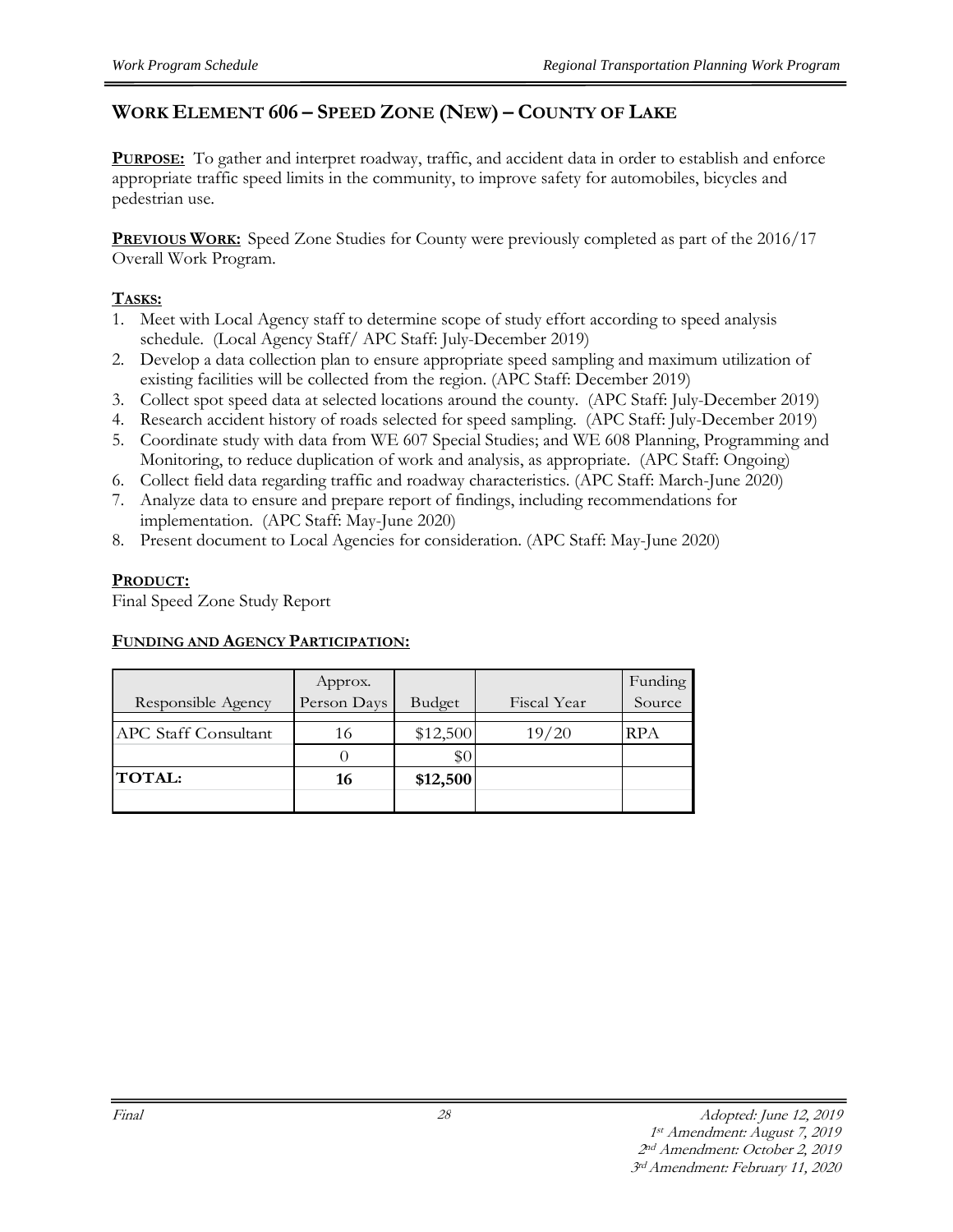## WORK ELEMENT 606 – SPEED ZONE (NEW) – COUNTY OF LAKE

**PURPOSE:** To gather and interpret roadway, traffic, and accident data in order to establish and enforce appropriate traffic speed limits in the community, to improve safety for automobiles, bicycles and pedestrian use.

**PREVIOUS WORK:** Speed Zone Studies for County were previously completed as part of the 2016/17 Overall Work Program.

**TASKS:**

1. Meet with Local Agency staff to determine scope of study effort according to speed analysis schedule. (Local Agency Staff/ APC Staff: July-December 2019)
2. Develop a data collection plan to ensure appropriate speed sampling and maximum utilization of existing facilities will be collected from the region. (APC Staff: December 2019)
3. Collect spot speed data at selected locations around the county. (APC Staff: July-December 2019)
4. Research accident history of roads selected for speed sampling. (APC Staff: July-December 2019)
5. Coordinate study with data from WE 607 Special Studies; and WE 608 Planning, Programming and Monitoring, to reduce duplication of work and analysis, as appropriate. (APC Staff: Ongoing)
6. Collect field data regarding traffic and roadway characteristics. (APC Staff: March-June 2020)
7. Analyze data to ensure and prepare report of findings, including recommendations for implementation. (APC Staff: May-June 2020)
8. Present document to Local Agencies for consideration. (APC Staff: May-June 2020)

**PRODUCT:**

Final Speed Zone Study Report

**FUNDING AND AGENCY PARTICIPATION:**

| Responsible Agency | Approx. Person Days | Budget | Fiscal Year | Funding Source |
|---|---|---|---|---|
| APC Staff Consultant | 16 | $12,500 | 19/20 | RPA |
| | 0 | $0 | | |
| **TOTAL:** | **16** | **$12,500** | | |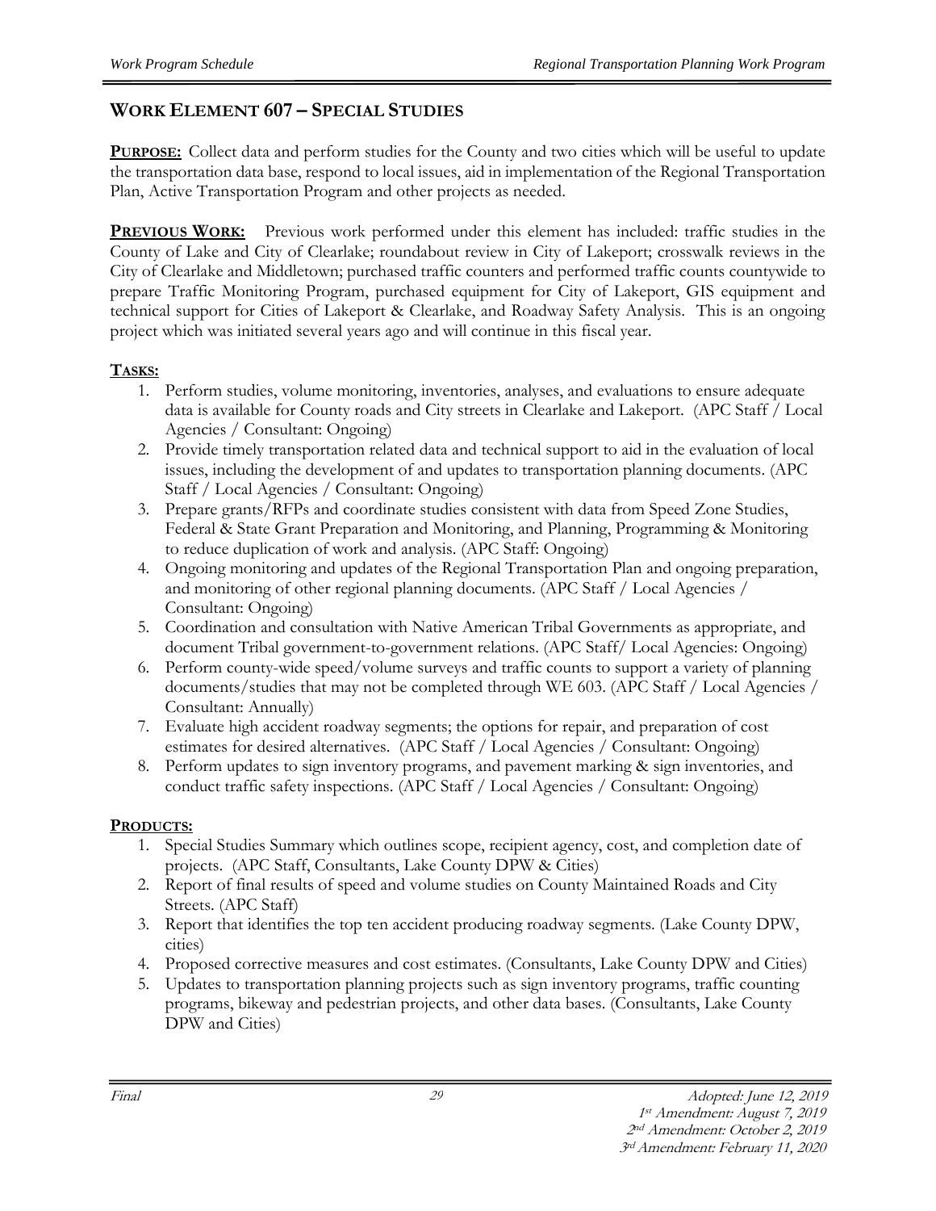## WORK ELEMENT 607 – SPECIAL STUDIES

**PURPOSE:** Collect data and perform studies for the County and two cities which will be useful to update the transportation data base, respond to local issues, aid in implementation of the Regional Transportation Plan, Active Transportation Program and other projects as needed.

**PREVIOUS WORK:** Previous work performed under this element has included: traffic studies in the County of Lake and City of Clearlake; roundabout review in City of Lakeport; crosswalk reviews in the City of Clearlake and Middletown; purchased traffic counters and performed traffic counts countywide to prepare Traffic Monitoring Program, purchased equipment for City of Lakeport, GIS equipment and technical support for Cities of Lakeport & Clearlake, and Roadway Safety Analysis. This is an ongoing project which was initiated several years ago and will continue in this fiscal year.

**TASKS:**

1. Perform studies, volume monitoring, inventories, analyses, and evaluations to ensure adequate data is available for County roads and City streets in Clearlake and Lakeport. (APC Staff / Local Agencies / Consultant: Ongoing)
2. Provide timely transportation related data and technical support to aid in the evaluation of local issues, including the development of and updates to transportation planning documents. (APC Staff / Local Agencies / Consultant: Ongoing)
3. Prepare grants/RFPs and coordinate studies consistent with data from Speed Zone Studies, Federal & State Grant Preparation and Monitoring, and Planning, Programming & Monitoring to reduce duplication of work and analysis. (APC Staff: Ongoing)
4. Ongoing monitoring and updates of the Regional Transportation Plan and ongoing preparation, and monitoring of other regional planning documents. (APC Staff / Local Agencies / Consultant: Ongoing)
5. Coordination and consultation with Native American Tribal Governments as appropriate, and document Tribal government-to-government relations. (APC Staff/ Local Agencies: Ongoing)
6. Perform county-wide speed/volume surveys and traffic counts to support a variety of planning documents/studies that may not be completed through WE 603. (APC Staff / Local Agencies / Consultant: Annually)
7. Evaluate high accident roadway segments; the options for repair, and preparation of cost estimates for desired alternatives. (APC Staff / Local Agencies / Consultant: Ongoing)
8. Perform updates to sign inventory programs, and pavement marking & sign inventories, and conduct traffic safety inspections. (APC Staff / Local Agencies / Consultant: Ongoing)

**PRODUCTS:**

1. Special Studies Summary which outlines scope, recipient agency, cost, and completion date of projects. (APC Staff, Consultants, Lake County DPW & Cities)
2. Report of final results of speed and volume studies on County Maintained Roads and City Streets. (APC Staff)
3. Report that identifies the top ten accident producing roadway segments. (Lake County DPW, cities)
4. Proposed corrective measures and cost estimates. (Consultants, Lake County DPW and Cities)
5. Updates to transportation planning projects such as sign inventory programs, traffic counting programs, bikeway and pedestrian projects, and other data bases. (Consultants, Lake County DPW and Cities)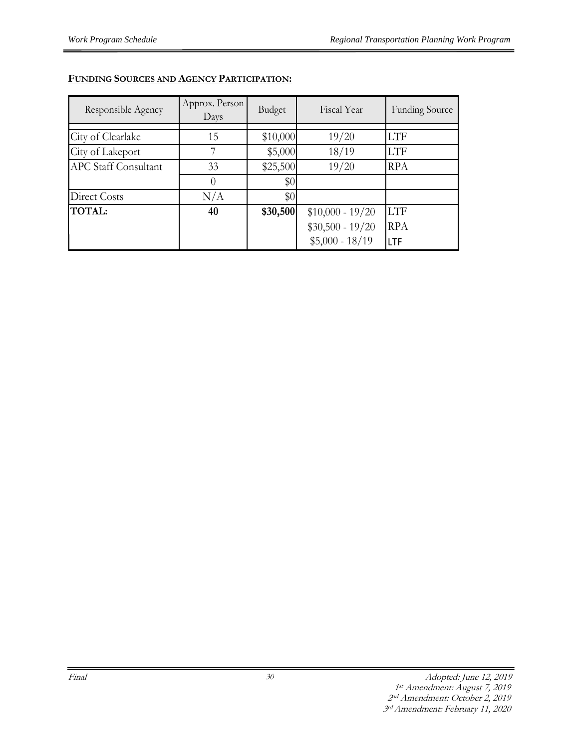**FUNDING SOURCES AND AGENCY PARTICIPATION:**

| Responsible Agency | Approx. Person Days | Budget | Fiscal Year | Funding Source |
|---|---|---|---|---|
| City of Clearlake | 15 | $10,000 | 19/20 | LTF |
| City of Lakeport | 7 | $5,000 | 18/19 | LTF |
| APC Staff Consultant | 33 | $25,500 | 19/20 | RPA |
| | 0 | $0 | | |
| Direct Costs | N/A | $0 | | |
| **TOTAL:** | **40** | **$30,500** | $10,000 - 19/20<br>$30,500 - 19/20<br>$5,000 - 18/19 | LTF<br>RPA<br>LTF |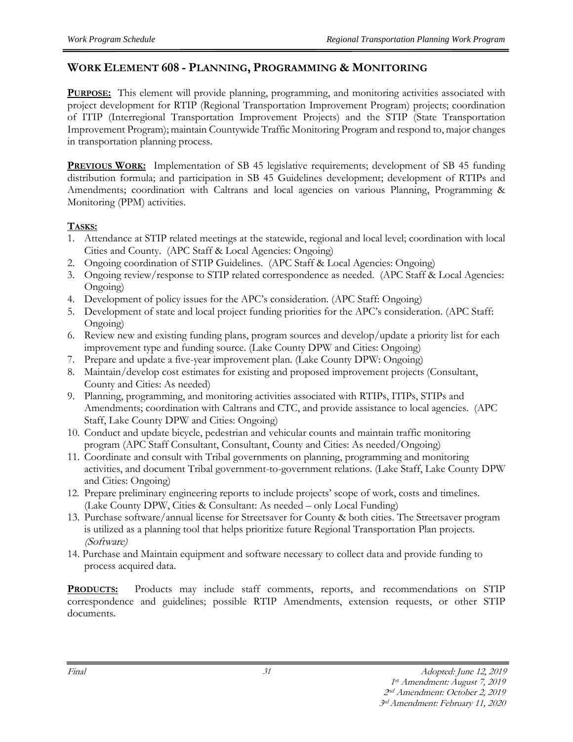## WORK ELEMENT 608 - PLANNING, PROGRAMMING & MONITORING

**PURPOSE:** This element will provide planning, programming, and monitoring activities associated with project development for RTIP (Regional Transportation Improvement Program) projects; coordination of ITIP (Interregional Transportation Improvement Projects) and the STIP (State Transportation Improvement Program); maintain Countywide Traffic Monitoring Program and respond to, major changes in transportation planning process.

**PREVIOUS WORK:** Implementation of SB 45 legislative requirements; development of SB 45 funding distribution formula; and participation in SB 45 Guidelines development; development of RTIPs and Amendments; coordination with Caltrans and local agencies on various Planning, Programming & Monitoring (PPM) activities.

**TASKS:**

1. Attendance at STIP related meetings at the statewide, regional and local level; coordination with local Cities and County. (APC Staff & Local Agencies: Ongoing)
2. Ongoing coordination of STIP Guidelines. (APC Staff & Local Agencies: Ongoing)
3. Ongoing review/response to STIP related correspondence as needed. (APC Staff & Local Agencies: Ongoing)
4. Development of policy issues for the APC's consideration. (APC Staff: Ongoing)
5. Development of state and local project funding priorities for the APC's consideration. (APC Staff: Ongoing)
6. Review new and existing funding plans, program sources and develop/update a priority list for each improvement type and funding source. (Lake County DPW and Cities: Ongoing)
7. Prepare and update a five-year improvement plan. (Lake County DPW: Ongoing)
8. Maintain/develop cost estimates for existing and proposed improvement projects (Consultant, County and Cities: As needed)
9. Planning, programming, and monitoring activities associated with RTIPs, ITIPs, STIPs and Amendments; coordination with Caltrans and CTC, and provide assistance to local agencies. (APC Staff, Lake County DPW and Cities: Ongoing)
10. Conduct and update bicycle, pedestrian and vehicular counts and maintain traffic monitoring program (APC Staff Consultant, Consultant, County and Cities: As needed/Ongoing)
11. Coordinate and consult with Tribal governments on planning, programming and monitoring activities, and document Tribal government-to-government relations. (Lake Staff, Lake County DPW and Cities: Ongoing)
12. Prepare preliminary engineering reports to include projects' scope of work, costs and timelines. (Lake County DPW, Cities & Consultant: As needed – only Local Funding)
13. Purchase software/annual license for Streetsaver for County & both cities. The Streetsaver program is utilized as a planning tool that helps prioritize future Regional Transportation Plan projects. *(Software)*
14. Purchase and Maintain equipment and software necessary to collect data and provide funding to process acquired data.

**PRODUCTS:** Products may include staff comments, reports, and recommendations on STIP correspondence and guidelines; possible RTIP Amendments, extension requests, or other STIP documents.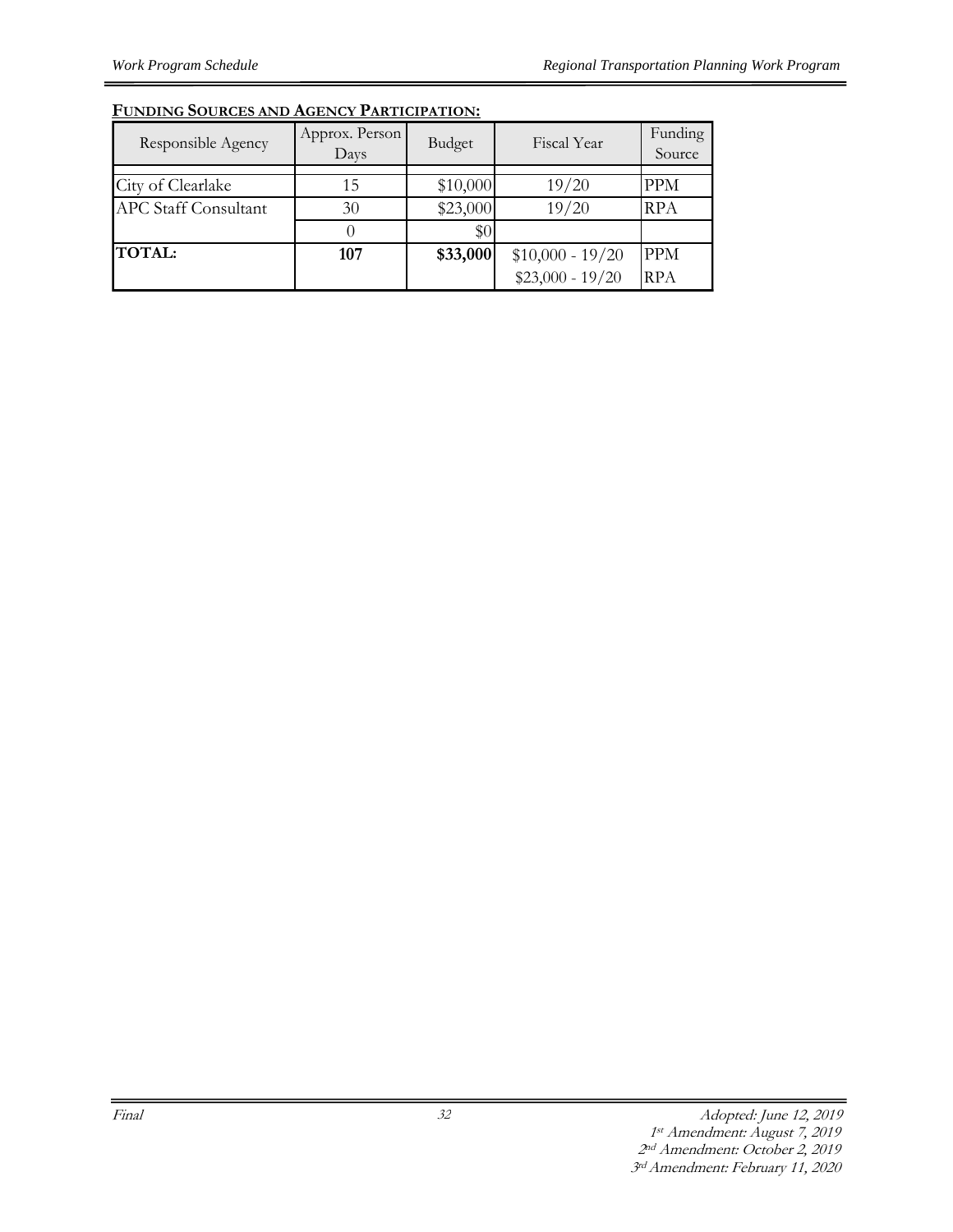**FUNDING SOURCES AND AGENCY PARTICIPATION:**

| Responsible Agency | Approx. Person Days | Budget | Fiscal Year | Funding Source |
|---|---|---|---|---|
| City of Clearlake | 15 | $10,000 | 19/20 | PPM |
| APC Staff Consultant | 30 | $23,000 | 19/20 | RPA |
| | 0 | $0 | | |
| **TOTAL:** | **107** | **$33,000** | $10,000 - 19/20<br>$23,000 - 19/20 | PPM<br>RPA |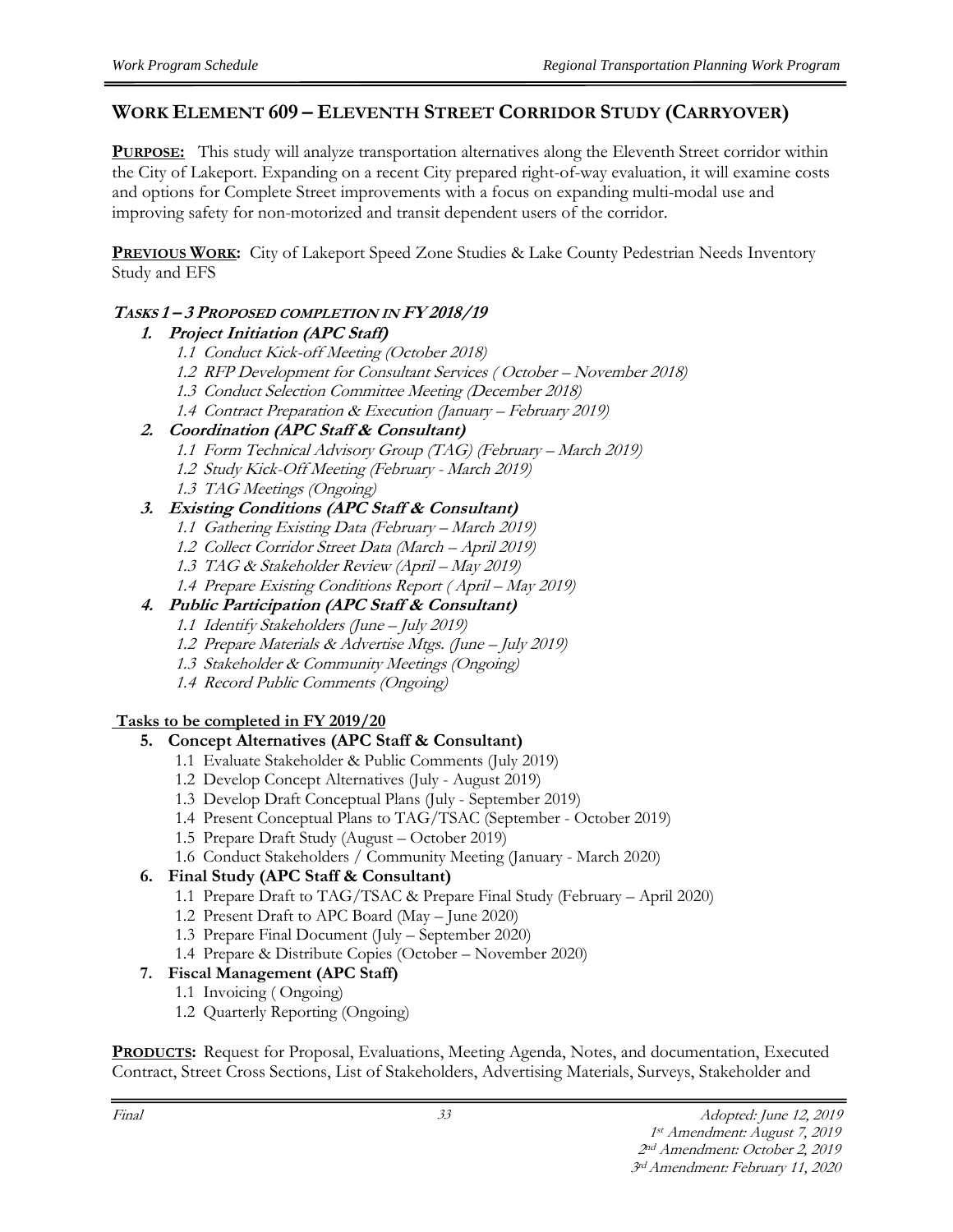## WORK ELEMENT 609 – ELEVENTH STREET CORRIDOR STUDY (CARRYOVER)

**PURPOSE:** This study will analyze transportation alternatives along the Eleventh Street corridor within the City of Lakeport. Expanding on a recent City prepared right-of-way evaluation, it will examine costs and options for Complete Street improvements with a focus on expanding multi-modal use and improving safety for non-motorized and transit dependent users of the corridor.

**PREVIOUS WORK:** City of Lakeport Speed Zone Studies & Lake County Pedestrian Needs Inventory Study and EFS

***TASKS 1 – 3 PROPOSED COMPLETION IN FY 2018/19***

1. ***Project Initiation (APC Staff)***
    - *1.1 Conduct Kick-off Meeting (October 2018)*
    - *1.2 RFP Development for Consultant Services ( October – November 2018)*
    - *1.3 Conduct Selection Committee Meeting (December 2018)*
    - *1.4 Contract Preparation & Execution (January – February 2019)*
2. ***Coordination (APC Staff & Consultant)***
    - *1.1 Form Technical Advisory Group (TAG) (February – March 2019)*
    - *1.2 Study Kick-Off Meeting (February - March 2019)*
    - *1.3 TAG Meetings (Ongoing)*
3. ***Existing Conditions (APC Staff & Consultant)***
    - *1.1 Gathering Existing Data (February – March 2019)*
    - *1.2 Collect Corridor Street Data (March – April 2019)*
    - *1.3 TAG & Stakeholder Review (April – May 2019)*
    - *1.4 Prepare Existing Conditions Report ( April – May 2019)*
4. ***Public Participation (APC Staff & Consultant)***
    - *1.1 Identify Stakeholders (June – July 2019)*
    - *1.2 Prepare Materials & Advertise Mtgs. (June – July 2019)*
    - *1.3 Stakeholder & Community Meetings (Ongoing)*
    - *1.4 Record Public Comments (Ongoing)*

**Tasks to be completed in FY 2019/20**

5. **Concept Alternatives (APC Staff & Consultant)**
    - 1.1 Evaluate Stakeholder & Public Comments (July 2019)
    - 1.2 Develop Concept Alternatives (July - August 2019)
    - 1.3 Develop Draft Conceptual Plans (July - September 2019)
    - 1.4 Present Conceptual Plans to TAG/TSAC (September - October 2019)
    - 1.5 Prepare Draft Study (August – October 2019)
    - 1.6 Conduct Stakeholders / Community Meeting (January - March 2020)
6. **Final Study (APC Staff & Consultant)**
    - 1.1 Prepare Draft to TAG/TSAC & Prepare Final Study (February – April 2020)
    - 1.2 Present Draft to APC Board (May – June 2020)
    - 1.3 Prepare Final Document (July – September 2020)
    - 1.4 Prepare & Distribute Copies (October – November 2020)
7. **Fiscal Management (APC Staff)**
    - 1.1 Invoicing ( Ongoing)
    - 1.2 Quarterly Reporting (Ongoing)

**PRODUCTS:** Request for Proposal, Evaluations, Meeting Agenda, Notes, and documentation, Executed Contract, Street Cross Sections, List of Stakeholders, Advertising Materials, Surveys, Stakeholder and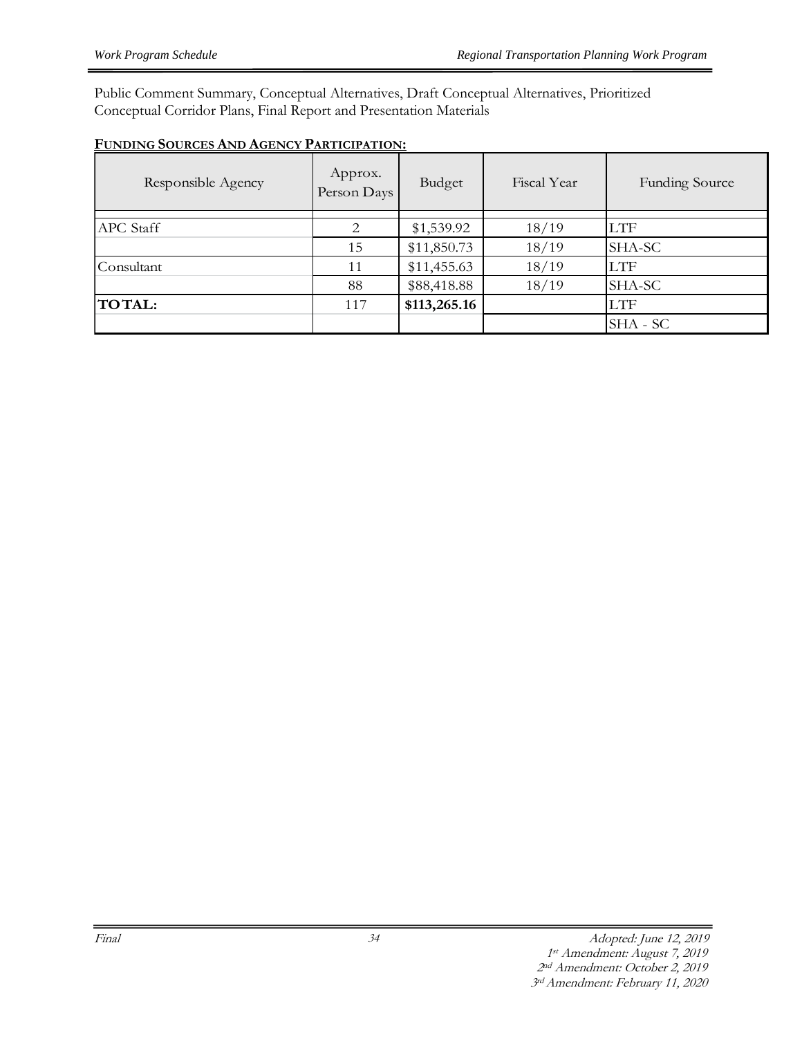Public Comment Summary, Conceptual Alternatives, Draft Conceptual Alternatives, Prioritized Conceptual Corridor Plans, Final Report and Presentation Materials

**FUNDING SOURCES AND AGENCY PARTICIPATION:**

| Responsible Agency | Approx. Person Days | Budget | Fiscal Year | Funding Source |
|---|---|---|---|---|
| APC Staff | 2 | $1,539.92 | 18/19 | LTF |
| | 15 | $11,850.73 | 18/19 | SHA-SC |
| Consultant | 11 | $11,455.63 | 18/19 | LTF |
| | 88 | $88,418.88 | 18/19 | SHA-SC |
| **TOTAL:** | 117 | **$113,265.16** | | LTF |
| | | | | SHA - SC |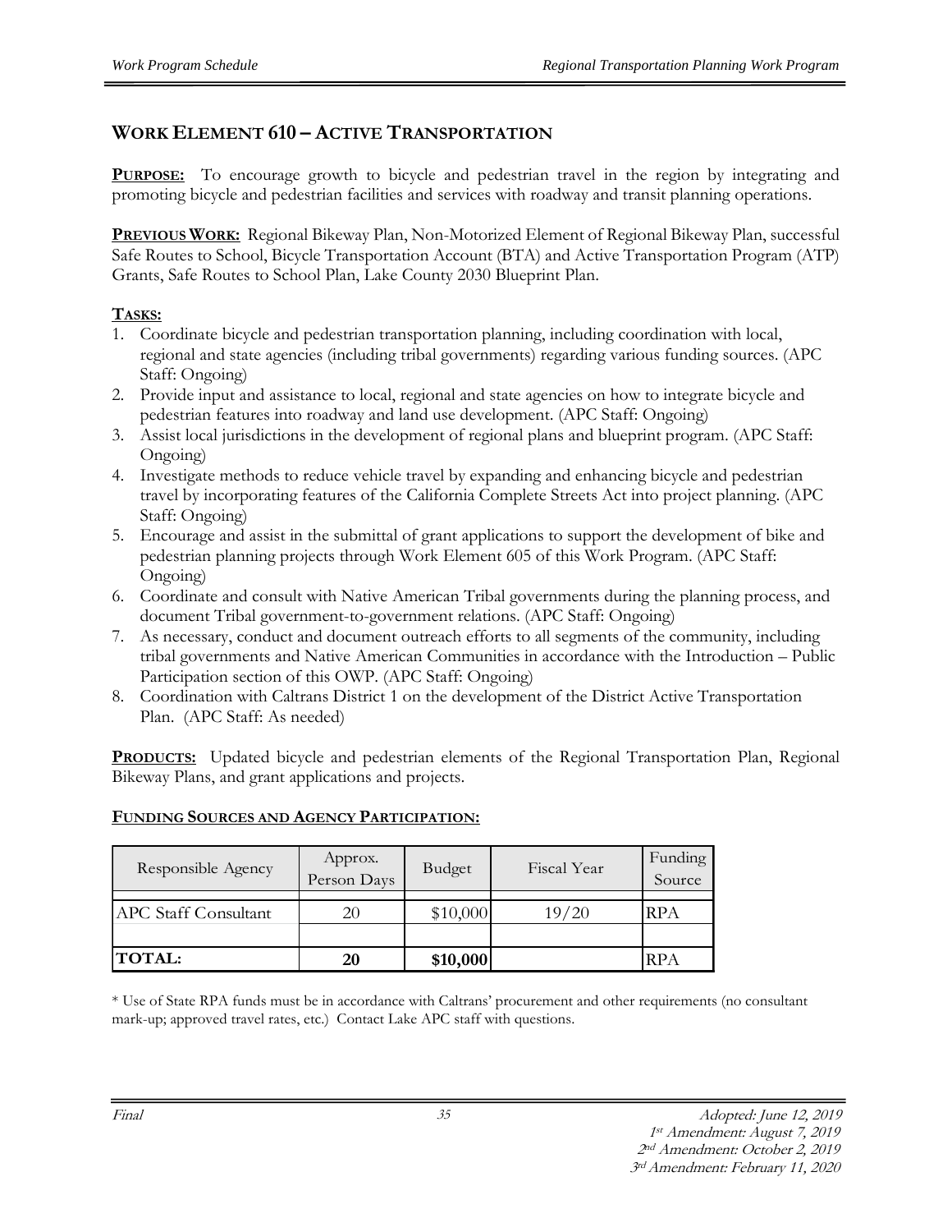## WORK ELEMENT 610 – ACTIVE TRANSPORTATION

**PURPOSE:** To encourage growth to bicycle and pedestrian travel in the region by integrating and promoting bicycle and pedestrian facilities and services with roadway and transit planning operations.

**PREVIOUS WORK:** Regional Bikeway Plan, Non-Motorized Element of Regional Bikeway Plan, successful Safe Routes to School, Bicycle Transportation Account (BTA) and Active Transportation Program (ATP) Grants, Safe Routes to School Plan, Lake County 2030 Blueprint Plan.

**TASKS:**

1. Coordinate bicycle and pedestrian transportation planning, including coordination with local, regional and state agencies (including tribal governments) regarding various funding sources. (APC Staff: Ongoing)
2. Provide input and assistance to local, regional and state agencies on how to integrate bicycle and pedestrian features into roadway and land use development. (APC Staff: Ongoing)
3. Assist local jurisdictions in the development of regional plans and blueprint program. (APC Staff: Ongoing)
4. Investigate methods to reduce vehicle travel by expanding and enhancing bicycle and pedestrian travel by incorporating features of the California Complete Streets Act into project planning. (APC Staff: Ongoing)
5. Encourage and assist in the submittal of grant applications to support the development of bike and pedestrian planning projects through Work Element 605 of this Work Program. (APC Staff: Ongoing)
6. Coordinate and consult with Native American Tribal governments during the planning process, and document Tribal government-to-government relations. (APC Staff: Ongoing)
7. As necessary, conduct and document outreach efforts to all segments of the community, including tribal governments and Native American Communities in accordance with the Introduction – Public Participation section of this OWP. (APC Staff: Ongoing)
8. Coordination with Caltrans District 1 on the development of the District Active Transportation Plan. (APC Staff: As needed)

**PRODUCTS:** Updated bicycle and pedestrian elements of the Regional Transportation Plan, Regional Bikeway Plans, and grant applications and projects.

**FUNDING SOURCES AND AGENCY PARTICIPATION:**

| Responsible Agency | Approx. Person Days | Budget | Fiscal Year | Funding Source |
|---|---|---|---|---|
| APC Staff Consultant | 20 | $10,000 | 19/20 | RPA |
| | | | | |
| **TOTAL:** | **20** | **$10,000** | | RPA |

* Use of State RPA funds must be in accordance with Caltrans' procurement and other requirements (no consultant mark-up; approved travel rates, etc.) Contact Lake APC staff with questions.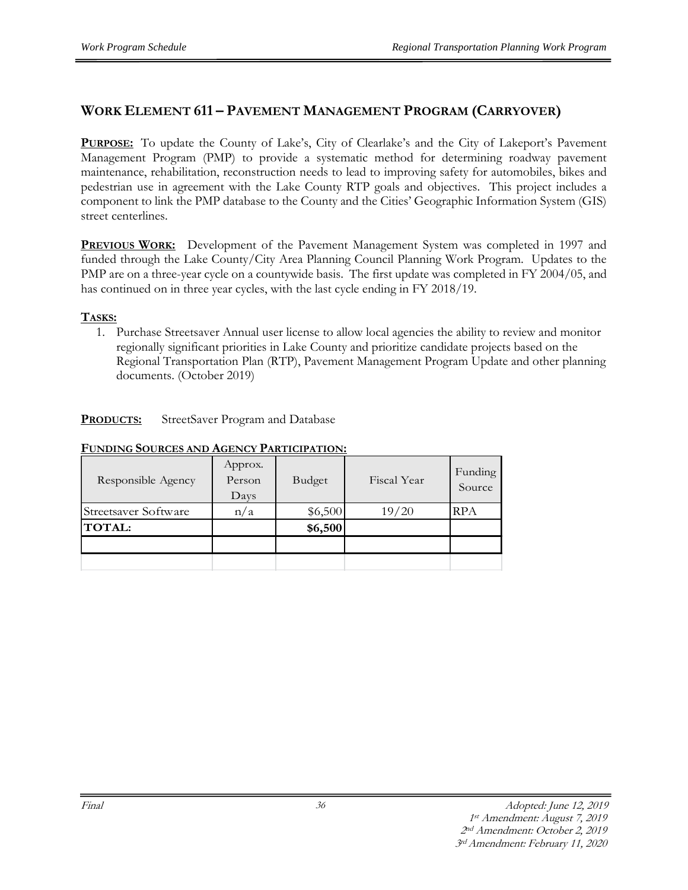## Work Element 611 – Pavement Management Program (Carryover)

**PURPOSE:** To update the County of Lake's, City of Clearlake's and the City of Lakeport's Pavement Management Program (PMP) to provide a systematic method for determining roadway pavement maintenance, rehabilitation, reconstruction needs to lead to improving safety for automobiles, bikes and pedestrian use in agreement with the Lake County RTP goals and objectives. This project includes a component to link the PMP database to the County and the Cities' Geographic Information System (GIS) street centerlines.

**PREVIOUS WORK:** Development of the Pavement Management System was completed in 1997 and funded through the Lake County/City Area Planning Council Planning Work Program. Updates to the PMP are on a three-year cycle on a countywide basis. The first update was completed in FY 2004/05, and has continued on in three year cycles, with the last cycle ending in FY 2018/19.

**TASKS:**

1. Purchase Streetsaver Annual user license to allow local agencies the ability to review and monitor regionally significant priorities in Lake County and prioritize candidate projects based on the Regional Transportation Plan (RTP), Pavement Management Program Update and other planning documents. (October 2019)

**PRODUCTS:** StreetSaver Program and Database

**FUNDING SOURCES AND AGENCY PARTICIPATION:**

| Responsible Agency | Approx. Person Days | Budget | Fiscal Year | Funding Source |
|---|---|---|---|---|
| Streetsaver Software | n/a | $6,500 | 19/20 | RPA |
| **TOTAL:** | | **$6,500** | | |
| | | | | |
| | | | | |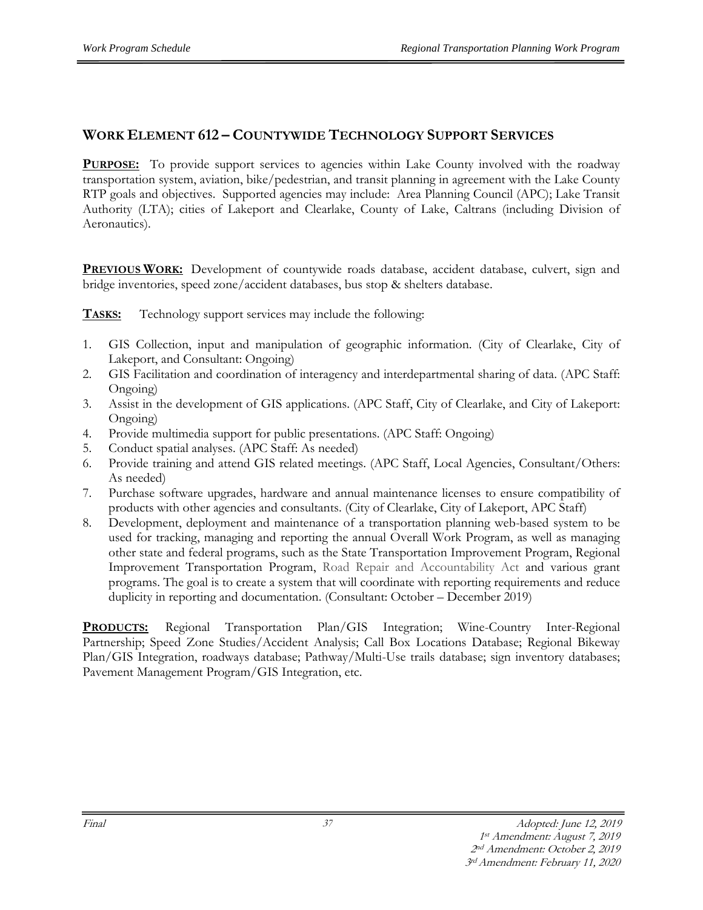## WORK ELEMENT 612 – COUNTYWIDE TECHNOLOGY SUPPORT SERVICES

**PURPOSE:** To provide support services to agencies within Lake County involved with the roadway transportation system, aviation, bike/pedestrian, and transit planning in agreement with the Lake County RTP goals and objectives. Supported agencies may include: Area Planning Council (APC); Lake Transit Authority (LTA); cities of Lakeport and Clearlake, County of Lake, Caltrans (including Division of Aeronautics).

**PREVIOUS WORK:** Development of countywide roads database, accident database, culvert, sign and bridge inventories, speed zone/accident databases, bus stop & shelters database.

**TASKS:** Technology support services may include the following:

1. GIS Collection, input and manipulation of geographic information. (City of Clearlake, City of Lakeport, and Consultant: Ongoing)
2. GIS Facilitation and coordination of interagency and interdepartmental sharing of data. (APC Staff: Ongoing)
3. Assist in the development of GIS applications. (APC Staff, City of Clearlake, and City of Lakeport: Ongoing)
4. Provide multimedia support for public presentations. (APC Staff: Ongoing)
5. Conduct spatial analyses. (APC Staff: As needed)
6. Provide training and attend GIS related meetings. (APC Staff, Local Agencies, Consultant/Others: As needed)
7. Purchase software upgrades, hardware and annual maintenance licenses to ensure compatibility of products with other agencies and consultants. (City of Clearlake, City of Lakeport, APC Staff)
8. Development, deployment and maintenance of a transportation planning web-based system to be used for tracking, managing and reporting the annual Overall Work Program, as well as managing other state and federal programs, such as the State Transportation Improvement Program, Regional Improvement Transportation Program, Road Repair and Accountability Act and various grant programs. The goal is to create a system that will coordinate with reporting requirements and reduce duplicity in reporting and documentation. (Consultant: October – December 2019)

**PRODUCTS:** Regional Transportation Plan/GIS Integration; Wine-Country Inter-Regional Partnership; Speed Zone Studies/Accident Analysis; Call Box Locations Database; Regional Bikeway Plan/GIS Integration, roadways database; Pathway/Multi-Use trails database; sign inventory databases; Pavement Management Program/GIS Integration, etc.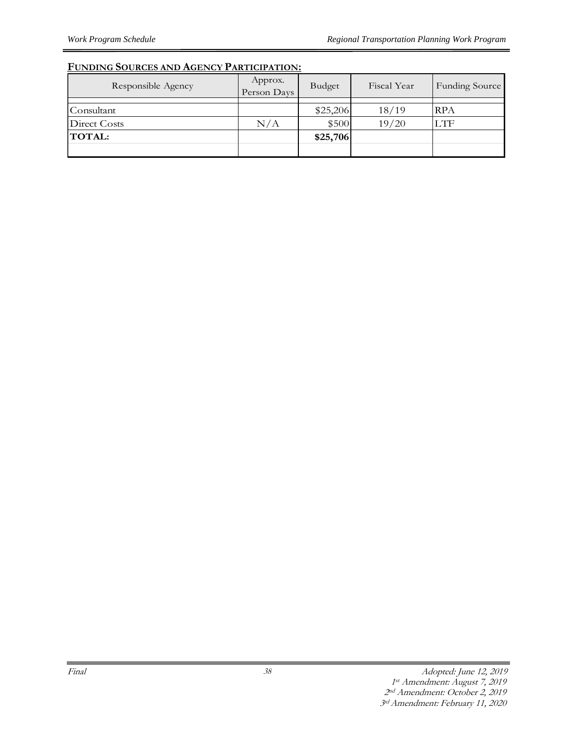**FUNDING SOURCES AND AGENCY PARTICIPATION:**

| Responsible Agency | Approx. Person Days | Budget | Fiscal Year | Funding Source |
|---|---|---|---|---|
| Consultant | | $25,206 | 18/19 | RPA |
| Direct Costs | N/A | $500 | 19/20 | LTF |
| **TOTAL:** | | **$25,706** | | |
| | | | | |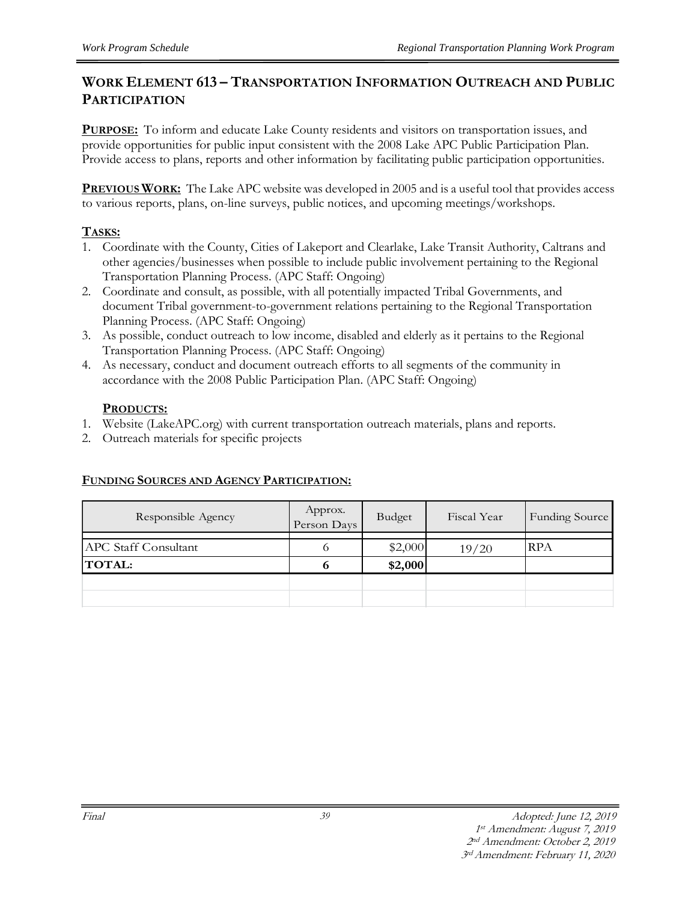## WORK ELEMENT 613 – TRANSPORTATION INFORMATION OUTREACH AND PUBLIC PARTICIPATION

**PURPOSE:** To inform and educate Lake County residents and visitors on transportation issues, and provide opportunities for public input consistent with the 2008 Lake APC Public Participation Plan. Provide access to plans, reports and other information by facilitating public participation opportunities.

**PREVIOUS WORK:** The Lake APC website was developed in 2005 and is a useful tool that provides access to various reports, plans, on-line surveys, public notices, and upcoming meetings/workshops.

**TASKS:**

1. Coordinate with the County, Cities of Lakeport and Clearlake, Lake Transit Authority, Caltrans and other agencies/businesses when possible to include public involvement pertaining to the Regional Transportation Planning Process. (APC Staff: Ongoing)
2. Coordinate and consult, as possible, with all potentially impacted Tribal Governments, and document Tribal government-to-government relations pertaining to the Regional Transportation Planning Process. (APC Staff: Ongoing)
3. As possible, conduct outreach to low income, disabled and elderly as it pertains to the Regional Transportation Planning Process. (APC Staff: Ongoing)
4. As necessary, conduct and document outreach efforts to all segments of the community in accordance with the 2008 Public Participation Plan. (APC Staff: Ongoing)

**PRODUCTS:**

1. Website (LakeAPC.org) with current transportation outreach materials, plans and reports.
2. Outreach materials for specific projects

**FUNDING SOURCES AND AGENCY PARTICIPATION:**

| Responsible Agency | Approx. Person Days | Budget | Fiscal Year | Funding Source |
|---|---|---|---|---|
| APC Staff Consultant | 6 | $2,000 | 19/20 | RPA |
| **TOTAL:** | **6** | **$2,000** | | |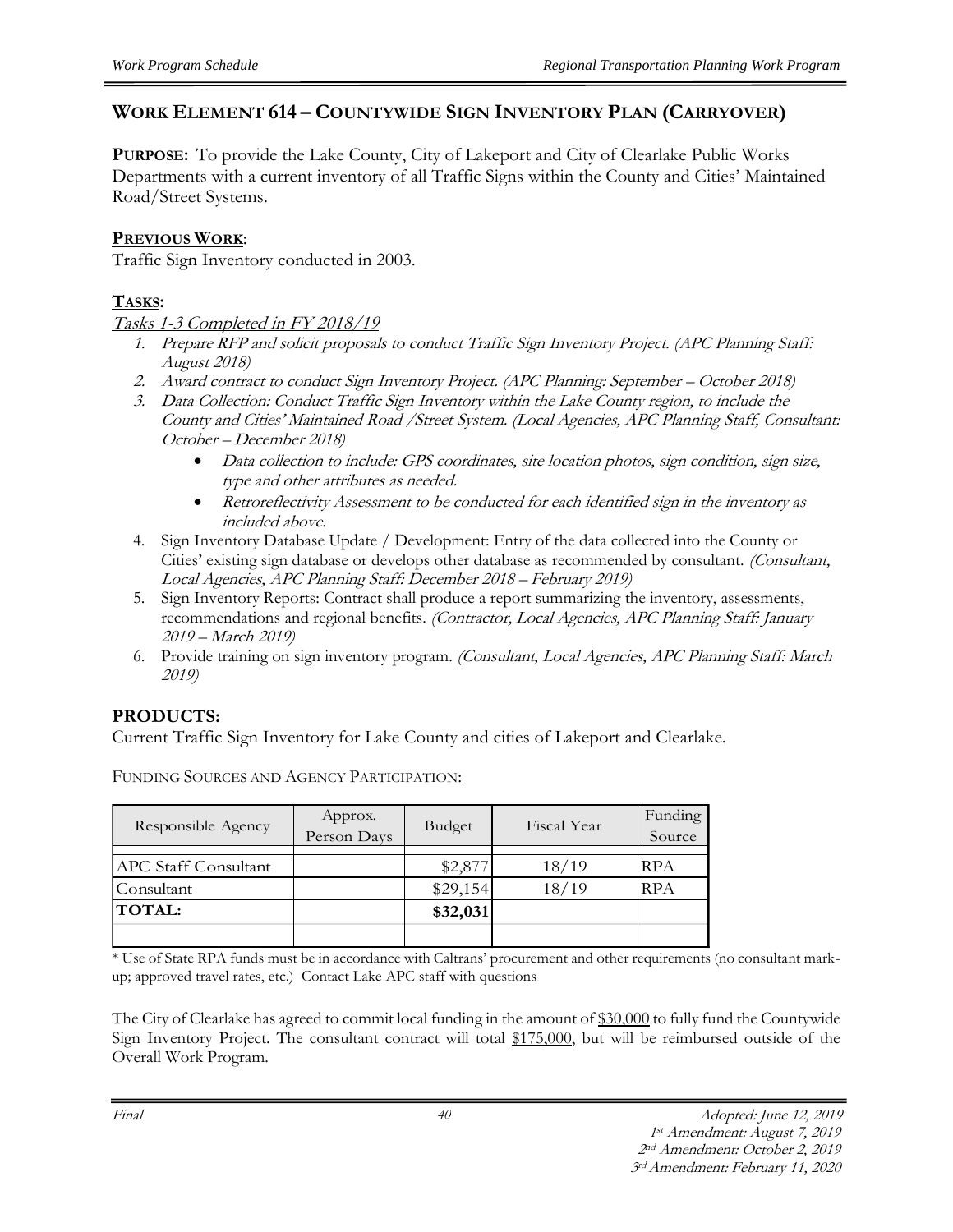## WORK ELEMENT 614 – COUNTYWIDE SIGN INVENTORY PLAN (CARRYOVER)

**PURPOSE:** To provide the Lake County, City of Lakeport and City of Clearlake Public Works Departments with a current inventory of all Traffic Signs within the County and Cities' Maintained Road/Street Systems.

**PREVIOUS WORK**:

Traffic Sign Inventory conducted in 2003.

**TASKS:**

*Tasks 1-3 Completed in FY 2018/19*

1. *Prepare RFP and solicit proposals to conduct Traffic Sign Inventory Project. (APC Planning Staff: August 2018)*
2. *Award contract to conduct Sign Inventory Project. (APC Planning: September – October 2018)*
3. *Data Collection: Conduct Traffic Sign Inventory within the Lake County region, to include the County and Cities' Maintained Road /Street System. (Local Agencies, APC Planning Staff, Consultant: October – December 2018)*
    - *Data collection to include: GPS coordinates, site location photos, sign condition, sign size, type and other attributes as needed.*
    - *Retroreflectivity Assessment to be conducted for each identified sign in the inventory as included above.*
4. Sign Inventory Database Update / Development: Entry of the data collected into the County or Cities' existing sign database or develops other database as recommended by consultant. *(Consultant, Local Agencies, APC Planning Staff: December 2018 – February 2019)*
5. Sign Inventory Reports: Contract shall produce a report summarizing the inventory, assessments, recommendations and regional benefits. *(Contractor, Local Agencies, APC Planning Staff: January 2019 – March 2019)*
6. Provide training on sign inventory program. *(Consultant, Local Agencies, APC Planning Staff: March 2019)*

## PRODUCTS:

Current Traffic Sign Inventory for Lake County and cities of Lakeport and Clearlake.

FUNDING SOURCES AND AGENCY PARTICIPATION:

| Responsible Agency | Approx. Person Days | Budget | Fiscal Year | Funding Source |
|---|---|---|---|---|
| APC Staff Consultant | | $2,877 | 18/19 | RPA |
| Consultant | | $29,154 | 18/19 | RPA |
| **TOTAL:** | | **$32,031** | | |

\* Use of State RPA funds must be in accordance with Caltrans' procurement and other requirements (no consultant mark-up; approved travel rates, etc.) Contact Lake APC staff with questions

The City of Clearlake has agreed to commit local funding in the amount of $30,000 to fully fund the Countywide Sign Inventory Project. The consultant contract will total $175,000, but will be reimbursed outside of the Overall Work Program.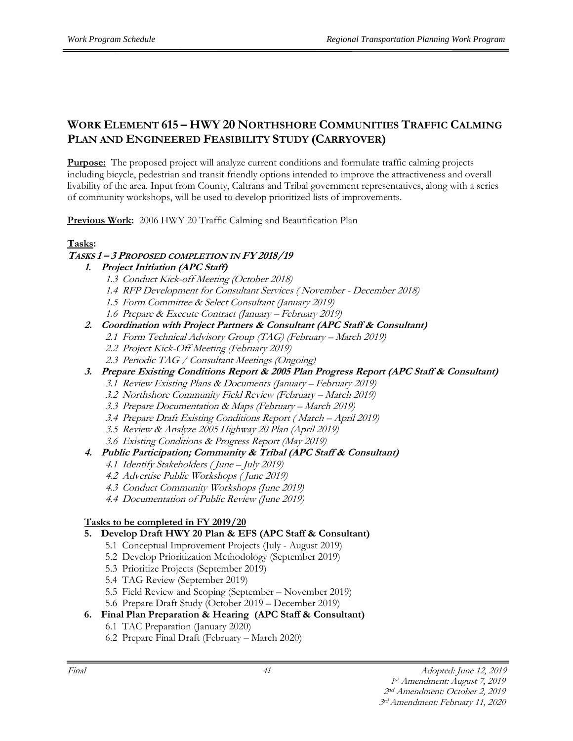## WORK ELEMENT 615 – HWY 20 NORTHSHORE COMMUNITIES TRAFFIC CALMING PLAN AND ENGINEERED FEASIBILITY STUDY (CARRYOVER)

**Purpose:** The proposed project will analyze current conditions and formulate traffic calming projects including bicycle, pedestrian and transit friendly options intended to improve the attractiveness and overall livability of the area. Input from County, Caltrans and Tribal government representatives, along with a series of community workshops, will be used to develop prioritized lists of improvements.

**Previous Work:** 2006 HWY 20 Traffic Calming and Beautification Plan

**Tasks:**

***TASKS 1 – 3 PROPOSED COMPLETION IN FY 2018/19***

1. ***Project Initiation (APC Staff)***
    - *1.3 Conduct Kick-off Meeting (October 2018)*
    - *1.4 RFP Development for Consultant Services ( November - December 2018)*
    - *1.5 Form Committee & Select Consultant (January 2019)*
    - *1.6 Prepare & Execute Contract (January – February 2019)*
2. ***Coordination with Project Partners & Consultant (APC Staff & Consultant)***
    - *2.1 Form Technical Advisory Group (TAG) (February – March 2019)*
    - *2.2 Project Kick-Off Meeting (February 2019)*
    - *2.3 Periodic TAG / Consultant Meetings (Ongoing)*
3. ***Prepare Existing Conditions Report & 2005 Plan Progress Report (APC Staff & Consultant)***
    - *3.1 Review Existing Plans & Documents (January – February 2019)*
    - *3.2 Northshore Community Field Review (February – March 2019)*
    - *3.3 Prepare Documentation & Maps (February – March 2019)*
    - *3.4 Prepare Draft Existing Conditions Report ( March – April 2019)*
    - *3.5 Review & Analyze 2005 Highway 20 Plan (April 2019)*
    - *3.6 Existing Conditions & Progress Report (May 2019)*
4. ***Public Participation; Community & Tribal (APC Staff & Consultant)***
    - *4.1 Identify Stakeholders ( June – July 2019)*
    - *4.2 Advertise Public Workshops ( June 2019)*
    - *4.3 Conduct Community Workshops (June 2019)*
    - *4.4 Documentation of Public Review (June 2019)*

**Tasks to be completed in FY 2019/20**

5. **Develop Draft HWY 20 Plan & EFS (APC Staff & Consultant)**
    - 5.1 Conceptual Improvement Projects (July - August 2019)
    - 5.2 Develop Prioritization Methodology (September 2019)
    - 5.3 Prioritize Projects (September 2019)
    - 5.4 TAG Review (September 2019)
    - 5.5 Field Review and Scoping (September – November 2019)
    - 5.6 Prepare Draft Study (October 2019 – December 2019)
6. **Final Plan Preparation & Hearing (APC Staff & Consultant)**
    - 6.1 TAC Preparation (January 2020)
    - 6.2 Prepare Final Draft (February – March 2020)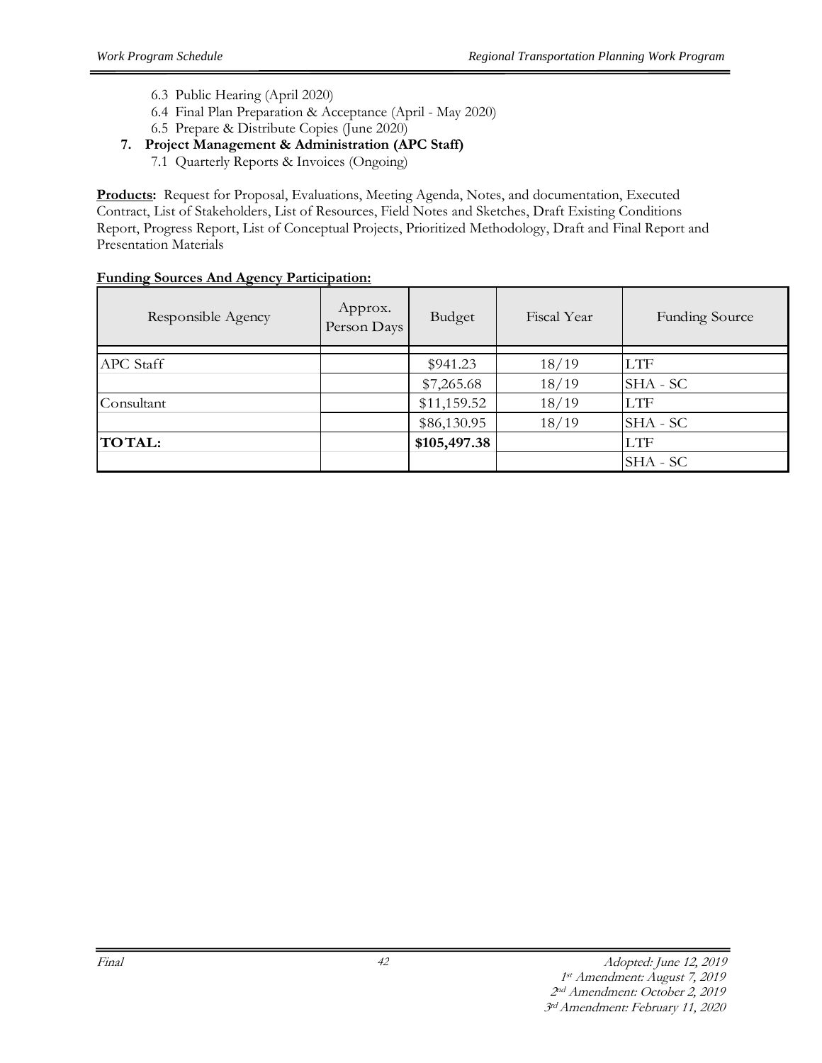- 6.3 Public Hearing (April 2020)
  - 6.4 Final Plan Preparation & Acceptance (April - May 2020)
  - 6.5 Prepare & Distribute Copies (June 2020)

7. **Project Management & Administration (APC Staff)**
   - 7.1 Quarterly Reports & Invoices (Ongoing)

**Products:** Request for Proposal, Evaluations, Meeting Agenda, Notes, and documentation, Executed Contract, List of Stakeholders, List of Resources, Field Notes and Sketches, Draft Existing Conditions Report, Progress Report, List of Conceptual Projects, Prioritized Methodology, Draft and Final Report and Presentation Materials

**Funding Sources And Agency Participation:**

| Responsible Agency | Approx. Person Days | Budget | Fiscal Year | Funding Source |
|---|---|---|---|---|
| APC Staff | | $941.23 | 18/19 | LTF |
| | | $7,265.68 | 18/19 | SHA - SC |
| Consultant | | $11,159.52 | 18/19 | LTF |
| | | $86,130.95 | 18/19 | SHA - SC |
| **TOTAL:** | | **$105,497.38** | | LTF |
| | | | | SHA - SC |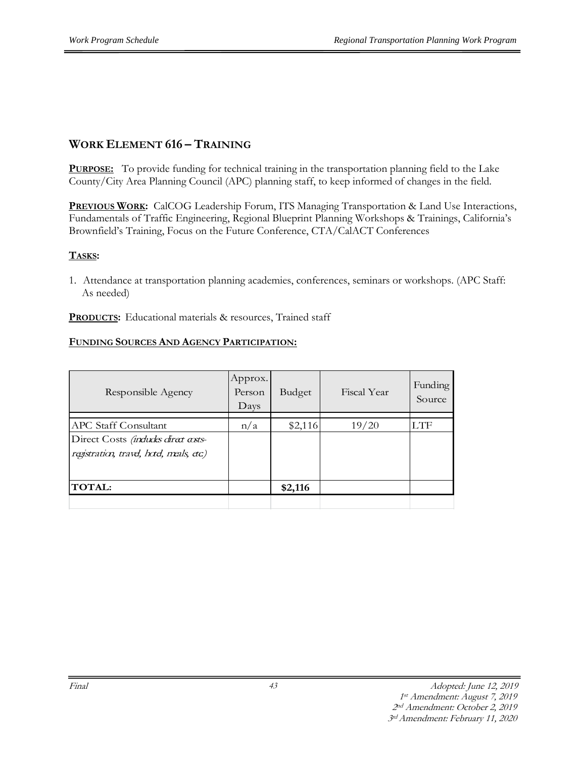## WORK ELEMENT 616 – TRAINING

**PURPOSE:** To provide funding for technical training in the transportation planning field to the Lake County/City Area Planning Council (APC) planning staff, to keep informed of changes in the field.

**PREVIOUS WORK:** CalCOG Leadership Forum, ITS Managing Transportation & Land Use Interactions, Fundamentals of Traffic Engineering, Regional Blueprint Planning Workshops & Trainings, California's Brownfield's Training, Focus on the Future Conference, CTA/CalACT Conferences

**TASKS:**

1. Attendance at transportation planning academies, conferences, seminars or workshops. (APC Staff: As needed)

**PRODUCTS:** Educational materials & resources, Trained staff

**FUNDING SOURCES AND AGENCY PARTICIPATION:**

| Responsible Agency | Approx. Person Days | Budget | Fiscal Year | Funding Source |
|---|---|---|---|---|
| APC Staff Consultant | n/a | $2,116 | 19/20 | LTF |
| Direct Costs *(includes direct costs-registration, travel, hotel, meals, etc.)* | | | | |
| **TOTAL:** | | **$2,116** | | |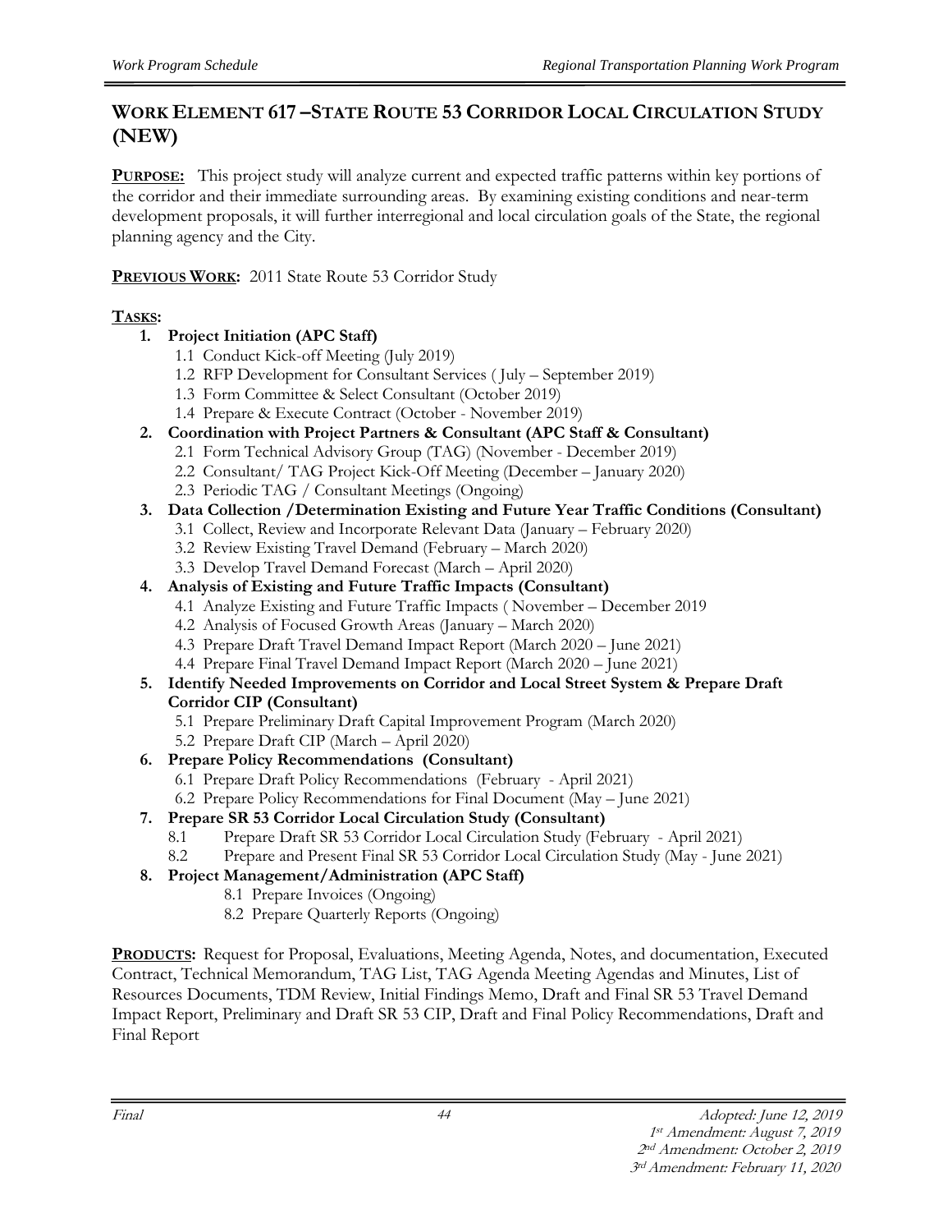## WORK ELEMENT 617 –STATE ROUTE 53 CORRIDOR LOCAL CIRCULATION STUDY (NEW)

**PURPOSE:** This project study will analyze current and expected traffic patterns within key portions of the corridor and their immediate surrounding areas. By examining existing conditions and near-term development proposals, it will further interregional and local circulation goals of the State, the regional planning agency and the City.

**PREVIOUS WORK:** 2011 State Route 53 Corridor Study

**TASKS:**

1. **Project Initiation (APC Staff)**
   - 1.1 Conduct Kick-off Meeting (July 2019)
   - 1.2 RFP Development for Consultant Services ( July – September 2019)
   - 1.3 Form Committee & Select Consultant (October 2019)
   - 1.4 Prepare & Execute Contract (October - November 2019)
2. **Coordination with Project Partners & Consultant (APC Staff & Consultant)**
   - 2.1 Form Technical Advisory Group (TAG) (November - December 2019)
   - 2.2 Consultant/ TAG Project Kick-Off Meeting (December – January 2020)
   - 2.3 Periodic TAG / Consultant Meetings (Ongoing)
3. **Data Collection /Determination Existing and Future Year Traffic Conditions (Consultant)**
   - 3.1 Collect, Review and Incorporate Relevant Data (January – February 2020)
   - 3.2 Review Existing Travel Demand (February – March 2020)
   - 3.3 Develop Travel Demand Forecast (March – April 2020)
4. **Analysis of Existing and Future Traffic Impacts (Consultant)**
   - 4.1 Analyze Existing and Future Traffic Impacts ( November – December 2019
   - 4.2 Analysis of Focused Growth Areas (January – March 2020)
   - 4.3 Prepare Draft Travel Demand Impact Report (March 2020 – June 2021)
   - 4.4 Prepare Final Travel Demand Impact Report (March 2020 – June 2021)
5. **Identify Needed Improvements on Corridor and Local Street System & Prepare Draft Corridor CIP (Consultant)**
   - 5.1 Prepare Preliminary Draft Capital Improvement Program (March 2020)
   - 5.2 Prepare Draft CIP (March – April 2020)
6. **Prepare Policy Recommendations (Consultant)**
   - 6.1 Prepare Draft Policy Recommendations (February - April 2021)
   - 6.2 Prepare Policy Recommendations for Final Document (May – June 2021)
7. **Prepare SR 53 Corridor Local Circulation Study (Consultant)**
   - 8.1 Prepare Draft SR 53 Corridor Local Circulation Study (February - April 2021)
   - 8.2 Prepare and Present Final SR 53 Corridor Local Circulation Study (May - June 2021)
8. **Project Management/Administration (APC Staff)**
   - 8.1 Prepare Invoices (Ongoing)
   - 8.2 Prepare Quarterly Reports (Ongoing)

**PRODUCTS:** Request for Proposal, Evaluations, Meeting Agenda, Notes, and documentation, Executed Contract, Technical Memorandum, TAG List, TAG Agenda Meeting Agendas and Minutes, List of Resources Documents, TDM Review, Initial Findings Memo, Draft and Final SR 53 Travel Demand Impact Report, Preliminary and Draft SR 53 CIP, Draft and Final Policy Recommendations, Draft and Final Report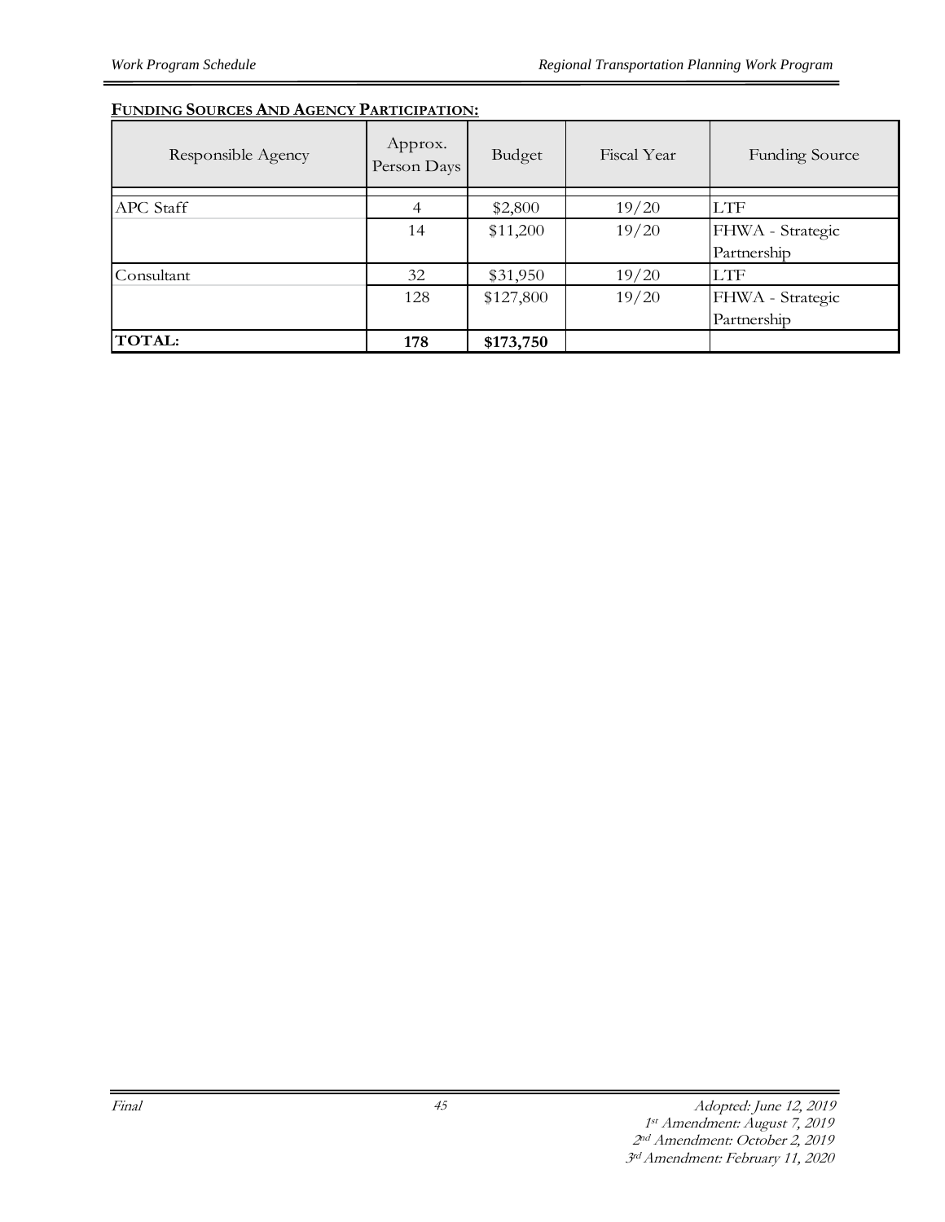**FUNDING SOURCES AND AGENCY PARTICIPATION:**

| Responsible Agency | Approx. Person Days | Budget | Fiscal Year | Funding Source |
|---|---|---|---|---|
| APC Staff | 4 | $2,800 | 19/20 | LTF |
| | 14 | $11,200 | 19/20 | FHWA - Strategic Partnership |
| Consultant | 32 | $31,950 | 19/20 | LTF |
| | 128 | $127,800 | 19/20 | FHWA - Strategic Partnership |
| **TOTAL:** | **178** | **$173,750** | | |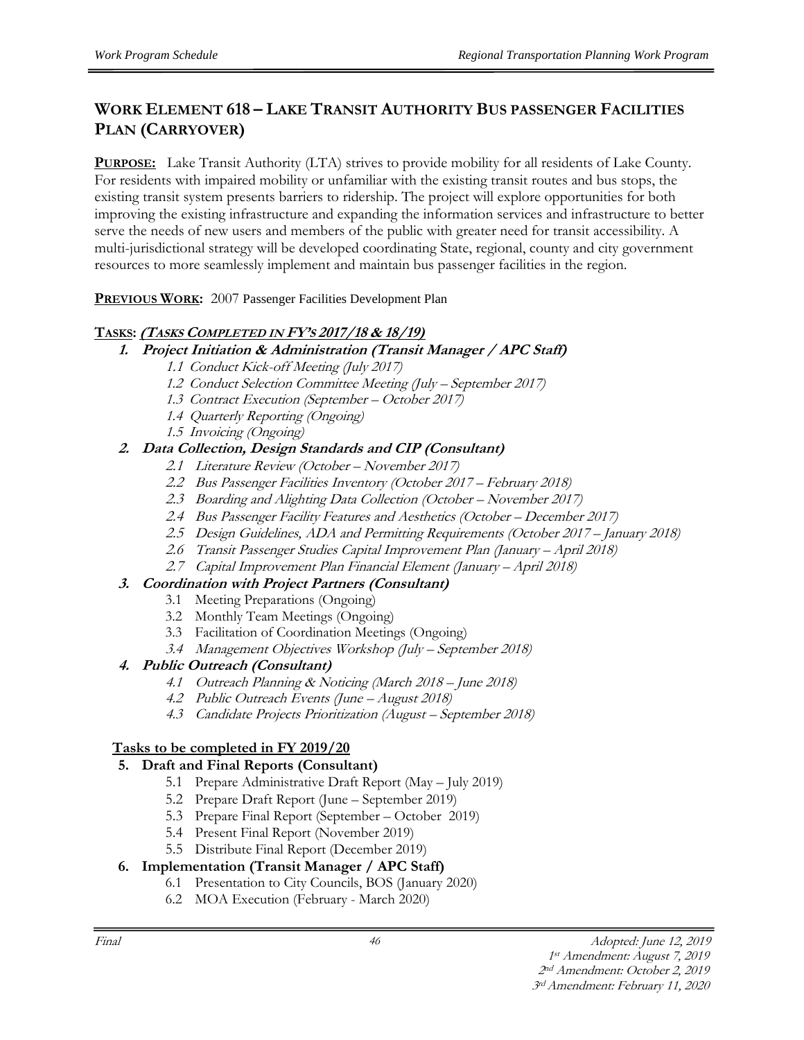## WORK ELEMENT 618 – LAKE TRANSIT AUTHORITY BUS PASSENGER FACILITIES PLAN (CARRYOVER)

**PURPOSE:** Lake Transit Authority (LTA) strives to provide mobility for all residents of Lake County. For residents with impaired mobility or unfamiliar with the existing transit routes and bus stops, the existing transit system presents barriers to ridership. The project will explore opportunities for both improving the existing infrastructure and expanding the information services and infrastructure to better serve the needs of new users and members of the public with greater need for transit accessibility. A multi-jurisdictional strategy will be developed coordinating State, regional, county and city government resources to more seamlessly implement and maintain bus passenger facilities in the region.

**PREVIOUS WORK:** 2007 Passenger Facilities Development Plan

**TASKS: *(TASKS COMPLETED IN FY'S 2017/18 & 18/19)***

1. ***Project Initiation & Administration (Transit Manager / APC Staff)***
   - *1.1 Conduct Kick-off Meeting (July 2017)*
   - *1.2 Conduct Selection Committee Meeting (July – September 2017)*
   - *1.3 Contract Execution (September – October 2017)*
   - *1.4 Quarterly Reporting (Ongoing)*
   - *1.5 Invoicing (Ongoing)*
2. ***Data Collection, Design Standards and CIP (Consultant)***
   - *2.1 Literature Review (October – November 2017)*
   - *2.2 Bus Passenger Facilities Inventory (October 2017 – February 2018)*
   - *2.3 Boarding and Alighting Data Collection (October – November 2017)*
   - *2.4 Bus Passenger Facility Features and Aesthetics (October – December 2017)*
   - *2.5 Design Guidelines, ADA and Permitting Requirements (October 2017 – January 2018)*
   - *2.6 Transit Passenger Studies Capital Improvement Plan (January – April 2018)*
   - *2.7 Capital Improvement Plan Financial Element (January – April 2018)*
3. ***Coordination with Project Partners (Consultant)***
   - 3.1 Meeting Preparations (Ongoing)
   - 3.2 Monthly Team Meetings (Ongoing)
   - 3.3 Facilitation of Coordination Meetings (Ongoing)
   - *3.4 Management Objectives Workshop (July – September 2018)*
4. ***Public Outreach (Consultant)***
   - *4.1 Outreach Planning & Noticing (March 2018 – June 2018)*
   - *4.2 Public Outreach Events (June – August 2018)*
   - *4.3 Candidate Projects Prioritization (August – September 2018)*

**Tasks to be completed in FY 2019/20**

5. **Draft and Final Reports (Consultant)**
   - 5.1 Prepare Administrative Draft Report (May – July 2019)
   - 5.2 Prepare Draft Report (June – September 2019)
   - 5.3 Prepare Final Report (September – October 2019)
   - 5.4 Present Final Report (November 2019)
   - 5.5 Distribute Final Report (December 2019)
6. **Implementation (Transit Manager / APC Staff)**
   - 6.1 Presentation to City Councils, BOS (January 2020)
   - 6.2 MOA Execution (February - March 2020)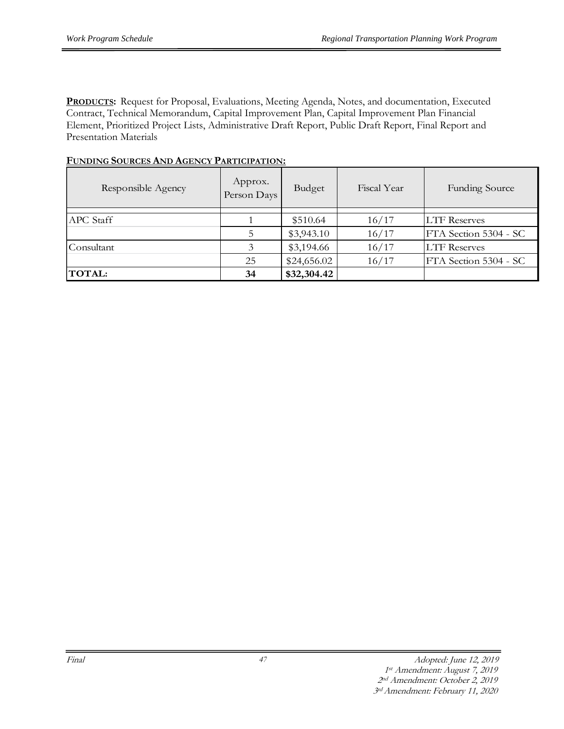**PRODUCTS:** Request for Proposal, Evaluations, Meeting Agenda, Notes, and documentation, Executed Contract, Technical Memorandum, Capital Improvement Plan, Capital Improvement Plan Financial Element, Prioritized Project Lists, Administrative Draft Report, Public Draft Report, Final Report and Presentation Materials

**FUNDING SOURCES AND AGENCY PARTICIPATION:**

| Responsible Agency | Approx. Person Days | Budget | Fiscal Year | Funding Source |
|---|---|---|---|---|
| APC Staff | 1 | \$510.64 | 16/17 | LTF Reserves |
| | 5 | \$3,943.10 | 16/17 | FTA Section 5304 - SC |
| Consultant | 3 | \$3,194.66 | 16/17 | LTF Reserves |
| | 25 | \$24,656.02 | 16/17 | FTA Section 5304 - SC |
| **TOTAL:** | **34** | **\$32,304.42** | | |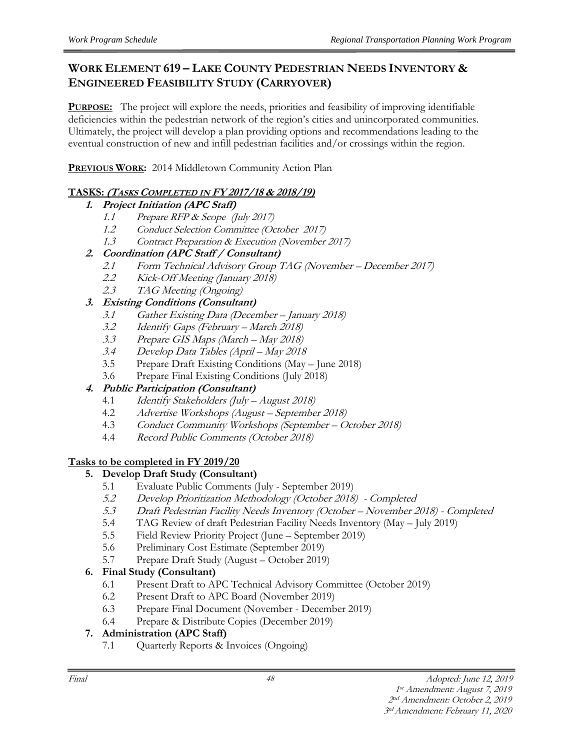## WORK ELEMENT 619 – LAKE COUNTY PEDESTRIAN NEEDS INVENTORY & ENGINEERED FEASIBILITY STUDY (CARRYOVER)

**PURPOSE:** The project will explore the needs, priorities and feasibility of improving identifiable deficiencies within the pedestrian network of the region's cities and unincorporated communities. Ultimately, the project will develop a plan providing options and recommendations leading to the eventual construction of new and infill pedestrian facilities and/or crossings within the region.

**PREVIOUS WORK:** 2014 Middletown Community Action Plan

**TASKS: *(TASKS COMPLETED IN FY 2017/18 & 2018/19)***

1. ***Project Initiation (APC Staff)***
   - *1.1 Prepare RFP & Scope (July 2017)*
   - *1.2 Conduct Selection Committee (October 2017)*
   - *1.3 Contract Preparation & Execution (November 2017)*
2. ***Coordination (APC Staff / Consultant)***
   - *2.1 Form Technical Advisory Group TAG (November – December 2017)*
   - *2.2 Kick-Off Meeting (January 2018)*
   - *2.3 TAG Meeting (Ongoing)*
3. ***Existing Conditions (Consultant)***
   - *3.1 Gather Existing Data (December – January 2018)*
   - *3.2 Identify Gaps (February – March 2018)*
   - *3.3 Prepare GIS Maps (March – May 2018)*
   - *3.4 Develop Data Tables (April – May 2018*
   - 3.5 Prepare Draft Existing Conditions (May – June 2018)
   - 3.6 Prepare Final Existing Conditions (July 2018)
4. ***Public Participation (Consultant)***
   - 4.1 *Identify Stakeholders (July – August 2018)*
   - 4.2 *Advertise Workshops (August – September 2018)*
   - 4.3 *Conduct Community Workshops (September – October 2018)*
   - 4.4 *Record Public Comments (October 2018)*

**Tasks to be completed in FY 2019/20**

5. **Develop Draft Study (Consultant)**
   - 5.1 Evaluate Public Comments (July - September 2019)
   - *5.2 Develop Prioritization Methodology (October 2018) - Completed*
   - *5.3 Draft Pedestrian Facility Needs Inventory (October – November 2018) - Completed*
   - 5.4 TAG Review of draft Pedestrian Facility Needs Inventory (May – July 2019)
   - 5.5 Field Review Priority Project (June – September 2019)
   - 5.6 Preliminary Cost Estimate (September 2019)
   - 5.7 Prepare Draft Study (August – October 2019)
6. **Final Study (Consultant)**
   - 6.1 Present Draft to APC Technical Advisory Committee (October 2019)
   - 6.2 Present Draft to APC Board (November 2019)
   - 6.3 Prepare Final Document (November - December 2019)
   - 6.4 Prepare & Distribute Copies (December 2019)
7. **Administration (APC Staff)**
   - 7.1 Quarterly Reports & Invoices (Ongoing)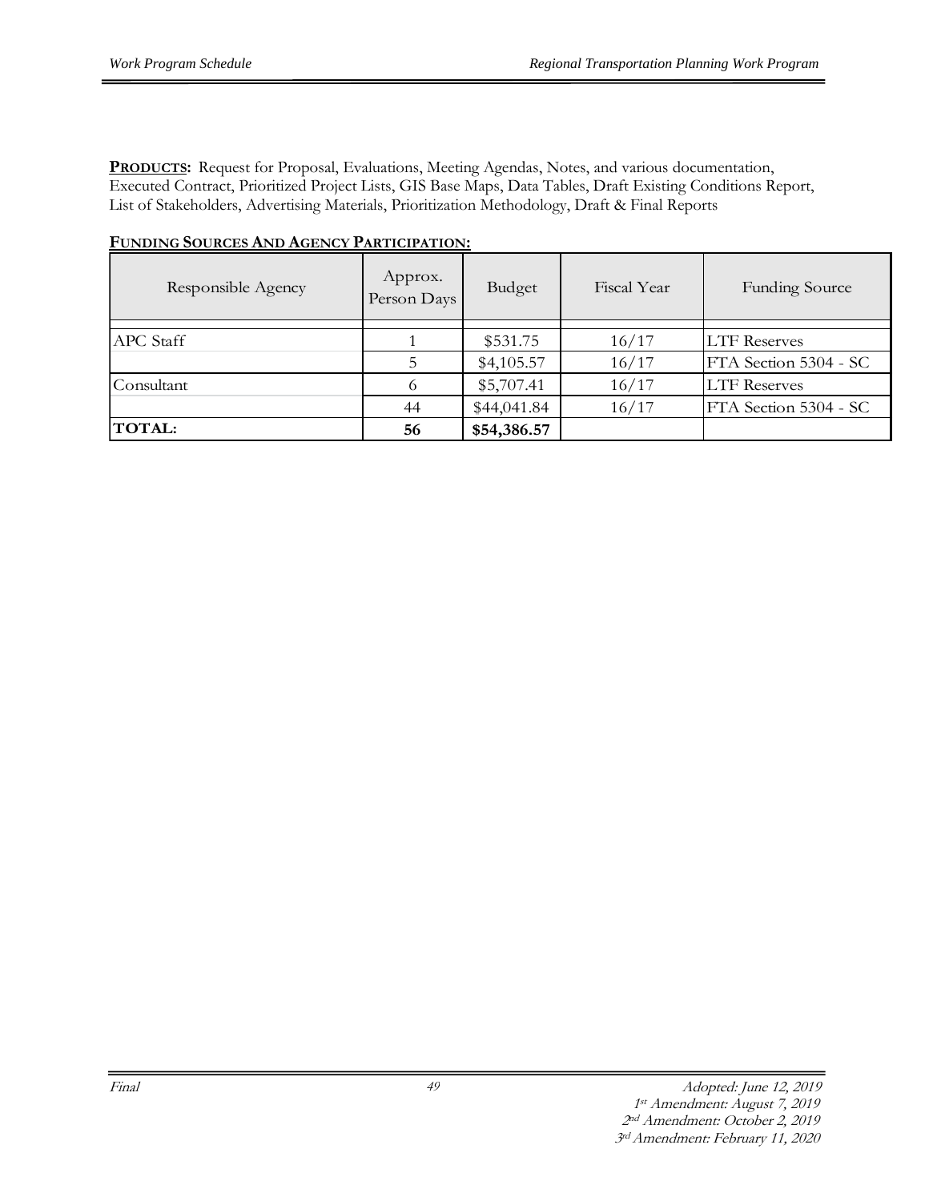**PRODUCTS:** Request for Proposal, Evaluations, Meeting Agendas, Notes, and various documentation, Executed Contract, Prioritized Project Lists, GIS Base Maps, Data Tables, Draft Existing Conditions Report, List of Stakeholders, Advertising Materials, Prioritization Methodology, Draft & Final Reports

**FUNDING SOURCES AND AGENCY PARTICIPATION:**

| Responsible Agency | Approx. Person Days | Budget | Fiscal Year | Funding Source |
|---|---|---|---|---|
| APC Staff | 1 | $531.75 | 16/17 | LTF Reserves |
| | 5 | $4,105.57 | 16/17 | FTA Section 5304 - SC |
| Consultant | 6 | $5,707.41 | 16/17 | LTF Reserves |
| | 44 | $44,041.84 | 16/17 | FTA Section 5304 - SC |
| **TOTAL:** | **56** | **$54,386.57** | | |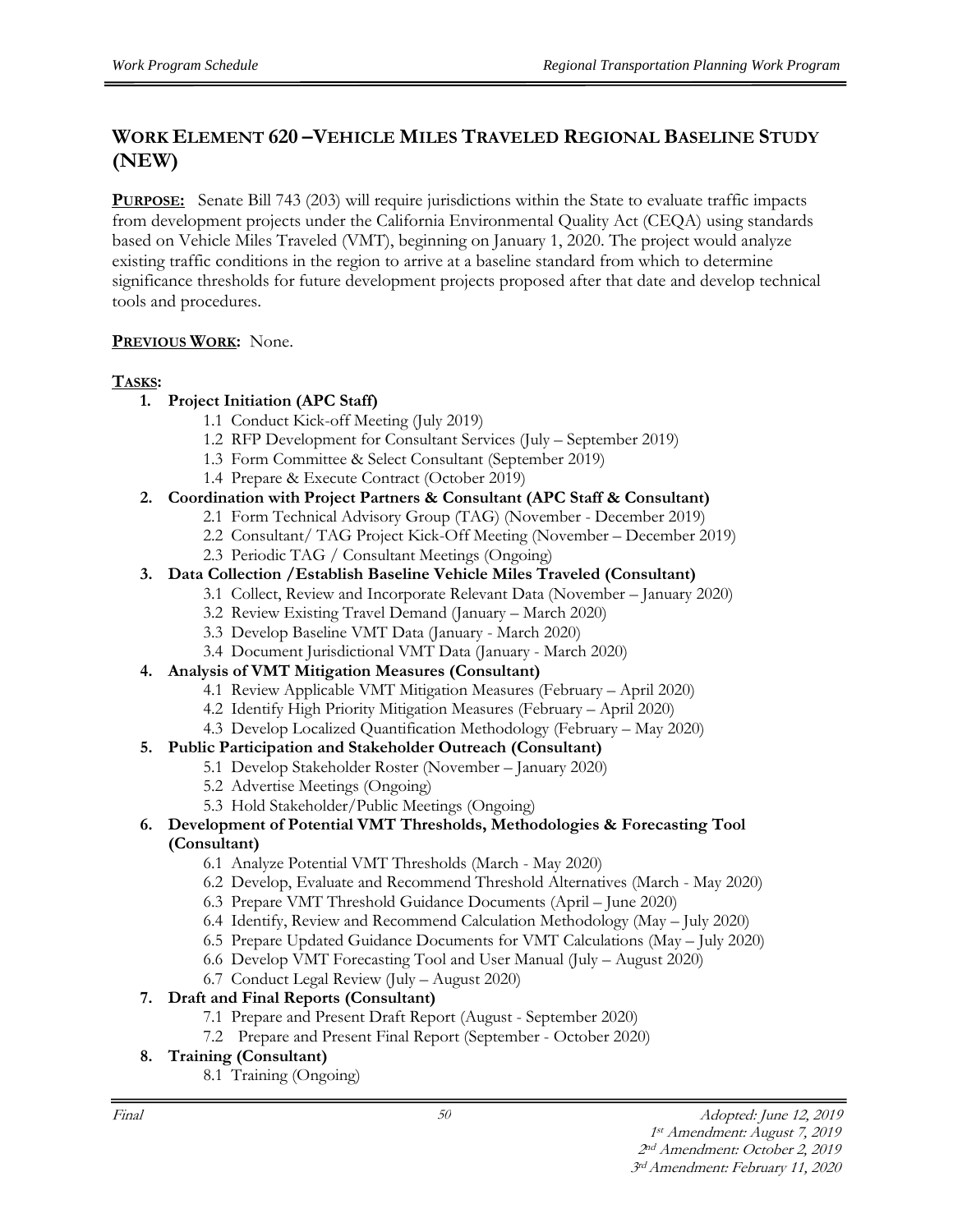## WORK ELEMENT 620 – VEHICLE MILES TRAVELED REGIONAL BASELINE STUDY (NEW)

**PURPOSE:** Senate Bill 743 (203) will require jurisdictions within the State to evaluate traffic impacts from development projects under the California Environmental Quality Act (CEQA) using standards based on Vehicle Miles Traveled (VMT), beginning on January 1, 2020. The project would analyze existing traffic conditions in the region to arrive at a baseline standard from which to determine significance thresholds for future development projects proposed after that date and develop technical tools and procedures.

**PREVIOUS WORK:** None.

**TASKS:**

1. **Project Initiation (APC Staff)**
   - 1.1 Conduct Kick-off Meeting (July 2019)
   - 1.2 RFP Development for Consultant Services (July – September 2019)
   - 1.3 Form Committee & Select Consultant (September 2019)
   - 1.4 Prepare & Execute Contract (October 2019)
2. **Coordination with Project Partners & Consultant (APC Staff & Consultant)**
   - 2.1 Form Technical Advisory Group (TAG) (November - December 2019)
   - 2.2 Consultant/ TAG Project Kick-Off Meeting (November – December 2019)
   - 2.3 Periodic TAG / Consultant Meetings (Ongoing)
3. **Data Collection /Establish Baseline Vehicle Miles Traveled (Consultant)**
   - 3.1 Collect, Review and Incorporate Relevant Data (November – January 2020)
   - 3.2 Review Existing Travel Demand (January – March 2020)
   - 3.3 Develop Baseline VMT Data (January - March 2020)
   - 3.4 Document Jurisdictional VMT Data (January - March 2020)
4. **Analysis of VMT Mitigation Measures (Consultant)**
   - 4.1 Review Applicable VMT Mitigation Measures (February – April 2020)
   - 4.2 Identify High Priority Mitigation Measures (February – April 2020)
   - 4.3 Develop Localized Quantification Methodology (February – May 2020)
5. **Public Participation and Stakeholder Outreach (Consultant)**
   - 5.1 Develop Stakeholder Roster (November – January 2020)
   - 5.2 Advertise Meetings (Ongoing)
   - 5.3 Hold Stakeholder/Public Meetings (Ongoing)
6. **Development of Potential VMT Thresholds, Methodologies & Forecasting Tool (Consultant)**
   - 6.1 Analyze Potential VMT Thresholds (March - May 2020)
   - 6.2 Develop, Evaluate and Recommend Threshold Alternatives (March - May 2020)
   - 6.3 Prepare VMT Threshold Guidance Documents (April – June 2020)
   - 6.4 Identify, Review and Recommend Calculation Methodology (May – July 2020)
   - 6.5 Prepare Updated Guidance Documents for VMT Calculations (May – July 2020)
   - 6.6 Develop VMT Forecasting Tool and User Manual (July – August 2020)
   - 6.7 Conduct Legal Review (July – August 2020)
7. **Draft and Final Reports (Consultant)**
   - 7.1 Prepare and Present Draft Report (August - September 2020)
   - 7.2 Prepare and Present Final Report (September - October 2020)
8. **Training (Consultant)**
   - 8.1 Training (Ongoing)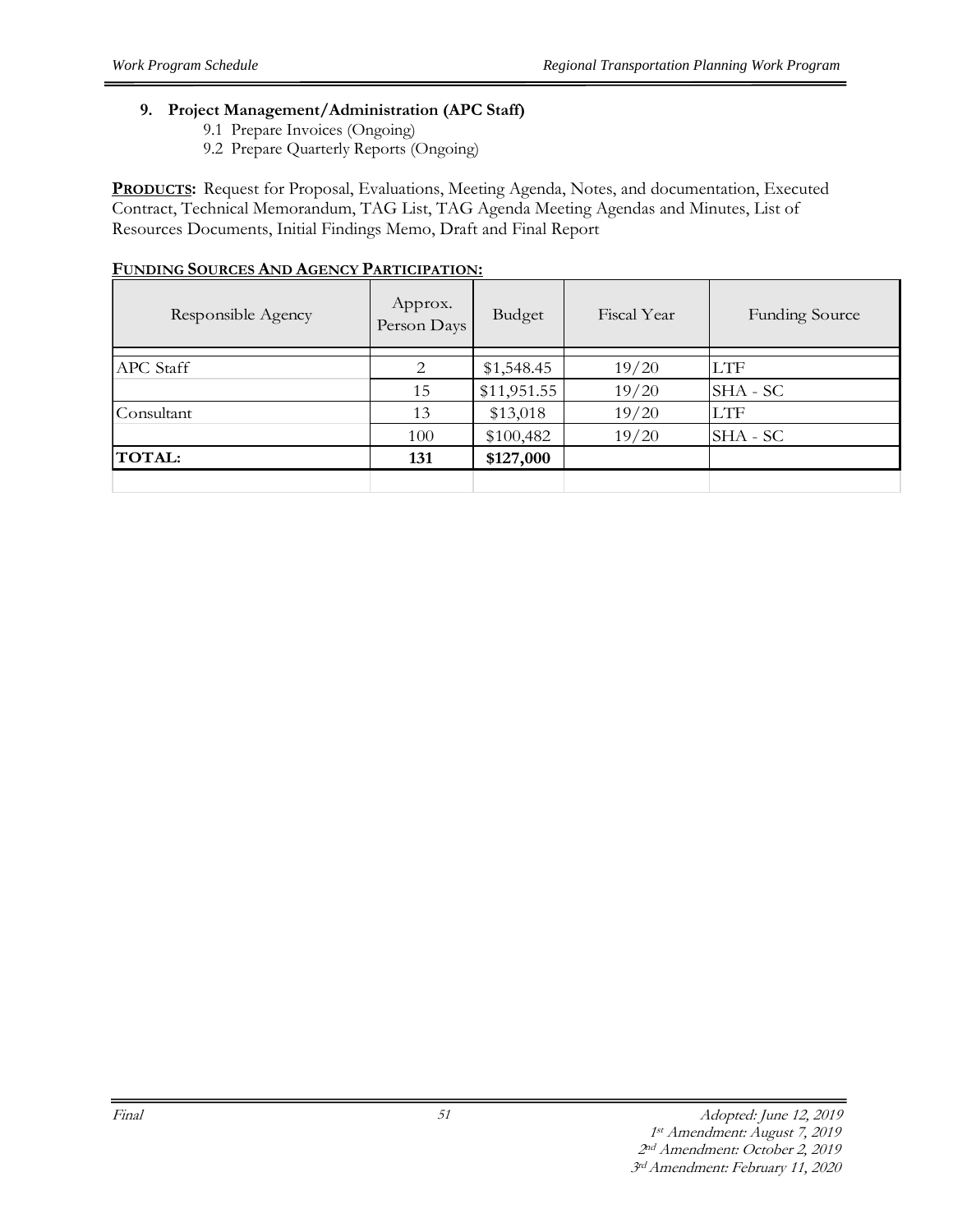9. **Project Management/Administration (APC Staff)**
    - 9.1 Prepare Invoices (Ongoing)
    - 9.2 Prepare Quarterly Reports (Ongoing)

**PRODUCTS:** Request for Proposal, Evaluations, Meeting Agenda, Notes, and documentation, Executed Contract, Technical Memorandum, TAG List, TAG Agenda Meeting Agendas and Minutes, List of Resources Documents, Initial Findings Memo, Draft and Final Report

**FUNDING SOURCES AND AGENCY PARTICIPATION:**

| Responsible Agency | Approx. Person Days | Budget | Fiscal Year | Funding Source |
|---|---|---|---|---|
| APC Staff | 2 | $1,548.45 | 19/20 | LTF |
| | 15 | $11,951.55 | 19/20 | SHA - SC |
| Consultant | 13 | $13,018 | 19/20 | LTF |
| | 100 | $100,482 | 19/20 | SHA - SC |
| **TOTAL:** | **131** | **$127,000** | | |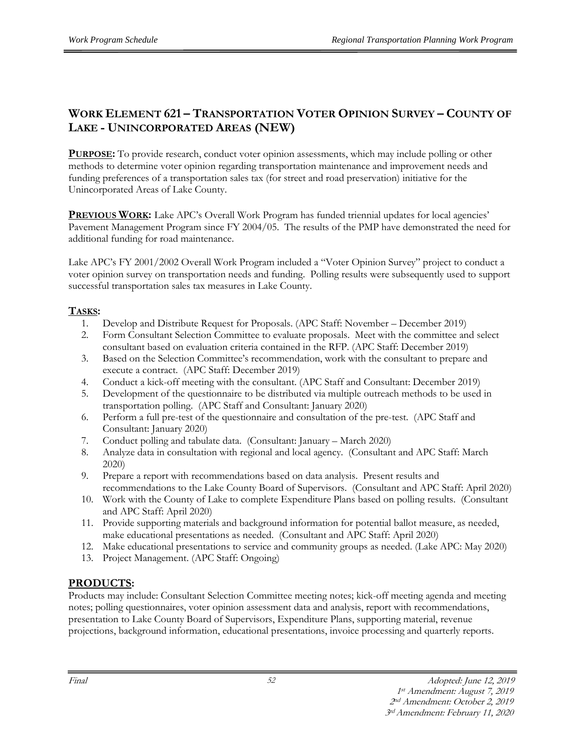## WORK ELEMENT 621 – TRANSPORTATION VOTER OPINION SURVEY – COUNTY OF LAKE - UNINCORPORATED AREAS (NEW)

**PURPOSE:** To provide research, conduct voter opinion assessments, which may include polling or other methods to determine voter opinion regarding transportation maintenance and improvement needs and funding preferences of a transportation sales tax (for street and road preservation) initiative for the Unincorporated Areas of Lake County.

**PREVIOUS WORK:** Lake APC's Overall Work Program has funded triennial updates for local agencies' Pavement Management Program since FY 2004/05. The results of the PMP have demonstrated the need for additional funding for road maintenance.

Lake APC's FY 2001/2002 Overall Work Program included a "Voter Opinion Survey" project to conduct a voter opinion survey on transportation needs and funding. Polling results were subsequently used to support successful transportation sales tax measures in Lake County.

**TASKS:**

1. Develop and Distribute Request for Proposals. (APC Staff: November – December 2019)
2. Form Consultant Selection Committee to evaluate proposals. Meet with the committee and select consultant based on evaluation criteria contained in the RFP. (APC Staff: December 2019)
3. Based on the Selection Committee's recommendation, work with the consultant to prepare and execute a contract. (APC Staff: December 2019)
4. Conduct a kick-off meeting with the consultant. (APC Staff and Consultant: December 2019)
5. Development of the questionnaire to be distributed via multiple outreach methods to be used in transportation polling. (APC Staff and Consultant: January 2020)
6. Perform a full pre-test of the questionnaire and consultation of the pre-test. (APC Staff and Consultant: January 2020)
7. Conduct polling and tabulate data. (Consultant: January – March 2020)
8. Analyze data in consultation with regional and local agency. (Consultant and APC Staff: March 2020)
9. Prepare a report with recommendations based on data analysis. Present results and recommendations to the Lake County Board of Supervisors. (Consultant and APC Staff: April 2020)
10. Work with the County of Lake to complete Expenditure Plans based on polling results. (Consultant and APC Staff: April 2020)
11. Provide supporting materials and background information for potential ballot measure, as needed, make educational presentations as needed. (Consultant and APC Staff: April 2020)
12. Make educational presentations to service and community groups as needed. (Lake APC: May 2020)
13. Project Management. (APC Staff: Ongoing)

## PRODUCTS:

Products may include: Consultant Selection Committee meeting notes; kick-off meeting agenda and meeting notes; polling questionnaires, voter opinion assessment data and analysis, report with recommendations, presentation to Lake County Board of Supervisors, Expenditure Plans, supporting material, revenue projections, background information, educational presentations, invoice processing and quarterly reports.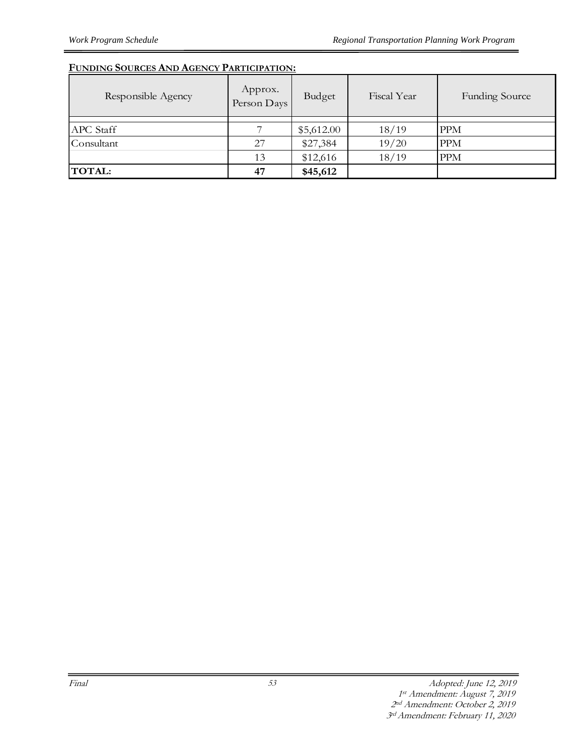**FUNDING SOURCES AND AGENCY PARTICIPATION:**

| Responsible Agency | Approx. Person Days | Budget | Fiscal Year | Funding Source |
|---|---|---|---|---|
| APC Staff | 7 | $5,612.00 | 18/19 | PPM |
| Consultant | 27 | $27,384 | 19/20 | PPM |
| | 13 | $12,616 | 18/19 | PPM |
| **TOTAL:** | **47** | **$45,612** | | |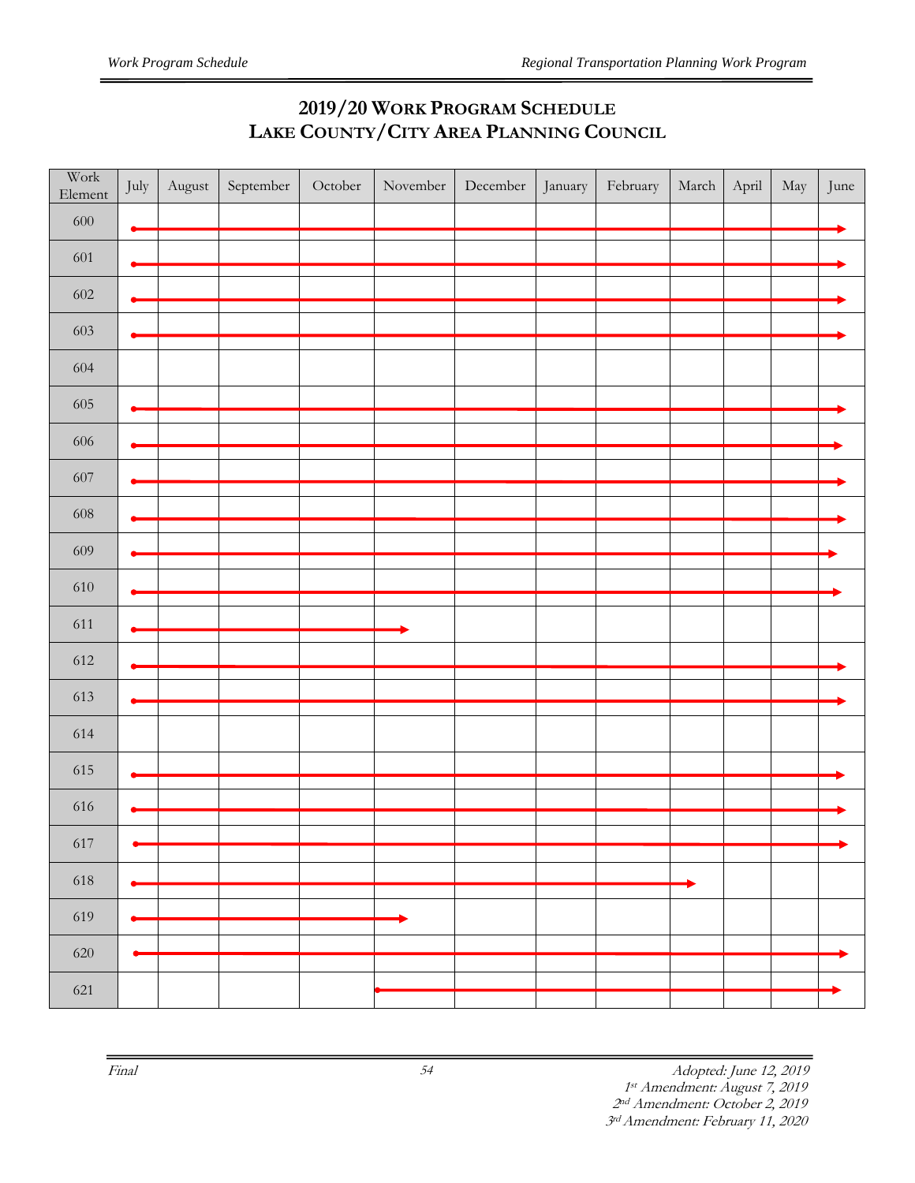# 2019/20 Work Program Schedule
# Lake County/City Area Planning Council

| Work Element | July | August | September | October | November | December | January | February | March | April | May | June |
|---|---|---|---|---|---|---|---|---|---|---|---|---|
| 600 | ● | — | — | — | — | — | — | — | — | — | — | → |
| 601 | ● | — | — | — | — | — | — | — | — | — | — | → |
| 602 | ● | — | — | — | — | — | — | — | — | — | — | → |
| 603 | ● | — | — | — | — | — | — | — | — | — | — | → |
| 604 | | | | | | | | | | | | |
| 605 | ● | — | — | — | — | — | — | — | — | — | — | → |
| 606 | ● | — | — | — | — | — | — | — | — | — | — | → |
| 607 | ● | — | — | — | — | — | — | — | — | — | — | → |
| 608 | ● | — | — | — | — | — | — | — | — | — | — | → |
| 609 | ● | — | — | — | — | — | — | — | — | — | — | → |
| 610 | ● | — | — | — | — | — | — | — | — | — | — | → |
| 611 | ● | — | — | — | → | | | | | | | |
| 612 | ● | — | — | — | — | — | — | — | — | — | — | → |
| 613 | ● | — | — | — | — | — | — | — | — | — | — | → |
| 614 | | | | | | | | | | | | |
| 615 | ● | — | — | — | — | — | — | — | — | — | — | → |
| 616 | ● | — | — | — | — | — | — | — | — | — | — | → |
| 617 | ● | — | — | — | — | — | — | — | — | — | — | → |
| 618 | ● | — | — | — | — | — | — | — | → | | | |
| 619 | ● | — | — | — | → | | | | | | | |
| 620 | ● | — | — | — | — | — | — | — | — | — | — | → |
| 621 | | | | | ● | — | — | — | — | — | — | → |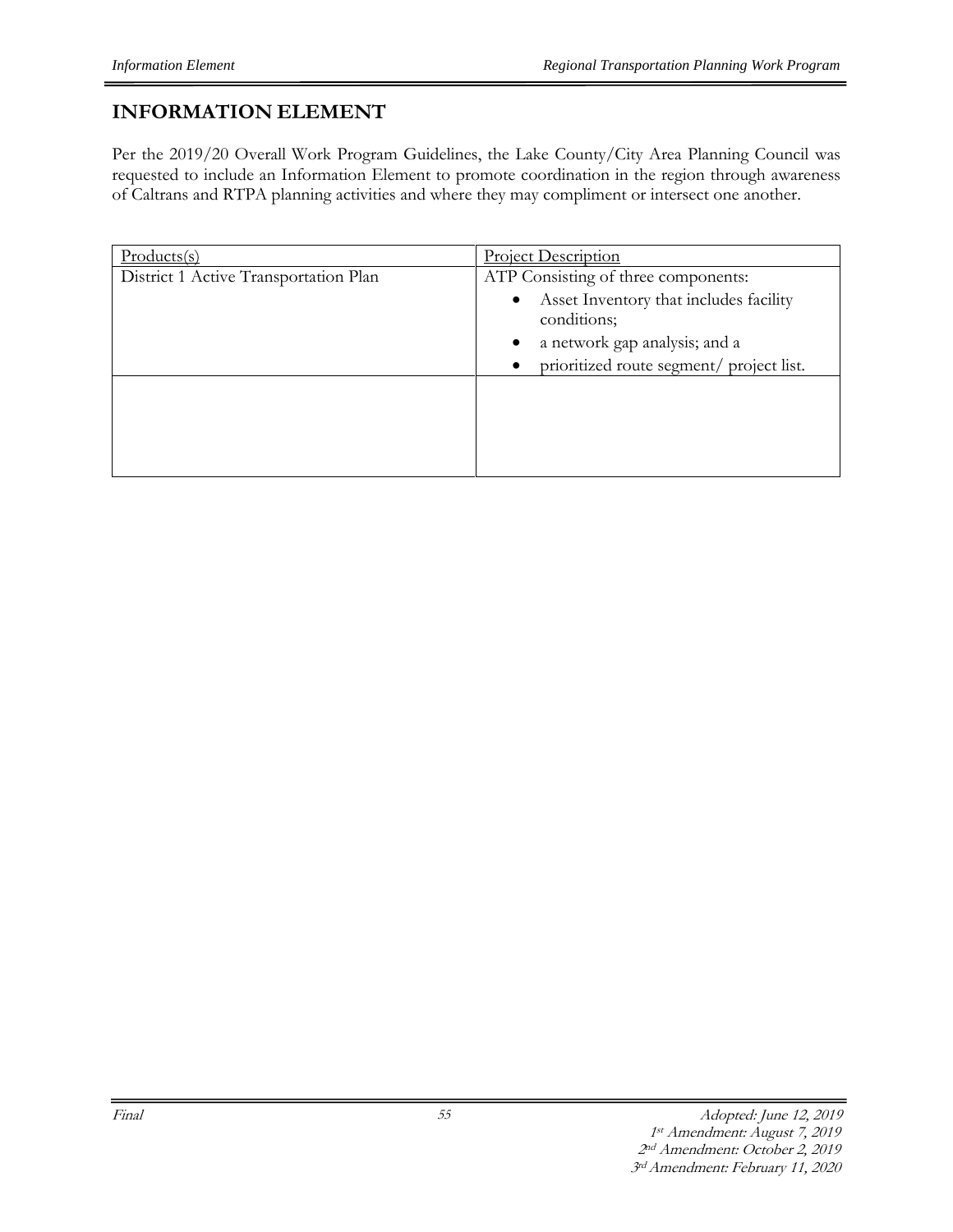# INFORMATION ELEMENT

Per the 2019/20 Overall Work Program Guidelines, the Lake County/City Area Planning Council was requested to include an Information Element to promote coordination in the region through awareness of Caltrans and RTPA planning activities and where they may compliment or intersect one another.

| Products(s) | Project Description |
|---|---|
| District 1 Active Transportation Plan | ATP Consisting of three components:<br>• Asset Inventory that includes facility conditions;<br>• a network gap analysis; and a<br>• prioritized route segment/ project list. |
| | |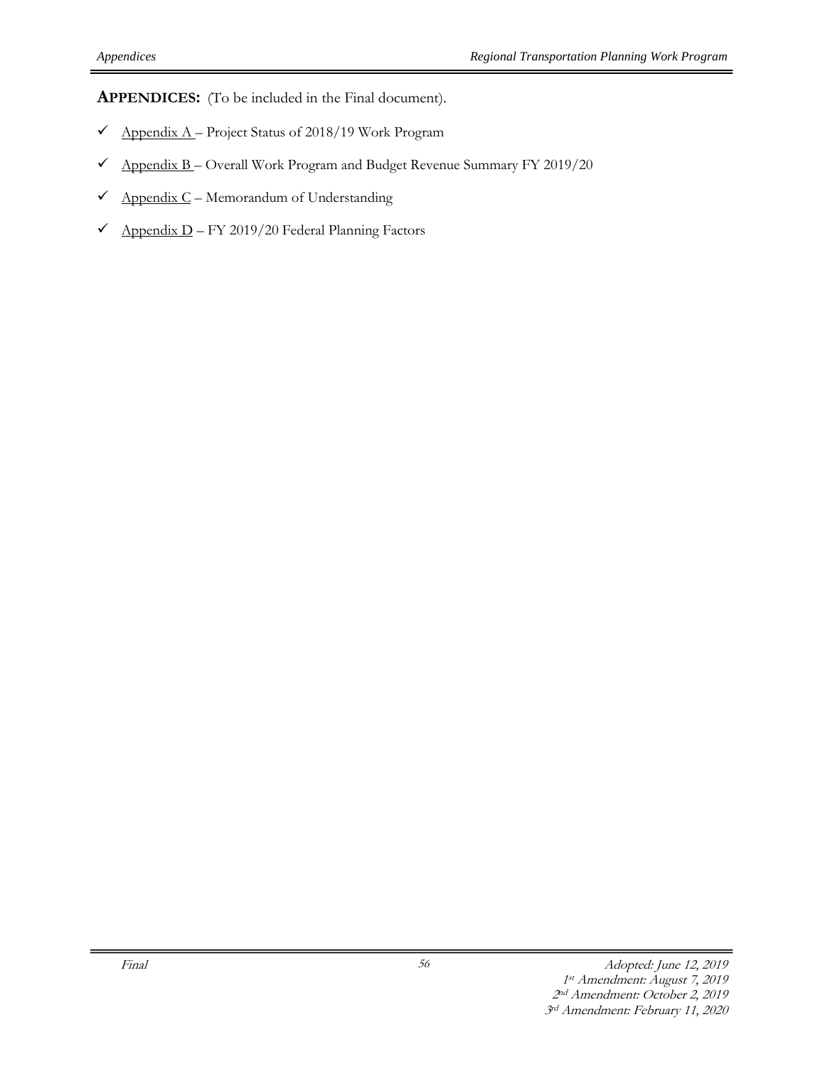**APPENDICES:** (To be included in the Final document).

- ✓ Appendix A – Project Status of 2018/19 Work Program
- ✓ Appendix B – Overall Work Program and Budget Revenue Summary FY 2019/20
- ✓ Appendix C – Memorandum of Understanding
- ✓ Appendix D – FY 2019/20 Federal Planning Factors